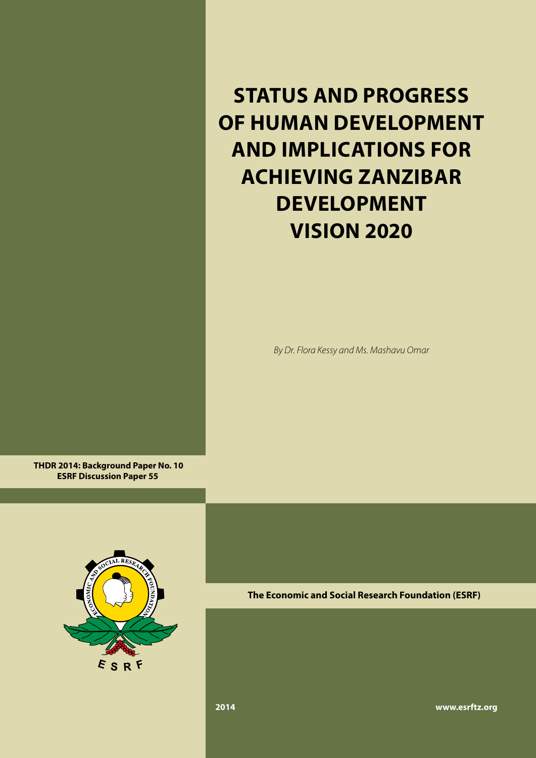# STATUS AND PROGRESS OF HUMAN DEVELOPMENT AND IMPLICATIONS FOR ACHIEVING ZANZIBAR DEVELOPMENT VISION 2020

*By Dr. Flora Kessy and Ms. Mashavu Omar*

**THDR 2014: Background Paper No. 10**
**ESRF Discussion Paper 55**

ECONOMIC AND SOCIAL RESEARCH FOUNDATION

ESRF

**The Economic and Social Research Foundation (ESRF)**

**2014**

**www.esrftz.org**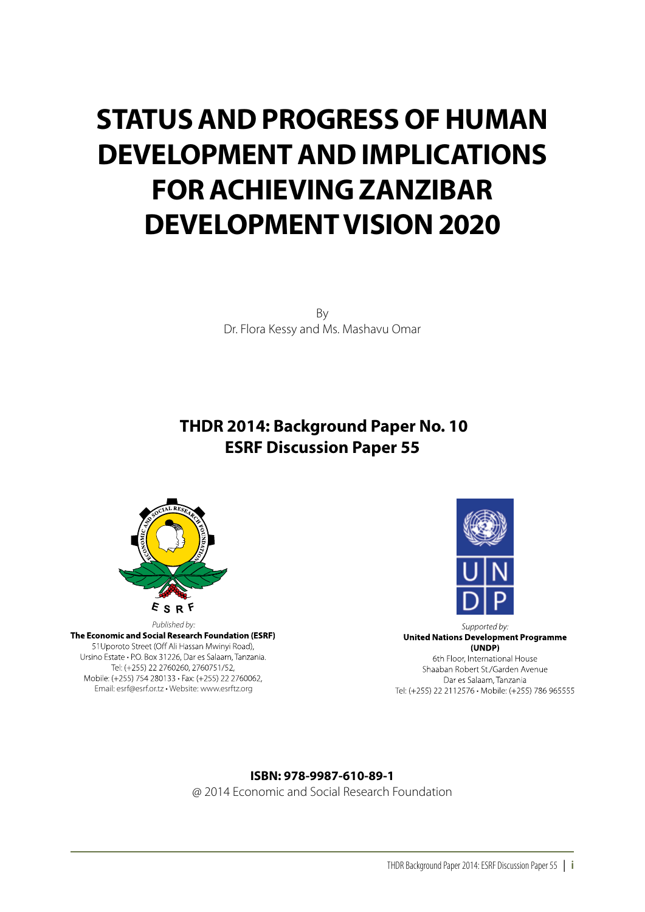# STATUS AND PROGRESS OF HUMAN DEVELOPMENT AND IMPLICATIONS FOR ACHIEVING ZANZIBAR DEVELOPMENT VISION 2020

By
Dr. Flora Kessy and Ms. Mashavu Omar

**THDR 2014: Background Paper No. 10**
**ESRF Discussion Paper 55**

*Published by:*
**The Economic and Social Research Foundation (ESRF)**
51Uporoto Street (Off Ali Hassan Mwinyi Road),
Ursino Estate • P.O. Box 31226, Dar es Salaam, Tanzania.
Tel: (+255) 22 2760260, 2760751/52,
Mobile: (+255) 754 280133 • Fax: (+255) 22 2760062,
Email: esrf@esrf.or.tz • Website: www.esrftz.org

*Supported by:*
**United Nations Development Programme (UNDP)**
6th Floor, International House
Shaaban Robert St./Garden Avenue
Dar es Salaam, Tanzania
Tel: (+255) 22 2112576 • Mobile: (+255) 786 965555

**ISBN: 978-9987-610-89-1**
@ 2014 Economic and Social Research Foundation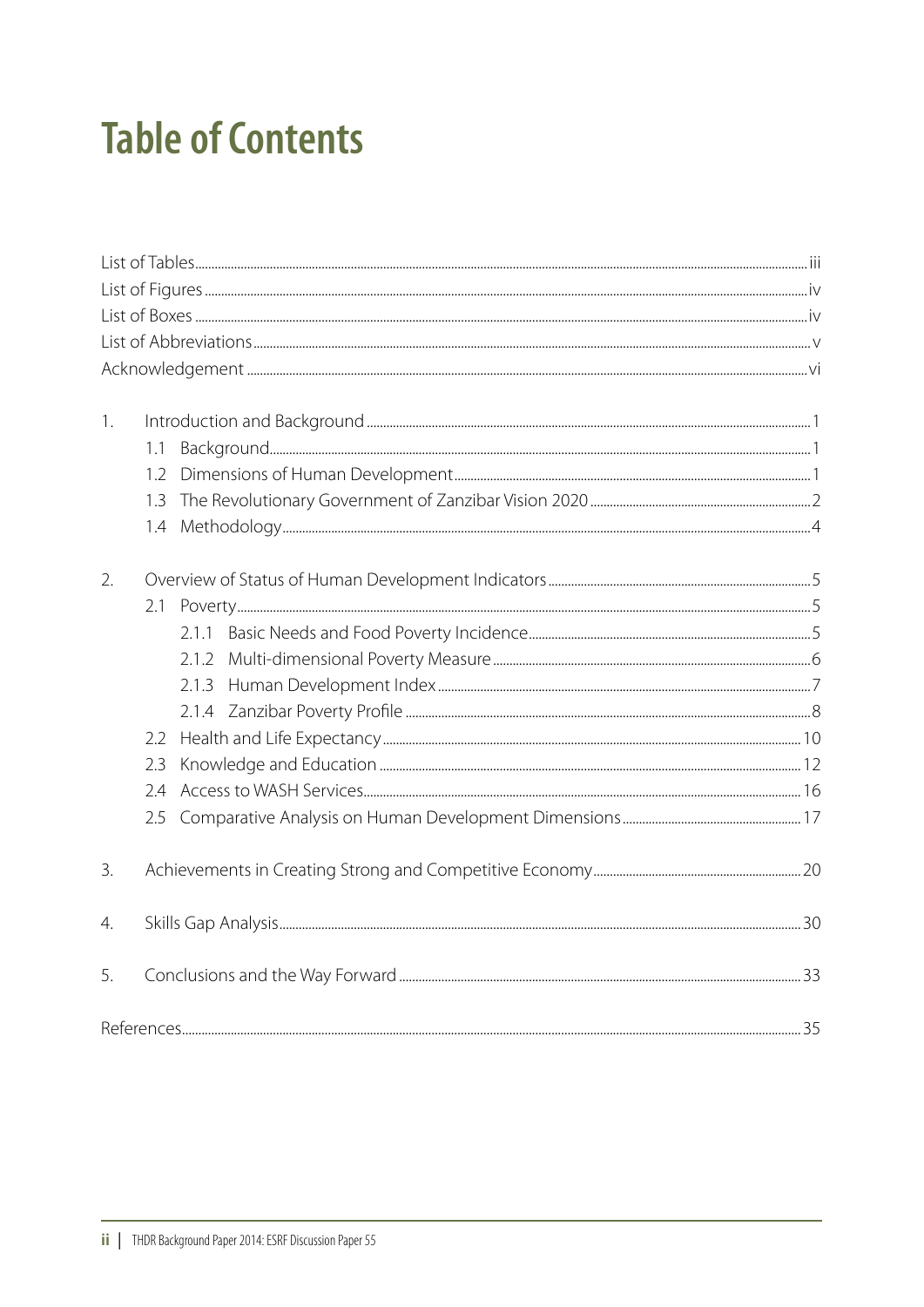# Table of Contents

List of Tables ..... iii
List of Figures ..... iv
List of Boxes ..... iv
List of Abbreviations ..... v
Acknowledgement ..... vi

1. Introduction and Background ..... 1
   - 1.1 Background ..... 1
   - 1.2 Dimensions of Human Development ..... 1
   - 1.3 The Revolutionary Government of Zanzibar Vision 2020 ..... 2
   - 1.4 Methodology ..... 4

2. Overview of Status of Human Development Indicators ..... 5
   - 2.1 Poverty ..... 5
     - 2.1.1 Basic Needs and Food Poverty Incidence ..... 5
     - 2.1.2 Multi-dimensional Poverty Measure ..... 6
     - 2.1.3 Human Development Index ..... 7
     - 2.1.4 Zanzibar Poverty Profile ..... 8
   - 2.2 Health and Life Expectancy ..... 10
   - 2.3 Knowledge and Education ..... 12
   - 2.4 Access to WASH Services ..... 16
   - 2.5 Comparative Analysis on Human Development Dimensions ..... 17

3. Achievements in Creating Strong and Competitive Economy ..... 20

4. Skills Gap Analysis ..... 30

5. Conclusions and the Way Forward ..... 33

References ..... 35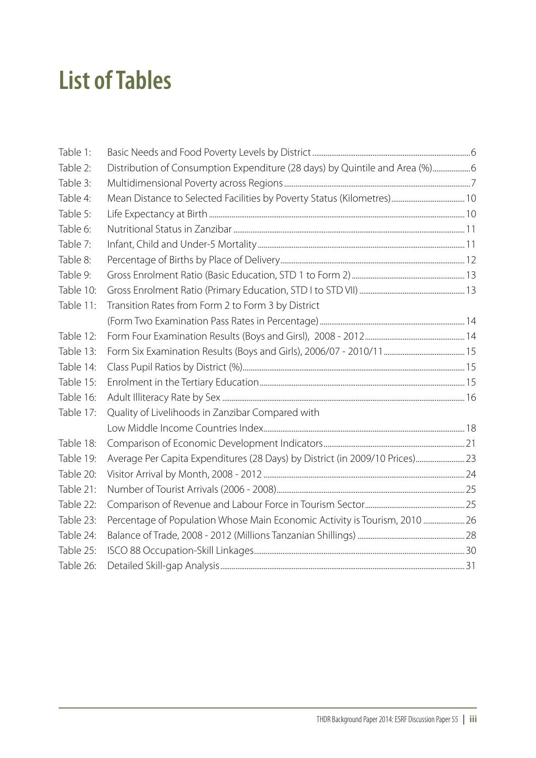# List of Tables

| | | |
|---|---|---|
| Table 1: | Basic Needs and Food Poverty Levels by District | 6 |
| Table 2: | Distribution of Consumption Expenditure (28 days) by Quintile and Area (%) | 6 |
| Table 3: | Multidimensional Poverty across Regions | 7 |
| Table 4: | Mean Distance to Selected Facilities by Poverty Status (Kilometres) | 10 |
| Table 5: | Life Expectancy at Birth | 10 |
| Table 6: | Nutritional Status in Zanzibar | 11 |
| Table 7: | Infant, Child and Under-5 Mortality | 11 |
| Table 8: | Percentage of Births by Place of Delivery | 12 |
| Table 9: | Gross Enrolment Ratio (Basic Education, STD 1 to Form 2) | 13 |
| Table 10: | Gross Enrolment Ratio (Primary Education, STD I to STD VII) | 13 |
| Table 11: | Transition Rates from Form 2 to Form 3 by District (Form Two Examination Pass Rates in Percentage) | 14 |
| Table 12: | Form Four Examination Results (Boys and Girsl), 2008 - 2012 | 14 |
| Table 13: | Form Six Examination Results (Boys and Girls), 2006/07 - 2010/11 | 15 |
| Table 14: | Class Pupil Ratios by District (%) | 15 |
| Table 15: | Enrolment in the Tertiary Education | 15 |
| Table 16: | Adult Illiteracy Rate by Sex | 16 |
| Table 17: | Quality of Livelihoods in Zanzibar Compared with Low Middle Income Countries Index | 18 |
| Table 18: | Comparison of Economic Development Indicators | 21 |
| Table 19: | Average Per Capita Expenditures (28 Days) by District (in 2009/10 Prices) | 23 |
| Table 20: | Visitor Arrival by Month, 2008 - 2012 | 24 |
| Table 21: | Number of Tourist Arrivals (2006 - 2008) | 25 |
| Table 22: | Comparison of Revenue and Labour Force in Tourism Sector | 25 |
| Table 23: | Percentage of Population Whose Main Economic Activity is Tourism, 2010 | 26 |
| Table 24: | Balance of Trade, 2008 - 2012 (Millions Tanzanian Shillings) | 28 |
| Table 25: | ISCO 88 Occupation-Skill Linkages | 30 |
| Table 26: | Detailed Skill-gap Analysis | 31 |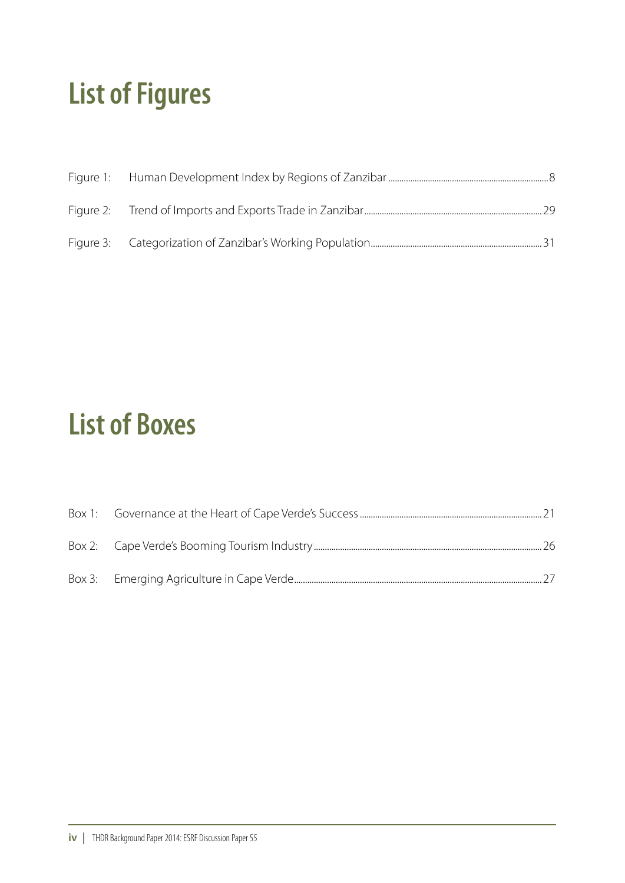# List of Figures

Figure 1: Human Development Index by Regions of Zanzibar ........ 8

Figure 2: Trend of Imports and Exports Trade in Zanzibar ........ 29

Figure 3: Categorization of Zanzibar's Working Population ........ 31

# List of Boxes

Box 1: Governance at the Heart of Cape Verde's Success ........ 21

Box 2: Cape Verde's Booming Tourism Industry ........ 26

Box 3: Emerging Agriculture in Cape Verde ........ 27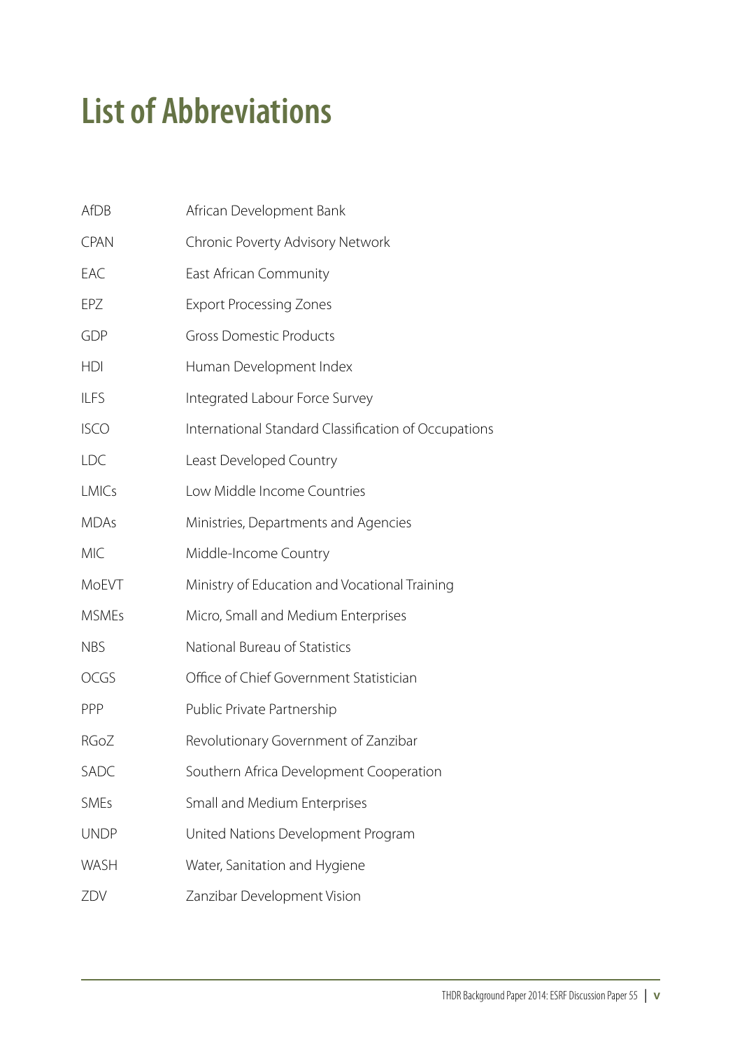# List of Abbreviations

| | |
|---|---|
| AfDB | African Development Bank |
| CPAN | Chronic Poverty Advisory Network |
| EAC | East African Community |
| EPZ | Export Processing Zones |
| GDP | Gross Domestic Products |
| HDI | Human Development Index |
| ILFS | Integrated Labour Force Survey |
| ISCO | International Standard Classification of Occupations |
| LDC | Least Developed Country |
| LMICs | Low Middle Income Countries |
| MDAs | Ministries, Departments and Agencies |
| MIC | Middle-Income Country |
| MoEVT | Ministry of Education and Vocational Training |
| MSMEs | Micro, Small and Medium Enterprises |
| NBS | National Bureau of Statistics |
| OCGS | Office of Chief Government Statistician |
| PPP | Public Private Partnership |
| RGoZ | Revolutionary Government of Zanzibar |
| SADC | Southern Africa Development Cooperation |
| SMEs | Small and Medium Enterprises |
| UNDP | United Nations Development Program |
| WASH | Water, Sanitation and Hygiene |
| ZDV | Zanzibar Development Vision |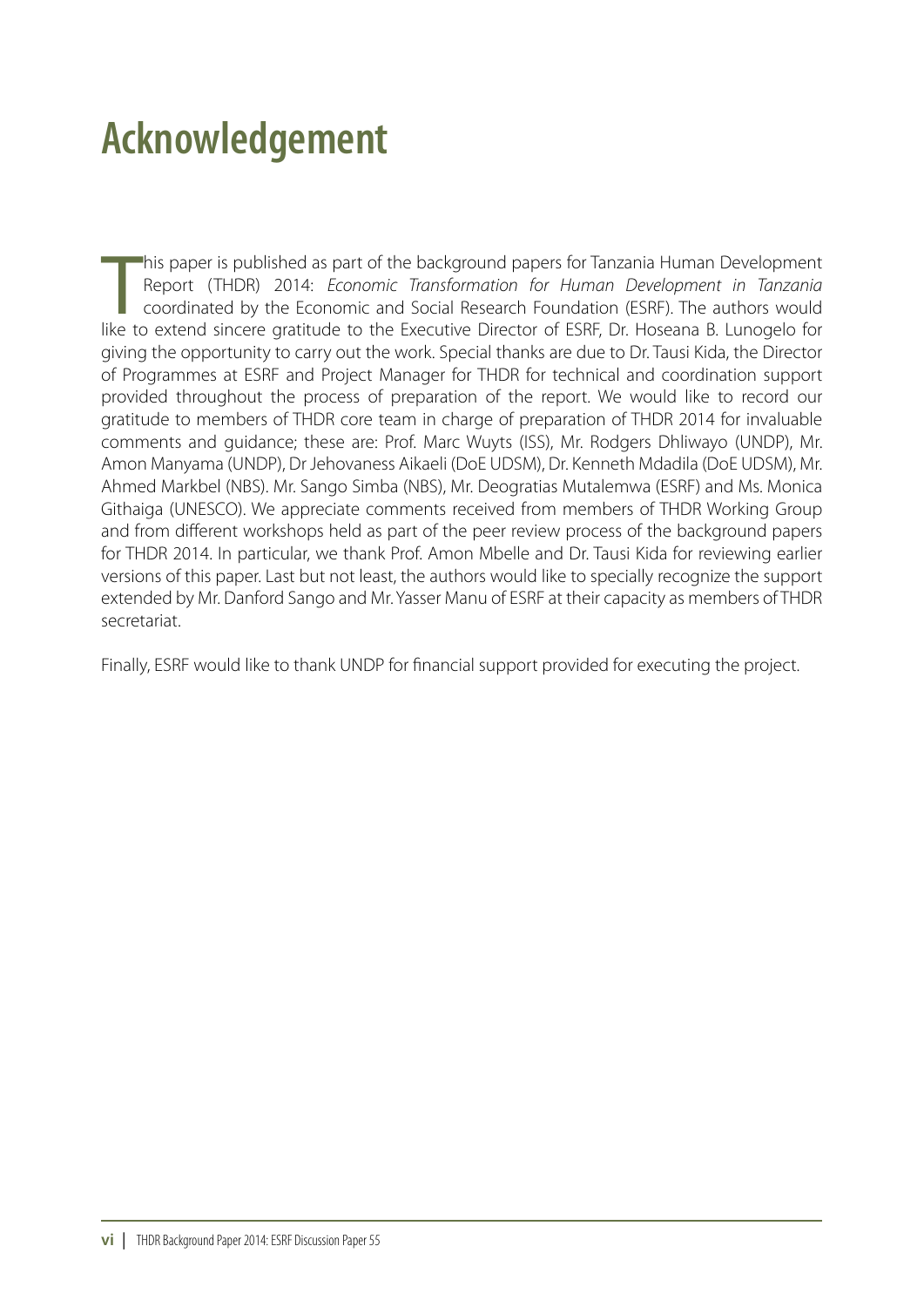# Acknowledgement

This paper is published as part of the background papers for Tanzania Human Development Report (THDR) 2014: *Economic Transformation for Human Development in Tanzania* coordinated by the Economic and Social Research Foundation (ESRF). The authors would like to extend sincere gratitude to the Executive Director of ESRF, Dr. Hoseana B. Lunogelo for giving the opportunity to carry out the work. Special thanks are due to Dr. Tausi Kida, the Director of Programmes at ESRF and Project Manager for THDR for technical and coordination support provided throughout the process of preparation of the report. We would like to record our gratitude to members of THDR core team in charge of preparation of THDR 2014 for invaluable comments and guidance; these are: Prof. Marc Wuyts (ISS), Mr. Rodgers Dhliwayo (UNDP), Mr. Amon Manyama (UNDP), Dr Jehovaness Aikaeli (DoE UDSM), Dr. Kenneth Mdadila (DoE UDSM), Mr. Ahmed Markbel (NBS). Mr. Sango Simba (NBS), Mr. Deogratias Mutalemwa (ESRF) and Ms. Monica Githaiga (UNESCO). We appreciate comments received from members of THDR Working Group and from different workshops held as part of the peer review process of the background papers for THDR 2014. In particular, we thank Prof. Amon Mbelle and Dr. Tausi Kida for reviewing earlier versions of this paper. Last but not least, the authors would like to specially recognize the support extended by Mr. Danford Sango and Mr. Yasser Manu of ESRF at their capacity as members of THDR secretariat.

Finally, ESRF would like to thank UNDP for financial support provided for executing the project.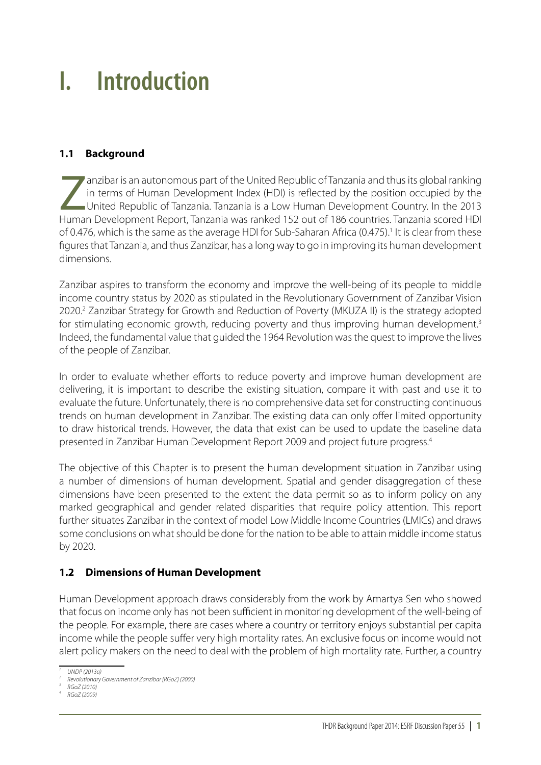# I. Introduction

## 1.1 Background

Zanzibar is an autonomous part of the United Republic of Tanzania and thus its global ranking in terms of Human Development Index (HDI) is reflected by the position occupied by the United Republic of Tanzania. Tanzania is a Low Human Development Country. In the 2013 Human Development Report, Tanzania was ranked 152 out of 186 countries. Tanzania scored HDI of 0.476, which is the same as the average HDI for Sub-Saharan Africa (0.475).[1] It is clear from these figures that Tanzania, and thus Zanzibar, has a long way to go in improving its human development dimensions.

Zanzibar aspires to transform the economy and improve the well-being of its people to middle income country status by 2020 as stipulated in the Revolutionary Government of Zanzibar Vision 2020.[2] Zanzibar Strategy for Growth and Reduction of Poverty (MKUZA II) is the strategy adopted for stimulating economic growth, reducing poverty and thus improving human development.[3] Indeed, the fundamental value that guided the 1964 Revolution was the quest to improve the lives of the people of Zanzibar.

In order to evaluate whether efforts to reduce poverty and improve human development are delivering, it is important to describe the existing situation, compare it with past and use it to evaluate the future. Unfortunately, there is no comprehensive data set for constructing continuous trends on human development in Zanzibar. The existing data can only offer limited opportunity to draw historical trends. However, the data that exist can be used to update the baseline data presented in Zanzibar Human Development Report 2009 and project future progress.[4]

The objective of this Chapter is to present the human development situation in Zanzibar using a number of dimensions of human development. Spatial and gender disaggregation of these dimensions have been presented to the extent the data permit so as to inform policy on any marked geographical and gender related disparities that require policy attention. This report further situates Zanzibar in the context of model Low Middle Income Countries (LMICs) and draws some conclusions on what should be done for the nation to be able to attain middle income status by 2020.

## 1.2 Dimensions of Human Development

Human Development approach draws considerably from the work by Amartya Sen who showed that focus on income only has not been sufficient in monitoring development of the well-being of the people. For example, there are cases where a country or territory enjoys substantial per capita income while the people suffer very high mortality rates. An exclusive focus on income would not alert policy makers on the need to deal with the problem of high mortality rate. Further, a country

---

[1] *UNDP (2013a)*

[2] *Revolutionary Government of Zanzibar [RGoZ] (2000)*

[3] *RGoZ (2010)*

[4] *RGoZ (2009)*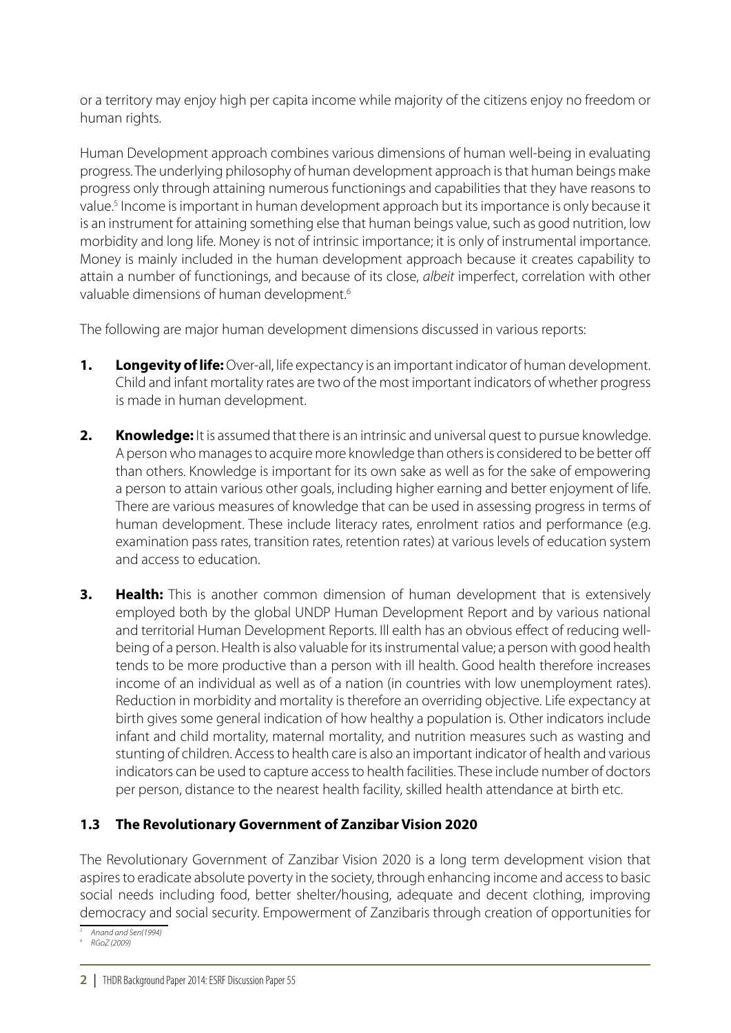or a territory may enjoy high per capita income while majority of the citizens enjoy no freedom or human rights.

Human Development approach combines various dimensions of human well-being in evaluating progress. The underlying philosophy of human development approach is that human beings make progress only through attaining numerous functionings and capabilities that they have reasons to value.[5] Income is important in human development approach but its importance is only because it is an instrument for attaining something else that human beings value, such as good nutrition, low morbidity and long life. Money is not of intrinsic importance; it is only of instrumental importance. Money is mainly included in the human development approach because it creates capability to attain a number of functionings, and because of its close, *albeit* imperfect, correlation with other valuable dimensions of human development.[6]

The following are major human development dimensions discussed in various reports:

1. **Longevity of life:** Over-all, life expectancy is an important indicator of human development. Child and infant mortality rates are two of the most important indicators of whether progress is made in human development.

2. **Knowledge:** It is assumed that there is an intrinsic and universal quest to pursue knowledge. A person who manages to acquire more knowledge than others is considered to be better off than others. Knowledge is important for its own sake as well as for the sake of empowering a person to attain various other goals, including higher earning and better enjoyment of life. There are various measures of knowledge that can be used in assessing progress in terms of human development. These include literacy rates, enrolment ratios and performance (e.g. examination pass rates, transition rates, retention rates) at various levels of education system and access to education.

3. **Health:** This is another common dimension of human development that is extensively employed both by the global UNDP Human Development Report and by various national and territorial Human Development Reports. Ill ealth has an obvious effect of reducing well-being of a person. Health is also valuable for its instrumental value; a person with good health tends to be more productive than a person with ill health. Good health therefore increases income of an individual as well as of a nation (in countries with low unemployment rates). Reduction in morbidity and mortality is therefore an overriding objective. Life expectancy at birth gives some general indication of how healthy a population is. Other indicators include infant and child mortality, maternal mortality, and nutrition measures such as wasting and stunting of children. Access to health care is also an important indicator of health and various indicators can be used to capture access to health facilities. These include number of doctors per person, distance to the nearest health facility, skilled health attendance at birth etc.

### 1.3 The Revolutionary Government of Zanzibar Vision 2020

The Revolutionary Government of Zanzibar Vision 2020 is a long term development vision that aspires to eradicate absolute poverty in the society, through enhancing income and access to basic social needs including food, better shelter/housing, adequate and decent clothing, improving democracy and social security. Empowerment of Zanzibaris through creation of opportunities for

[5] Anand and Sen(1994)

[6] RGoZ (2009)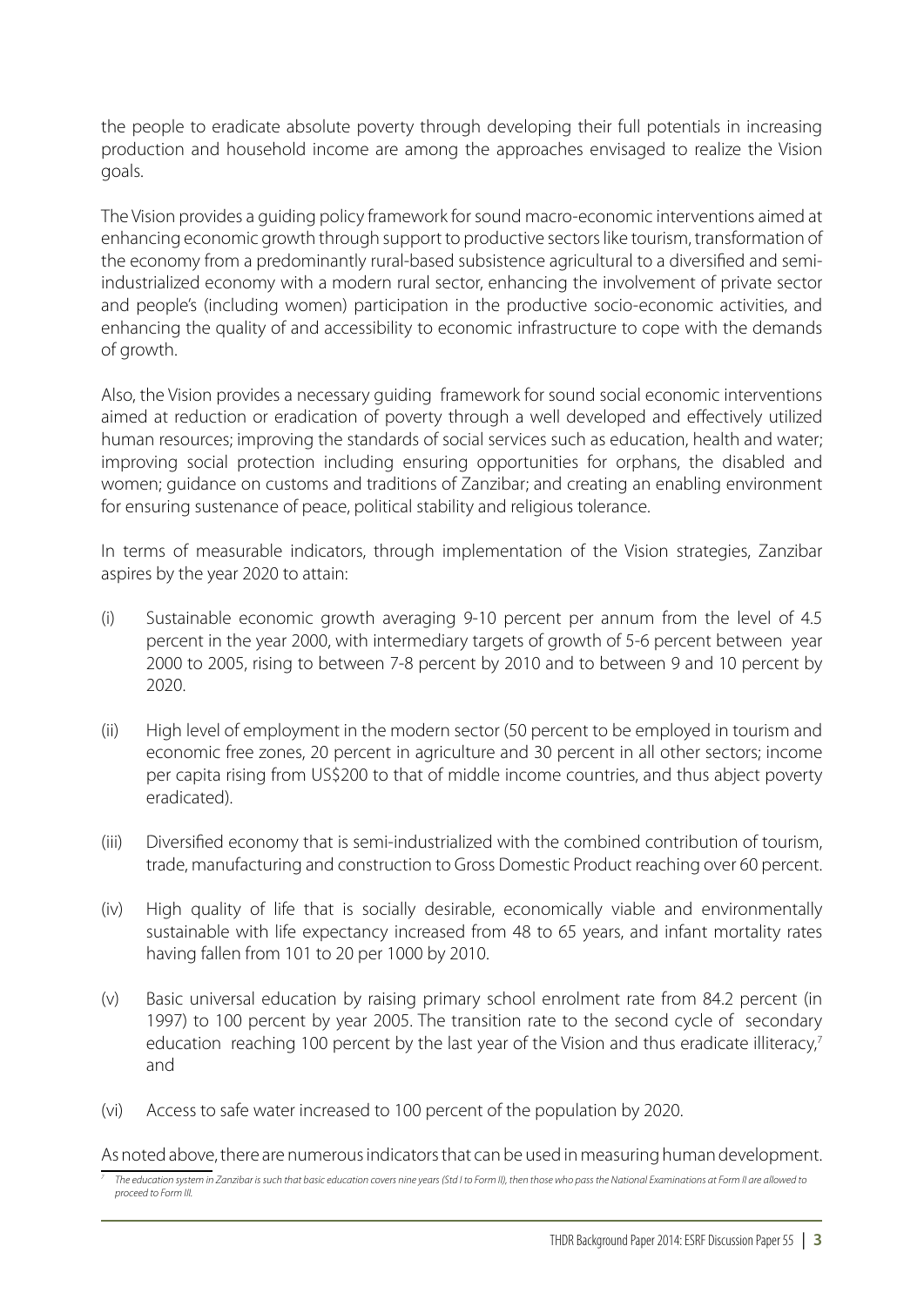the people to eradicate absolute poverty through developing their full potentials in increasing production and household income are among the approaches envisaged to realize the Vision goals.

The Vision provides a guiding policy framework for sound macro-economic interventions aimed at enhancing economic growth through support to productive sectors like tourism, transformation of the economy from a predominantly rural-based subsistence agricultural to a diversified and semi-industrialized economy with a modern rural sector, enhancing the involvement of private sector and people's (including women) participation in the productive socio-economic activities, and enhancing the quality of and accessibility to economic infrastructure to cope with the demands of growth.

Also, the Vision provides a necessary guiding framework for sound social economic interventions aimed at reduction or eradication of poverty through a well developed and effectively utilized human resources; improving the standards of social services such as education, health and water; improving social protection including ensuring opportunities for orphans, the disabled and women; guidance on customs and traditions of Zanzibar; and creating an enabling environment for ensuring sustenance of peace, political stability and religious tolerance.

In terms of measurable indicators, through implementation of the Vision strategies, Zanzibar aspires by the year 2020 to attain:

(i) Sustainable economic growth averaging 9-10 percent per annum from the level of 4.5 percent in the year 2000, with intermediary targets of growth of 5-6 percent between year 2000 to 2005, rising to between 7-8 percent by 2010 and to between 9 and 10 percent by 2020.

(ii) High level of employment in the modern sector (50 percent to be employed in tourism and economic free zones, 20 percent in agriculture and 30 percent in all other sectors; income per capita rising from US$200 to that of middle income countries, and thus abject poverty eradicated).

(iii) Diversified economy that is semi-industrialized with the combined contribution of tourism, trade, manufacturing and construction to Gross Domestic Product reaching over 60 percent.

(iv) High quality of life that is socially desirable, economically viable and environmentally sustainable with life expectancy increased from 48 to 65 years, and infant mortality rates having fallen from 101 to 20 per 1000 by 2010.

(v) Basic universal education by raising primary school enrolment rate from 84.2 percent (in 1997) to 100 percent by year 2005. The transition rate to the second cycle of secondary education reaching 100 percent by the last year of the Vision and thus eradicate illiteracy,[7] and

(vi) Access to safe water increased to 100 percent of the population by 2020.

As noted above, there are numerous indicators that can be used in measuring human development.

[7] *The education system in Zanzibar is such that basic education covers nine years (Std I to Form II), then those who pass the National Examinations at Form II are allowed to proceed to Form III.*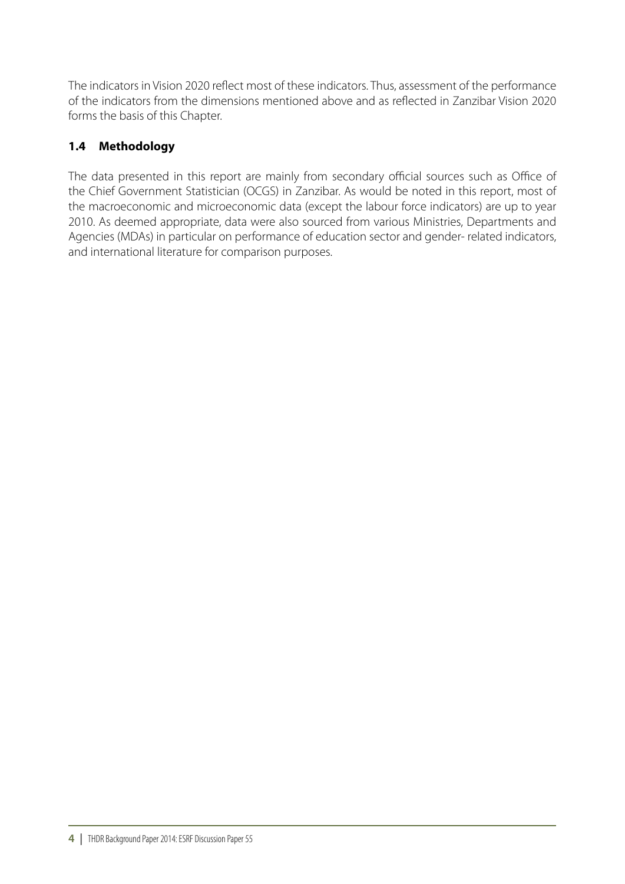The indicators in Vision 2020 reflect most of these indicators. Thus, assessment of the performance of the indicators from the dimensions mentioned above and as reflected in Zanzibar Vision 2020 forms the basis of this Chapter.

### 1.4 Methodology

The data presented in this report are mainly from secondary official sources such as Office of the Chief Government Statistician (OCGS) in Zanzibar. As would be noted in this report, most of the macroeconomic and microeconomic data (except the labour force indicators) are up to year 2010. As deemed appropriate, data were also sourced from various Ministries, Departments and Agencies (MDAs) in particular on performance of education sector and gender- related indicators, and international literature for comparison purposes.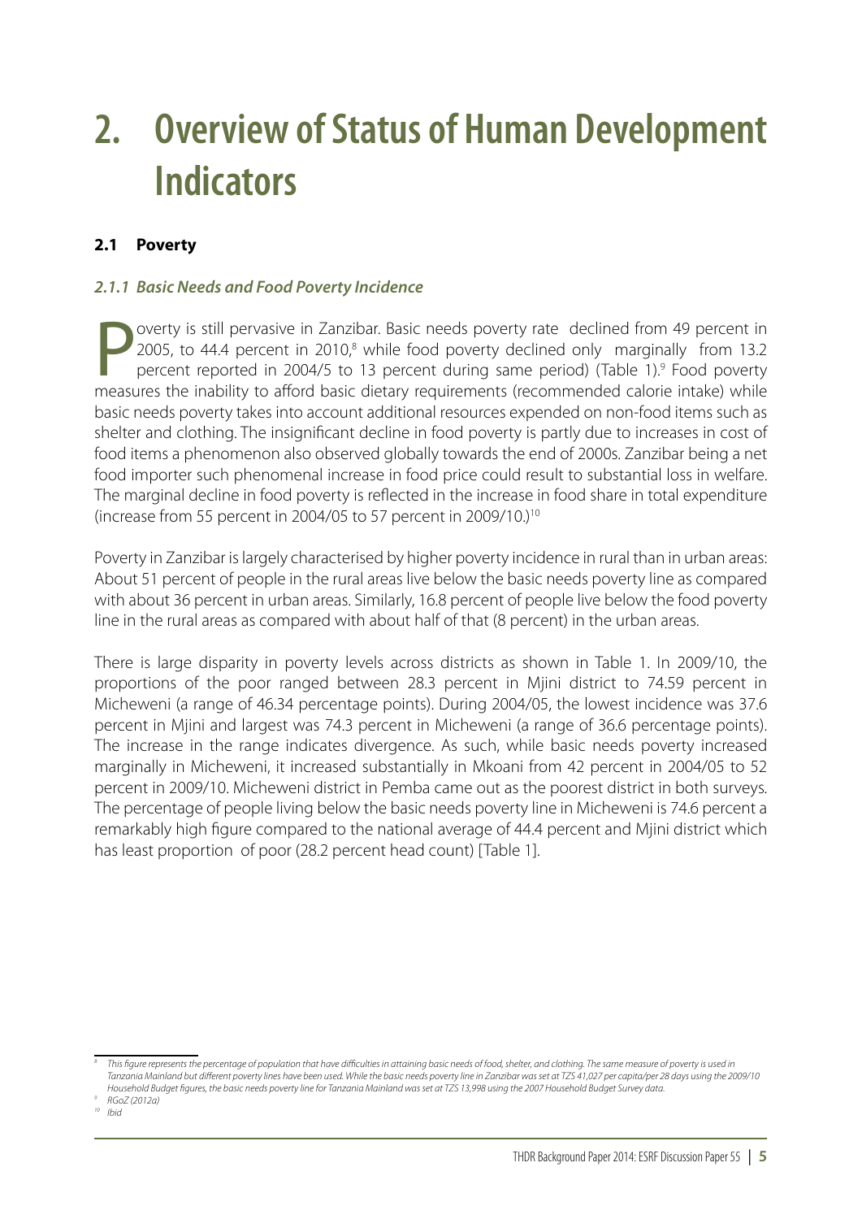# 2. Overview of Status of Human Development Indicators

### 2.1 Poverty

#### *2.1.1 Basic Needs and Food Poverty Incidence*

Poverty is still pervasive in Zanzibar. Basic needs poverty rate declined from 49 percent in 2005, to 44.4 percent in 2010,[8] while food poverty declined only marginally from 13.2 percent reported in 2004/5 to 13 percent during same period) (Table 1).[9] Food poverty measures the inability to afford basic dietary requirements (recommended calorie intake) while basic needs poverty takes into account additional resources expended on non-food items such as shelter and clothing. The insignificant decline in food poverty is partly due to increases in cost of food items a phenomenon also observed globally towards the end of 2000s. Zanzibar being a net food importer such phenomenal increase in food price could result to substantial loss in welfare. The marginal decline in food poverty is reflected in the increase in food share in total expenditure (increase from 55 percent in 2004/05 to 57 percent in 2009/10.)[10]

Poverty in Zanzibar is largely characterised by higher poverty incidence in rural than in urban areas: About 51 percent of people in the rural areas live below the basic needs poverty line as compared with about 36 percent in urban areas. Similarly, 16.8 percent of people live below the food poverty line in the rural areas as compared with about half of that (8 percent) in the urban areas.

There is large disparity in poverty levels across districts as shown in Table 1. In 2009/10, the proportions of the poor ranged between 28.3 percent in Mjini district to 74.59 percent in Micheweni (a range of 46.34 percentage points). During 2004/05, the lowest incidence was 37.6 percent in Mjini and largest was 74.3 percent in Micheweni (a range of 36.6 percentage points). The increase in the range indicates divergence. As such, while basic needs poverty increased marginally in Micheweni, it increased substantially in Mkoani from 42 percent in 2004/05 to 52 percent in 2009/10. Micheweni district in Pemba came out as the poorest district in both surveys. The percentage of people living below the basic needs poverty line in Micheweni is 74.6 percent a remarkably high figure compared to the national average of 44.4 percent and Mjini district which has least proportion of poor (28.2 percent head count) [Table 1].

---

[8] *This figure represents the percentage of population that have difficulties in attaining basic needs of food, shelter, and clothing. The same measure of poverty is used in Tanzania Mainland but different poverty lines have been used. While the basic needs poverty line in Zanzibar was set at TZS 41,027 per capita/per 28 days using the 2009/10 Household Budget figures, the basic needs poverty line for Tanzania Mainland was set at TZS 13,998 using the 2007 Household Budget Survey data.*

[9] *RGoZ (2012a)*

[10] *Ibid*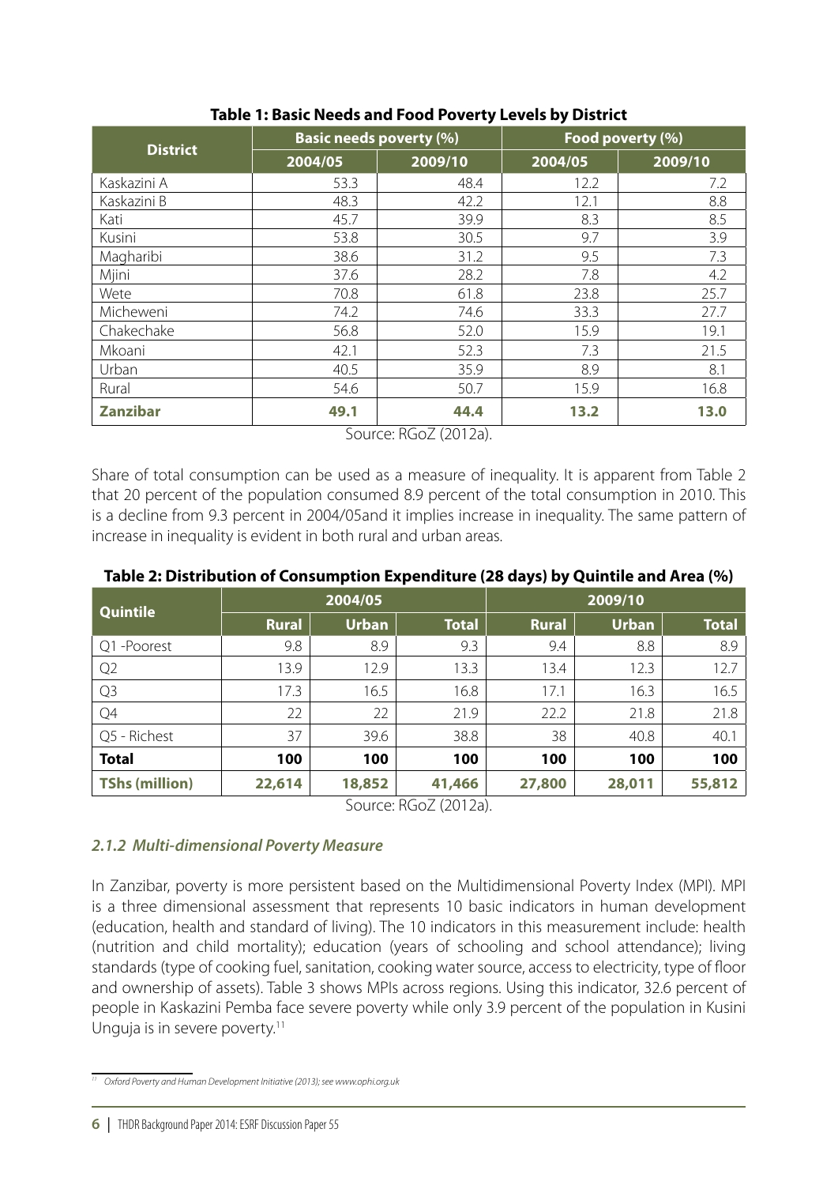**Table 1: Basic Needs and Food Poverty Levels by District**

| District | Basic needs poverty (%) | | Food poverty (%) | |
|---|---|---|---|---|
| | 2004/05 | 2009/10 | 2004/05 | 2009/10 |
| Kaskazini A | 53.3 | 48.4 | 12.2 | 7.2 |
| Kaskazini B | 48.3 | 42.2 | 12.1 | 8.8 |
| Kati | 45.7 | 39.9 | 8.3 | 8.5 |
| Kusini | 53.8 | 30.5 | 9.7 | 3.9 |
| Magharibi | 38.6 | 31.2 | 9.5 | 7.3 |
| Mjini | 37.6 | 28.2 | 7.8 | 4.2 |
| Wete | 70.8 | 61.8 | 23.8 | 25.7 |
| Micheweni | 74.2 | 74.6 | 33.3 | 27.7 |
| Chakechake | 56.8 | 52.0 | 15.9 | 19.1 |
| Mkoani | 42.1 | 52.3 | 7.3 | 21.5 |
| Urban | 40.5 | 35.9 | 8.9 | 8.1 |
| Rural | 54.6 | 50.7 | 15.9 | 16.8 |
| **Zanzibar** | **49.1** | **44.4** | **13.2** | **13.0** |

Source: RGoZ (2012a).

Share of total consumption can be used as a measure of inequality. It is apparent from Table 2 that 20 percent of the population consumed 8.9 percent of the total consumption in 2010. This is a decline from 9.3 percent in 2004/05and it implies increase in inequality. The same pattern of increase in inequality is evident in both rural and urban areas.

**Table 2: Distribution of Consumption Expenditure (28 days) by Quintile and Area (%)**

| Quintile | 2004/05 | | | 2009/10 | | |
|---|---|---|---|---|---|---|
| | Rural | Urban | Total | Rural | Urban | Total |
| Q1 -Poorest | 9.8 | 8.9 | 9.3 | 9.4 | 8.8 | 8.9 |
| Q2 | 13.9 | 12.9 | 13.3 | 13.4 | 12.3 | 12.7 |
| Q3 | 17.3 | 16.5 | 16.8 | 17.1 | 16.3 | 16.5 |
| Q4 | 22 | 22 | 21.9 | 22.2 | 21.8 | 21.8 |
| Q5 - Richest | 37 | 39.6 | 38.8 | 38 | 40.8 | 40.1 |
| **Total** | **100** | **100** | **100** | **100** | **100** | **100** |
| **TShs (million)** | **22,614** | **18,852** | **41,466** | **27,800** | **28,011** | **55,812** |

Source: RGoZ (2012a).

### *2.1.2 Multi-dimensional Poverty Measure*

In Zanzibar, poverty is more persistent based on the Multidimensional Poverty Index (MPI). MPI is a three dimensional assessment that represents 10 basic indicators in human development (education, health and standard of living). The 10 indicators in this measurement include: health (nutrition and child mortality); education (years of schooling and school attendance); living standards (type of cooking fuel, sanitation, cooking water source, access to electricity, type of floor and ownership of assets). Table 3 shows MPIs across regions. Using this indicator, 32.6 percent of people in Kaskazini Pemba face severe poverty while only 3.9 percent of the population in Kusini Unguja is in severe poverty.[11]

[11] *Oxford Poverty and Human Development Initiative (2013); see www.ophi.org.uk*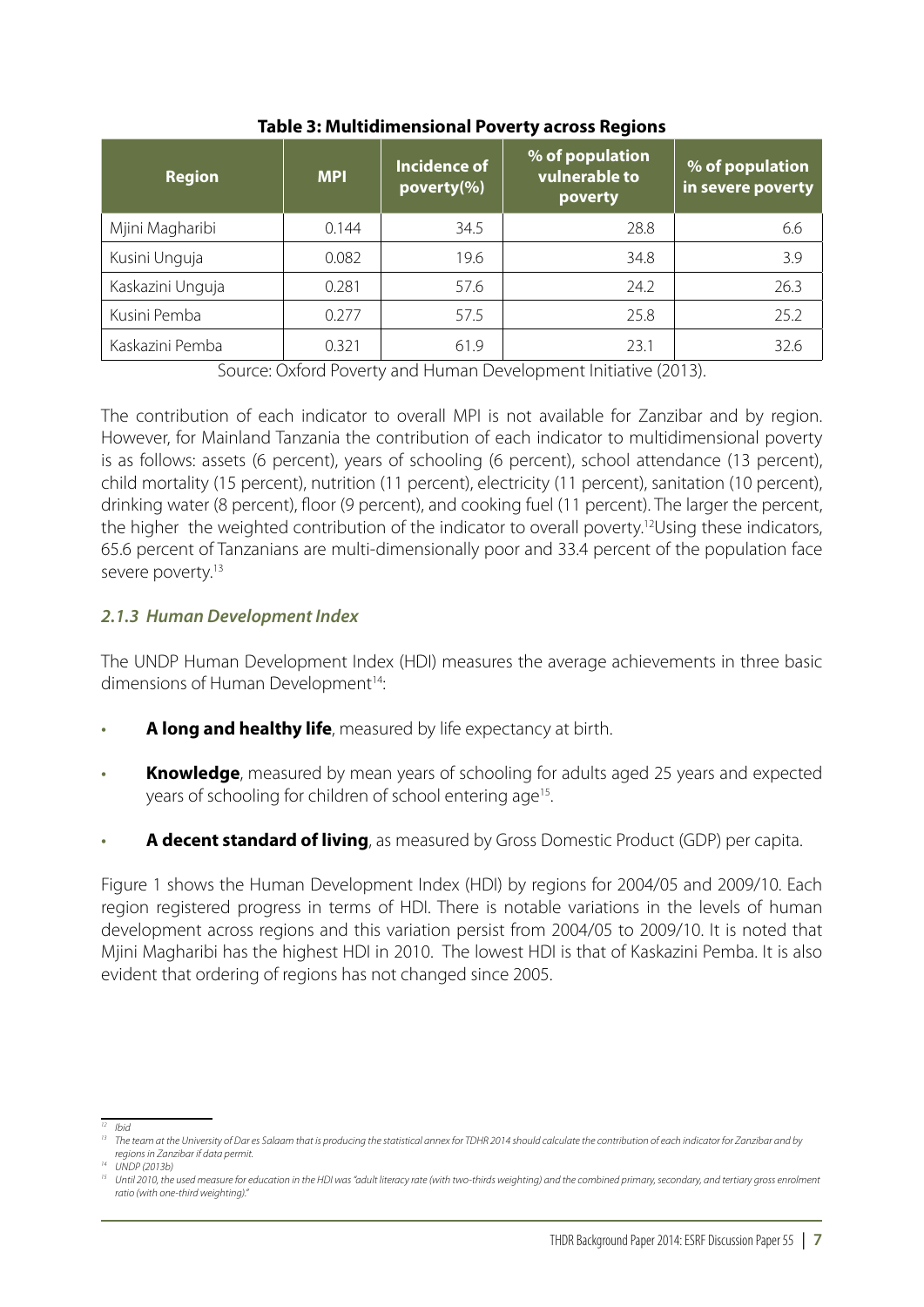**Table 3: Multidimensional Poverty across Regions**

| Region | MPI | Incidence of poverty(%) | % of population vulnerable to poverty | % of population in severe poverty |
|---|---|---|---|---|
| Mjini Magharibi | 0.144 | 34.5 | 28.8 | 6.6 |
| Kusini Unguja | 0.082 | 19.6 | 34.8 | 3.9 |
| Kaskazini Unguja | 0.281 | 57.6 | 24.2 | 26.3 |
| Kusini Pemba | 0.277 | 57.5 | 25.8 | 25.2 |
| Kaskazini Pemba | 0.321 | 61.9 | 23.1 | 32.6 |

Source: Oxford Poverty and Human Development Initiative (2013).

The contribution of each indicator to overall MPI is not available for Zanzibar and by region. However, for Mainland Tanzania the contribution of each indicator to multidimensional poverty is as follows: assets (6 percent), years of schooling (6 percent), school attendance (13 percent), child mortality (15 percent), nutrition (11 percent), electricity (11 percent), sanitation (10 percent), drinking water (8 percent), floor (9 percent), and cooking fuel (11 percent). The larger the percent, the higher the weighted contribution of the indicator to overall poverty.[12] Using these indicators, 65.6 percent of Tanzanians are multi-dimensionally poor and 33.4 percent of the population face severe poverty.[13]

### *2.1.3 Human Development Index*

The UNDP Human Development Index (HDI) measures the average achievements in three basic dimensions of Human Development[14]:

- **A long and healthy life**, measured by life expectancy at birth.
- **Knowledge**, measured by mean years of schooling for adults aged 25 years and expected years of schooling for children of school entering age[15].
- **A decent standard of living**, as measured by Gross Domestic Product (GDP) per capita.

Figure 1 shows the Human Development Index (HDI) by regions for 2004/05 and 2009/10. Each region registered progress in terms of HDI. There is notable variations in the levels of human development across regions and this variation persist from 2004/05 to 2009/10. It is noted that Mjini Magharibi has the highest HDI in 2010. The lowest HDI is that of Kaskazini Pemba. It is also evident that ordering of regions has not changed since 2005.

---

[12] *Ibid*

[13] *The team at the University of Dar es Salaam that is producing the statistical annex for TDHR 2014 should calculate the contribution of each indicator for Zanzibar and by regions in Zanzibar if data permit.*

[14] *UNDP (2013b)*

[15] *Until 2010, the used measure for education in the HDI was "adult literacy rate (with two-thirds weighting) and the combined primary, secondary, and tertiary gross enrolment ratio (with one-third weighting)."*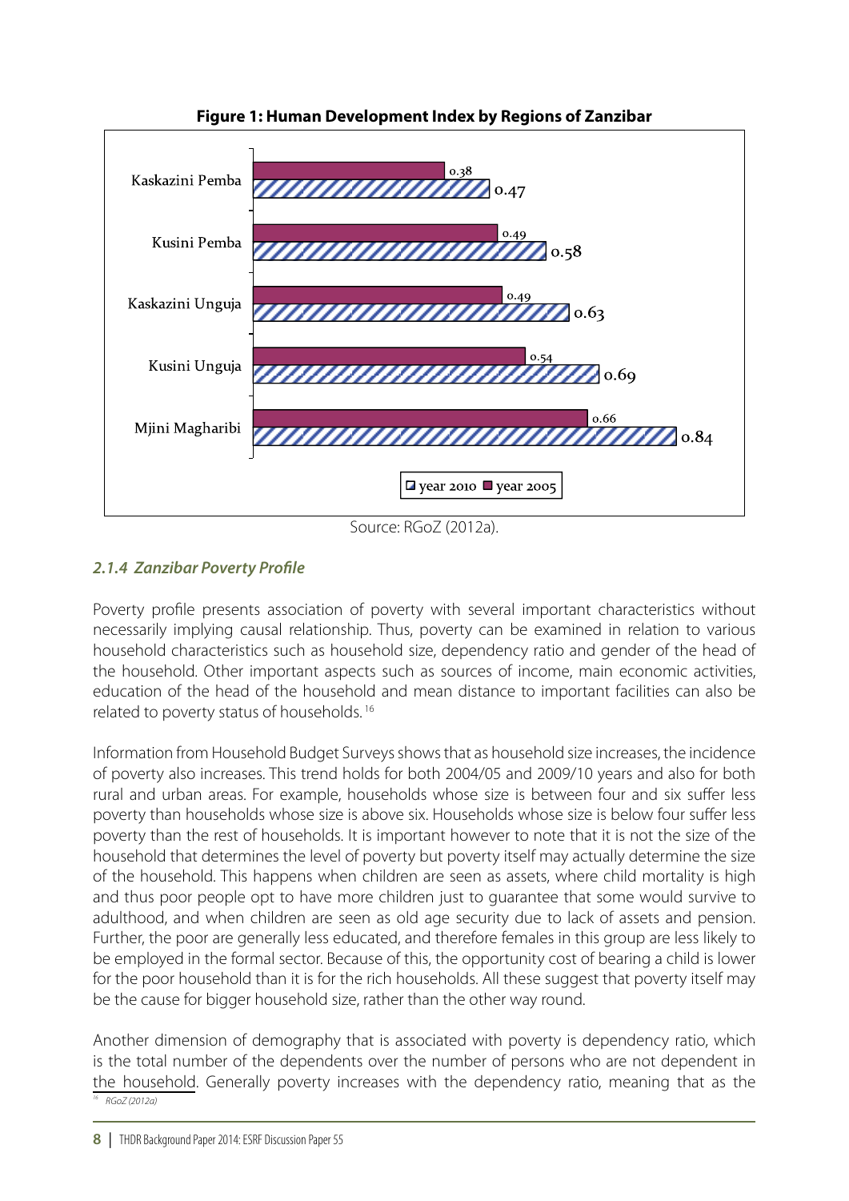**Figure 1: Human Development Index by Regions of Zanzibar**

| Region | year 2010 | year 2005 |
|---|---|---|
| Kaskazini Pemba | 0.47 | 0.38 |
| Kusini Pemba | 0.58 | 0.49 |
| Kaskazini Unguja | 0.63 | 0.49 |
| Kusini Unguja | 0.69 | 0.54 |
| Mjini Magharibi | 0.84 | 0.66 |

Source: RGoZ (2012a).

### *2.1.4 Zanzibar Poverty Profile*

Poverty profile presents association of poverty with several important characteristics without necessarily implying causal relationship. Thus, poverty can be examined in relation to various household characteristics such as household size, dependency ratio and gender of the head of the household. Other important aspects such as sources of income, main economic activities, education of the head of the household and mean distance to important facilities can also be related to poverty status of households.[16]

Information from Household Budget Surveys shows that as household size increases, the incidence of poverty also increases. This trend holds for both 2004/05 and 2009/10 years and also for both rural and urban areas. For example, households whose size is between four and six suffer less poverty than households whose size is above six. Households whose size is below four suffer less poverty than the rest of households. It is important however to note that it is not the size of the household that determines the level of poverty but poverty itself may actually determine the size of the household. This happens when children are seen as assets, where child mortality is high and thus poor people opt to have more children just to guarantee that some would survive to adulthood, and when children are seen as old age security due to lack of assets and pension. Further, the poor are generally less educated, and therefore females in this group are less likely to be employed in the formal sector. Because of this, the opportunity cost of bearing a child is lower for the poor household than it is for the rich households. All these suggest that poverty itself may be the cause for bigger household size, rather than the other way round.

Another dimension of demography that is associated with poverty is dependency ratio, which is the total number of the dependents over the number of persons who are not dependent in the household. Generally poverty increases with the dependency ratio, meaning that as the

[16] RGoZ (2012a)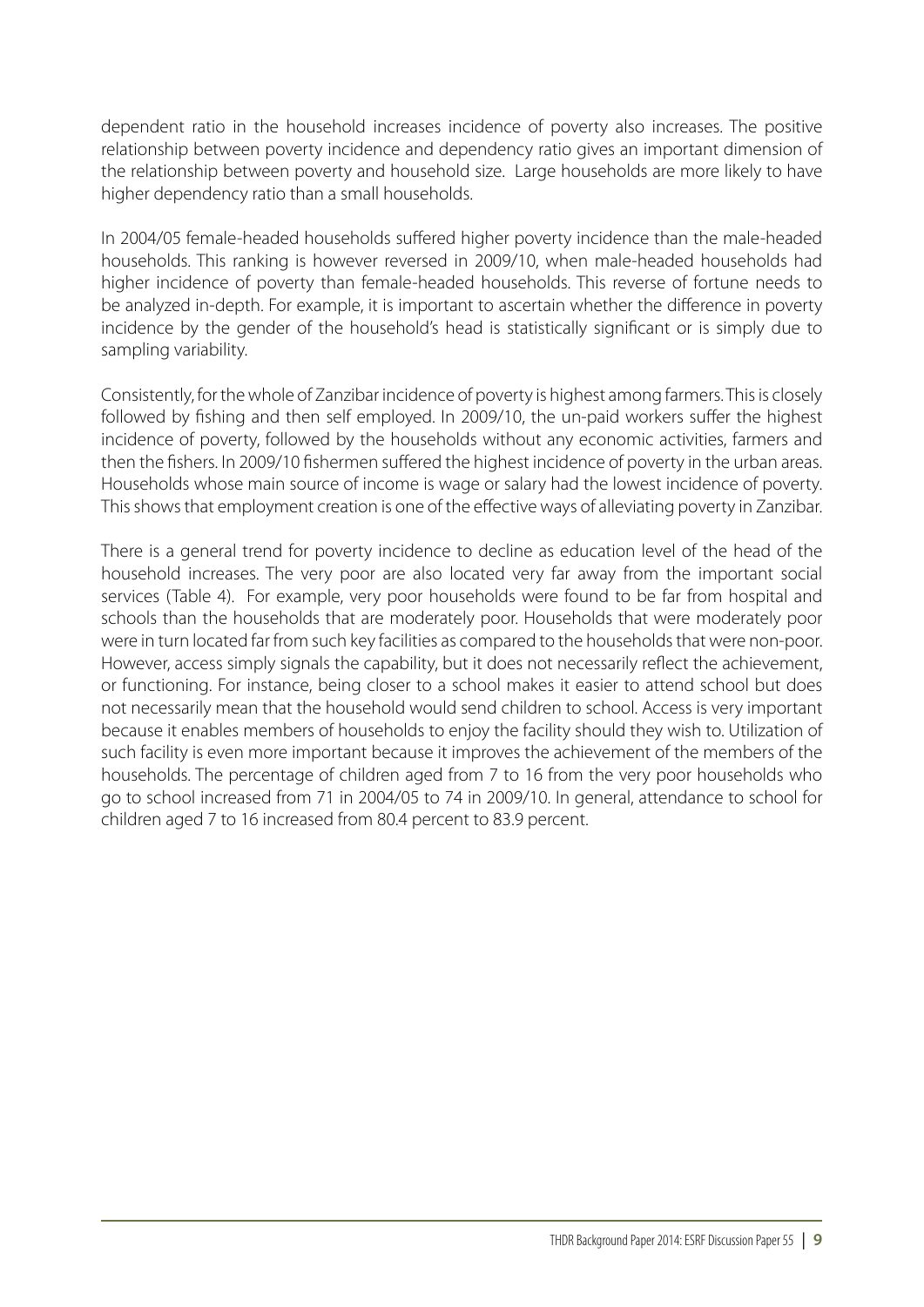dependent ratio in the household increases incidence of poverty also increases. The positive relationship between poverty incidence and dependency ratio gives an important dimension of the relationship between poverty and household size. Large households are more likely to have higher dependency ratio than a small households.

In 2004/05 female-headed households suffered higher poverty incidence than the male-headed households. This ranking is however reversed in 2009/10, when male-headed households had higher incidence of poverty than female-headed households. This reverse of fortune needs to be analyzed in-depth. For example, it is important to ascertain whether the difference in poverty incidence by the gender of the household's head is statistically significant or is simply due to sampling variability.

Consistently, for the whole of Zanzibar incidence of poverty is highest among farmers. This is closely followed by fishing and then self employed. In 2009/10, the un-paid workers suffer the highest incidence of poverty, followed by the households without any economic activities, farmers and then the fishers. In 2009/10 fishermen suffered the highest incidence of poverty in the urban areas. Households whose main source of income is wage or salary had the lowest incidence of poverty. This shows that employment creation is one of the effective ways of alleviating poverty in Zanzibar.

There is a general trend for poverty incidence to decline as education level of the head of the household increases. The very poor are also located very far away from the important social services (Table 4). For example, very poor households were found to be far from hospital and schools than the households that are moderately poor. Households that were moderately poor were in turn located far from such key facilities as compared to the households that were non-poor. However, access simply signals the capability, but it does not necessarily reflect the achievement, or functioning. For instance, being closer to a school makes it easier to attend school but does not necessarily mean that the household would send children to school. Access is very important because it enables members of households to enjoy the facility should they wish to. Utilization of such facility is even more important because it improves the achievement of the members of the households. The percentage of children aged from 7 to 16 from the very poor households who go to school increased from 71 in 2004/05 to 74 in 2009/10. In general, attendance to school for children aged 7 to 16 increased from 80.4 percent to 83.9 percent.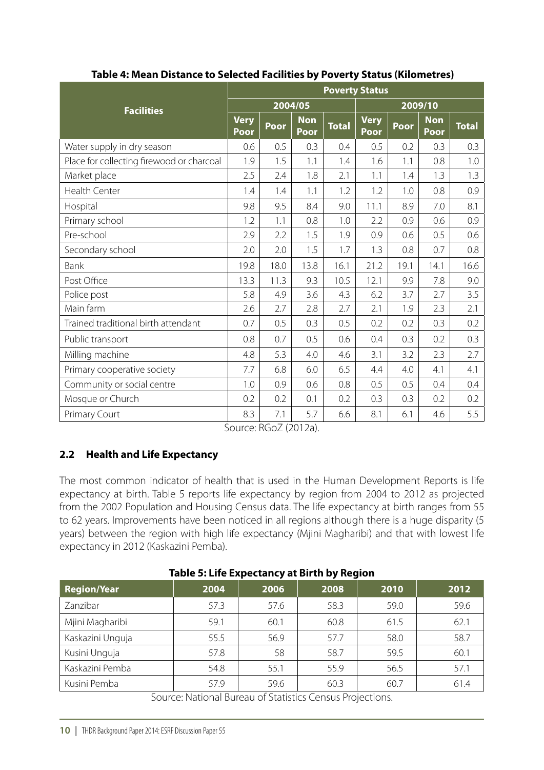**Table 4: Mean Distance to Selected Facilities by Poverty Status (Kilometres)**

| Facilities | Poverty Status | | | | | | | |
|---|---|---|---|---|---|---|---|---|
| | 2004/05 | | | | 2009/10 | | | |
| | Very Poor | Poor | Non Poor | Total | Very Poor | Poor | Non Poor | Total |
| Water supply in dry season | 0.6 | 0.5 | 0.3 | 0.4 | 0.5 | 0.2 | 0.3 | 0.3 |
| Place for collecting firewood or charcoal | 1.9 | 1.5 | 1.1 | 1.4 | 1.6 | 1.1 | 0.8 | 1.0 |
| Market place | 2.5 | 2.4 | 1.8 | 2.1 | 1.1 | 1.4 | 1.3 | 1.3 |
| Health Center | 1.4 | 1.4 | 1.1 | 1.2 | 1.2 | 1.0 | 0.8 | 0.9 |
| Hospital | 9.8 | 9.5 | 8.4 | 9.0 | 11.1 | 8.9 | 7.0 | 8.1 |
| Primary school | 1.2 | 1.1 | 0.8 | 1.0 | 2.2 | 0.9 | 0.6 | 0.9 |
| Pre-school | 2.9 | 2.2 | 1.5 | 1.9 | 0.9 | 0.6 | 0.5 | 0.6 |
| Secondary school | 2.0 | 2.0 | 1.5 | 1.7 | 1.3 | 0.8 | 0.7 | 0.8 |
| Bank | 19.8 | 18.0 | 13.8 | 16.1 | 21.2 | 19.1 | 14.1 | 16.6 |
| Post Office | 13.3 | 11.3 | 9.3 | 10.5 | 12.1 | 9.9 | 7.8 | 9.0 |
| Police post | 5.8 | 4.9 | 3.6 | 4.3 | 6.2 | 3.7 | 2.7 | 3.5 |
| Main farm | 2.6 | 2.7 | 2.8 | 2.7 | 2.1 | 1.9 | 2.3 | 2.1 |
| Trained traditional birth attendant | 0.7 | 0.5 | 0.3 | 0.5 | 0.2 | 0.2 | 0.3 | 0.2 |
| Public transport | 0.8 | 0.7 | 0.5 | 0.6 | 0.4 | 0.3 | 0.2 | 0.3 |
| Milling machine | 4.8 | 5.3 | 4.0 | 4.6 | 3.1 | 3.2 | 2.3 | 2.7 |
| Primary cooperative society | 7.7 | 6.8 | 6.0 | 6.5 | 4.4 | 4.0 | 4.1 | 4.1 |
| Community or social centre | 1.0 | 0.9 | 0.6 | 0.8 | 0.5 | 0.5 | 0.4 | 0.4 |
| Mosque or Church | 0.2 | 0.2 | 0.1 | 0.2 | 0.3 | 0.3 | 0.2 | 0.2 |
| Primary Court | 8.3 | 7.1 | 5.7 | 6.6 | 8.1 | 6.1 | 4.6 | 5.5 |

Source: RGoZ (2012a).

## 2.2 Health and Life Expectancy

The most common indicator of health that is used in the Human Development Reports is life expectancy at birth. Table 5 reports life expectancy by region from 2004 to 2012 as projected from the 2002 Population and Housing Census data. The life expectancy at birth ranges from 55 to 62 years. Improvements have been noticed in all regions although there is a huge disparity (5 years) between the region with high life expectancy (Mjini Magharibi) and that with lowest life expectancy in 2012 (Kaskazini Pemba).

**Table 5: Life Expectancy at Birth by Region**

| Region/Year | 2004 | 2006 | 2008 | 2010 | 2012 |
|---|---|---|---|---|---|
| Zanzibar | 57.3 | 57.6 | 58.3 | 59.0 | 59.6 |
| Mjini Magharibi | 59.1 | 60.1 | 60.8 | 61.5 | 62.1 |
| Kaskazini Unguja | 55.5 | 56.9 | 57.7 | 58.0 | 58.7 |
| Kusini Unguja | 57.8 | 58 | 58.7 | 59.5 | 60.1 |
| Kaskazini Pemba | 54.8 | 55.1 | 55.9 | 56.5 | 57.1 |
| Kusini Pemba | 57.9 | 59.6 | 60.3 | 60.7 | 61.4 |

Source: National Bureau of Statistics Census Projections.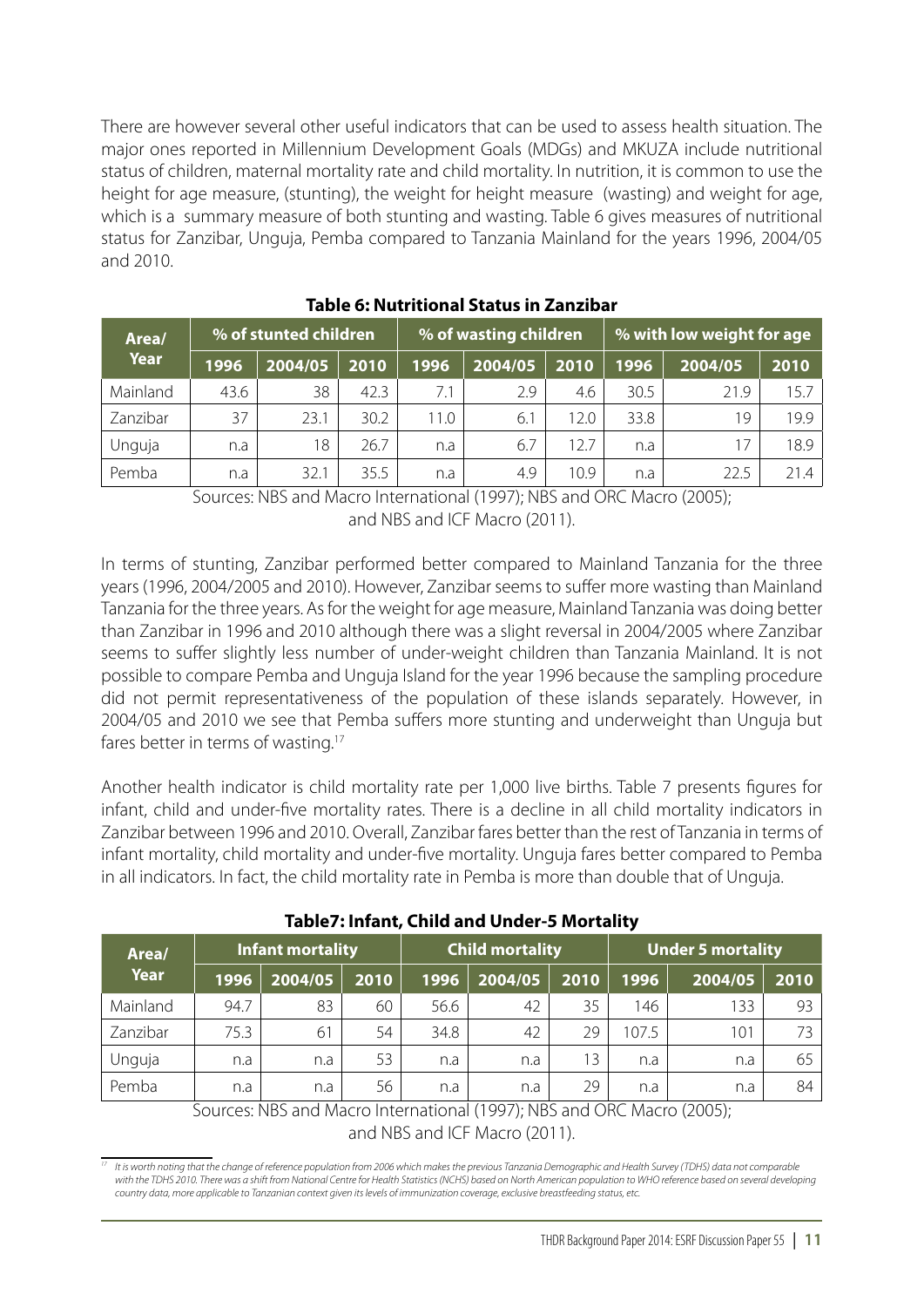There are however several other useful indicators that can be used to assess health situation. The major ones reported in Millennium Development Goals (MDGs) and MKUZA include nutritional status of children, maternal mortality rate and child mortality. In nutrition, it is common to use the height for age measure, (stunting), the weight for height measure (wasting) and weight for age, which is a summary measure of both stunting and wasting. Table 6 gives measures of nutritional status for Zanzibar, Unguja, Pemba compared to Tanzania Mainland for the years 1996, 2004/05 and 2010.

**Table 6: Nutritional Status in Zanzibar**

| Area/ Year | % of stunted children | | | % of wasting children | | | % with low weight for age | | |
|---|---|---|---|---|---|---|---|---|---|
| | 1996 | 2004/05 | 2010 | 1996 | 2004/05 | 2010 | 1996 | 2004/05 | 2010 |
| Mainland | 43.6 | 38 | 42.3 | 7.1 | 2.9 | 4.6 | 30.5 | 21.9 | 15.7 |
| Zanzibar | 37 | 23.1 | 30.2 | 11.0 | 6.1 | 12.0 | 33.8 | 19 | 19.9 |
| Unguja | n.a | 18 | 26.7 | n.a | 6.7 | 12.7 | n.a | 17 | 18.9 |
| Pemba | n.a | 32.1 | 35.5 | n.a | 4.9 | 10.9 | n.a | 22.5 | 21.4 |

Sources: NBS and Macro International (1997); NBS and ORC Macro (2005); and NBS and ICF Macro (2011).

In terms of stunting, Zanzibar performed better compared to Mainland Tanzania for the three years (1996, 2004/2005 and 2010). However, Zanzibar seems to suffer more wasting than Mainland Tanzania for the three years. As for the weight for age measure, Mainland Tanzania was doing better than Zanzibar in 1996 and 2010 although there was a slight reversal in 2004/2005 where Zanzibar seems to suffer slightly less number of under-weight children than Tanzania Mainland. It is not possible to compare Pemba and Unguja Island for the year 1996 because the sampling procedure did not permit representativeness of the population of these islands separately. However, in 2004/05 and 2010 we see that Pemba suffers more stunting and underweight than Unguja but fares better in terms of wasting.[17]

Another health indicator is child mortality rate per 1,000 live births. Table 7 presents figures for infant, child and under-five mortality rates. There is a decline in all child mortality indicators in Zanzibar between 1996 and 2010. Overall, Zanzibar fares better than the rest of Tanzania in terms of infant mortality, child mortality and under-five mortality. Unguja fares better compared to Pemba in all indicators. In fact, the child mortality rate in Pemba is more than double that of Unguja.

**Table7: Infant, Child and Under-5 Mortality**

| Area/ Year | Infant mortality | | | Child mortality | | | Under 5 mortality | | |
|---|---|---|---|---|---|---|---|---|---|
| | 1996 | 2004/05 | 2010 | 1996 | 2004/05 | 2010 | 1996 | 2004/05 | 2010 |
| Mainland | 94.7 | 83 | 60 | 56.6 | 42 | 35 | 146 | 133 | 93 |
| Zanzibar | 75.3 | 61 | 54 | 34.8 | 42 | 29 | 107.5 | 101 | 73 |
| Unguja | n.a | n.a | 53 | n.a | n.a | 13 | n.a | n.a | 65 |
| Pemba | n.a | n.a | 56 | n.a | n.a | 29 | n.a | n.a | 84 |

Sources: NBS and Macro International (1997); NBS and ORC Macro (2005); and NBS and ICF Macro (2011).

[17] *It is worth noting that the change of reference population from 2006 which makes the previous Tanzania Demographic and Health Survey (TDHS) data not comparable with the TDHS 2010. There was a shift from National Centre for Health Statistics (NCHS) based on North American population to WHO reference based on several developing country data, more applicable to Tanzanian context given its levels of immunization coverage, exclusive breastfeeding status, etc.*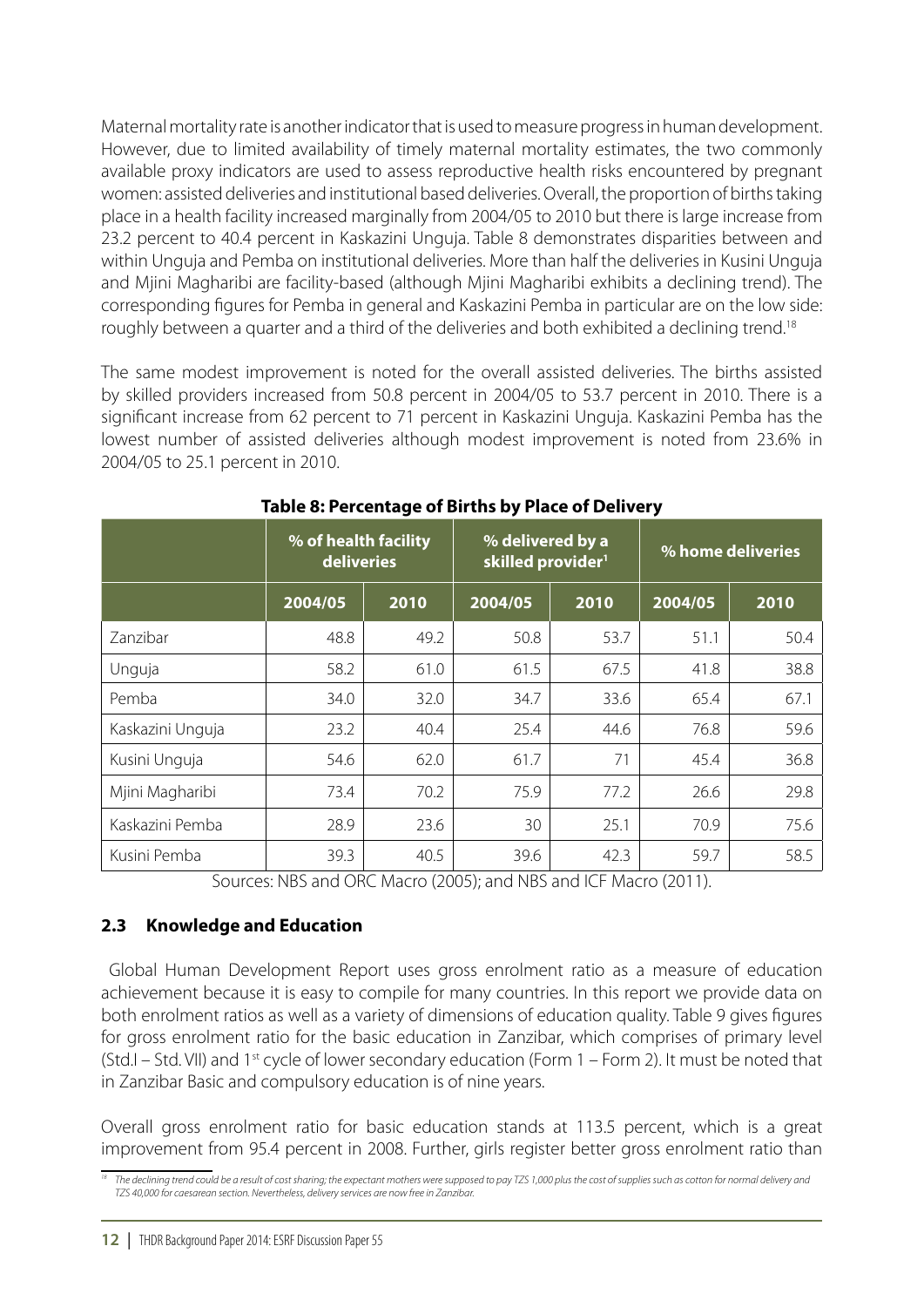Maternal mortality rate is another indicator that is used to measure progress in human development. However, due to limited availability of timely maternal mortality estimates, the two commonly available proxy indicators are used to assess reproductive health risks encountered by pregnant women: assisted deliveries and institutional based deliveries. Overall, the proportion of births taking place in a health facility increased marginally from 2004/05 to 2010 but there is large increase from 23.2 percent to 40.4 percent in Kaskazini Unguja. Table 8 demonstrates disparities between and within Unguja and Pemba on institutional deliveries. More than half the deliveries in Kusini Unguja and Mjini Magharibi are facility-based (although Mjini Magharibi exhibits a declining trend). The corresponding figures for Pemba in general and Kaskazini Pemba in particular are on the low side: roughly between a quarter and a third of the deliveries and both exhibited a declining trend.[18]

The same modest improvement is noted for the overall assisted deliveries. The births assisted by skilled providers increased from 50.8 percent in 2004/05 to 53.7 percent in 2010. There is a significant increase from 62 percent to 71 percent in Kaskazini Unguja. Kaskazini Pemba has the lowest number of assisted deliveries although modest improvement is noted from 23.6% in 2004/05 to 25.1 percent in 2010.

**Table 8: Percentage of Births by Place of Delivery**

| | % of health facility deliveries | | % delivered by a skilled provider[1] | | % home deliveries | |
|---|---|---|---|---|---|---|
| | 2004/05 | 2010 | 2004/05 | 2010 | 2004/05 | 2010 |
| Zanzibar | 48.8 | 49.2 | 50.8 | 53.7 | 51.1 | 50.4 |
| Unguja | 58.2 | 61.0 | 61.5 | 67.5 | 41.8 | 38.8 |
| Pemba | 34.0 | 32.0 | 34.7 | 33.6 | 65.4 | 67.1 |
| Kaskazini Unguja | 23.2 | 40.4 | 25.4 | 44.6 | 76.8 | 59.6 |
| Kusini Unguja | 54.6 | 62.0 | 61.7 | 71 | 45.4 | 36.8 |
| Mjini Magharibi | 73.4 | 70.2 | 75.9 | 77.2 | 26.6 | 29.8 |
| Kaskazini Pemba | 28.9 | 23.6 | 30 | 25.1 | 70.9 | 75.6 |
| Kusini Pemba | 39.3 | 40.5 | 39.6 | 42.3 | 59.7 | 58.5 |

Sources: NBS and ORC Macro (2005); and NBS and ICF Macro (2011).

### 2.3 Knowledge and Education

Global Human Development Report uses gross enrolment ratio as a measure of education achievement because it is easy to compile for many countries. In this report we provide data on both enrolment ratios as well as a variety of dimensions of education quality. Table 9 gives figures for gross enrolment ratio for the basic education in Zanzibar, which comprises of primary level (Std.I – Std. VII) and 1st cycle of lower secondary education (Form 1 – Form 2). It must be noted that in Zanzibar Basic and compulsory education is of nine years.

Overall gross enrolment ratio for basic education stands at 113.5 percent, which is a great improvement from 95.4 percent in 2008. Further, girls register better gross enrolment ratio than

[18] *The declining trend could be a result of cost sharing; the expectant mothers were supposed to pay TZS 1,000 plus the cost of supplies such as cotton for normal delivery and TZS 40,000 for caesarean section. Nevertheless, delivery services are now free in Zanzibar.*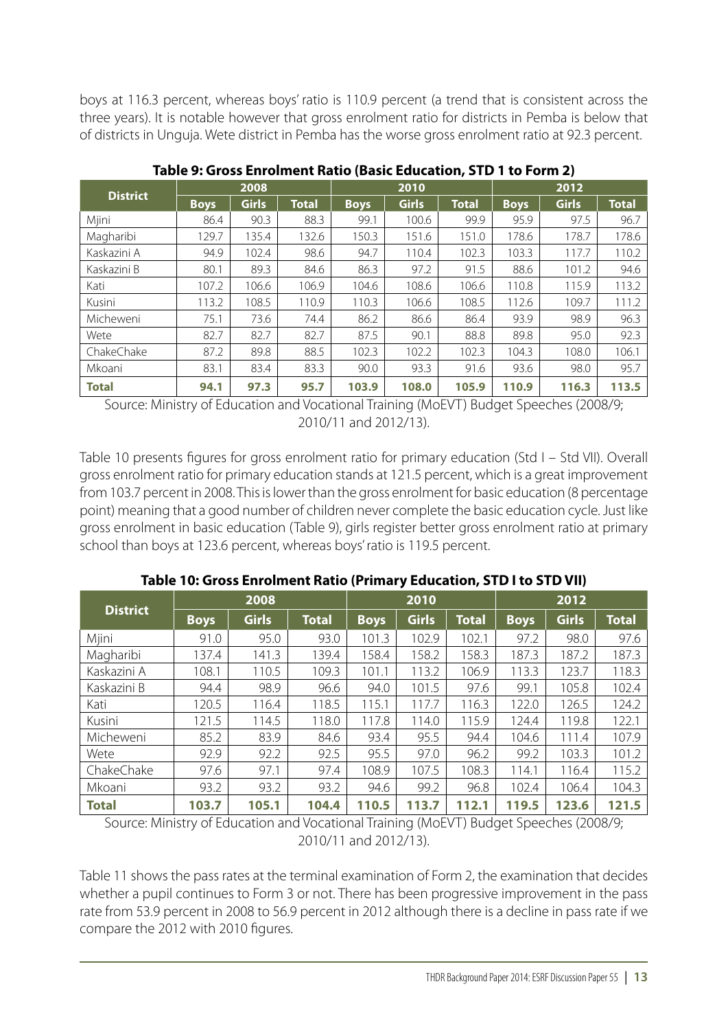boys at 116.3 percent, whereas boys' ratio is 110.9 percent (a trend that is consistent across the three years). It is notable however that gross enrolment ratio for districts in Pemba is below that of districts in Unguja. Wete district in Pemba has the worse gross enrolment ratio at 92.3 percent.

**Table 9: Gross Enrolment Ratio (Basic Education, STD 1 to Form 2)**

| District | 2008 | | | 2010 | | | 2012 | | |
|---|---|---|---|---|---|---|---|---|---|
| | Boys | Girls | Total | Boys | Girls | Total | Boys | Girls | Total |
| Mjini | 86.4 | 90.3 | 88.3 | 99.1 | 100.6 | 99.9 | 95.9 | 97.5 | 96.7 |
| Magharibi | 129.7 | 135.4 | 132.6 | 150.3 | 151.6 | 151.0 | 178.6 | 178.7 | 178.6 |
| Kaskazini A | 94.9 | 102.4 | 98.6 | 94.7 | 110.4 | 102.3 | 103.3 | 117.7 | 110.2 |
| Kaskazini B | 80.1 | 89.3 | 84.6 | 86.3 | 97.2 | 91.5 | 88.6 | 101.2 | 94.6 |
| Kati | 107.2 | 106.6 | 106.9 | 104.6 | 108.6 | 106.6 | 110.8 | 115.9 | 113.2 |
| Kusini | 113.2 | 108.5 | 110.9 | 110.3 | 106.6 | 108.5 | 112.6 | 109.7 | 111.2 |
| Micheweni | 75.1 | 73.6 | 74.4 | 86.2 | 86.6 | 86.4 | 93.9 | 98.9 | 96.3 |
| Wete | 82.7 | 82.7 | 82.7 | 87.5 | 90.1 | 88.8 | 89.8 | 95.0 | 92.3 |
| ChakeChake | 87.2 | 89.8 | 88.5 | 102.3 | 102.2 | 102.3 | 104.3 | 108.0 | 106.1 |
| Mkoani | 83.1 | 83.4 | 83.3 | 90.0 | 93.3 | 91.6 | 93.6 | 98.0 | 95.7 |
| **Total** | **94.1** | **97.3** | **95.7** | **103.9** | **108.0** | **105.9** | **110.9** | **116.3** | **113.5** |

Source: Ministry of Education and Vocational Training (MoEVT) Budget Speeches (2008/9; 2010/11 and 2012/13).

Table 10 presents figures for gross enrolment ratio for primary education (Std I – Std VII). Overall gross enrolment ratio for primary education stands at 121.5 percent, which is a great improvement from 103.7 percent in 2008. This is lower than the gross enrolment for basic education (8 percentage point) meaning that a good number of children never complete the basic education cycle. Just like gross enrolment in basic education (Table 9), girls register better gross enrolment ratio at primary school than boys at 123.6 percent, whereas boys' ratio is 119.5 percent.

**Table 10: Gross Enrolment Ratio (Primary Education, STD I to STD VII)**

| District | 2008 | | | 2010 | | | 2012 | | |
|---|---|---|---|---|---|---|---|---|---|
| | Boys | Girls | Total | Boys | Girls | Total | Boys | Girls | Total |
| Mjini | 91.0 | 95.0 | 93.0 | 101.3 | 102.9 | 102.1 | 97.2 | 98.0 | 97.6 |
| Magharibi | 137.4 | 141.3 | 139.4 | 158.4 | 158.2 | 158.3 | 187.3 | 187.2 | 187.3 |
| Kaskazini A | 108.1 | 110.5 | 109.3 | 101.1 | 113.2 | 106.9 | 113.3 | 123.7 | 118.3 |
| Kaskazini B | 94.4 | 98.9 | 96.6 | 94.0 | 101.5 | 97.6 | 99.1 | 105.8 | 102.4 |
| Kati | 120.5 | 116.4 | 118.5 | 115.1 | 117.7 | 116.3 | 122.0 | 126.5 | 124.2 |
| Kusini | 121.5 | 114.5 | 118.0 | 117.8 | 114.0 | 115.9 | 124.4 | 119.8 | 122.1 |
| Micheweni | 85.2 | 83.9 | 84.6 | 93.4 | 95.5 | 94.4 | 104.6 | 111.4 | 107.9 |
| Wete | 92.9 | 92.2 | 92.5 | 95.5 | 97.0 | 96.2 | 99.2 | 103.3 | 101.2 |
| ChakeChake | 97.6 | 97.1 | 97.4 | 108.9 | 107.5 | 108.3 | 114.1 | 116.4 | 115.2 |
| Mkoani | 93.2 | 93.2 | 93.2 | 94.6 | 99.2 | 96.8 | 102.4 | 106.4 | 104.3 |
| **Total** | **103.7** | **105.1** | **104.4** | **110.5** | **113.7** | **112.1** | **119.5** | **123.6** | **121.5** |

Source: Ministry of Education and Vocational Training (MoEVT) Budget Speeches (2008/9; 2010/11 and 2012/13).

Table 11 shows the pass rates at the terminal examination of Form 2, the examination that decides whether a pupil continues to Form 3 or not. There has been progressive improvement in the pass rate from 53.9 percent in 2008 to 56.9 percent in 2012 although there is a decline in pass rate if we compare the 2012 with 2010 figures.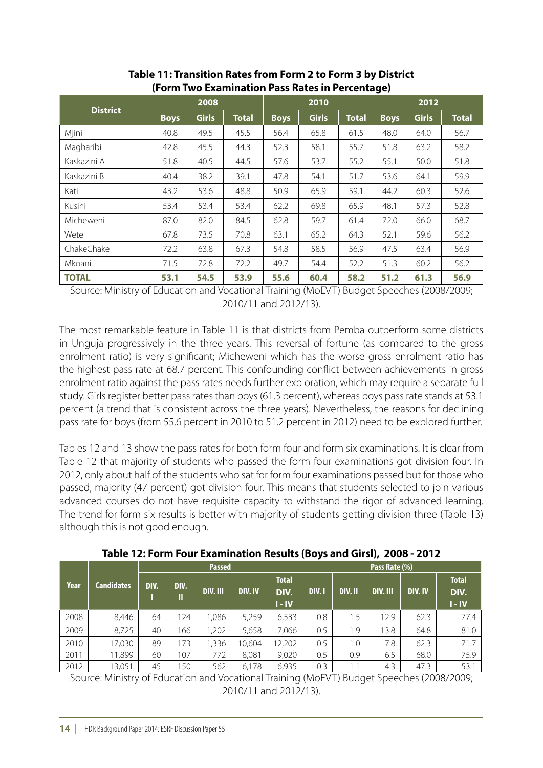**Table 11: Transition Rates from Form 2 to Form 3 by District (Form Two Examination Pass Rates in Percentage)**

| District | 2008 | | | 2010 | | | 2012 | | |
|---|---|---|---|---|---|---|---|---|---|
| | Boys | Girls | Total | Boys | Girls | Total | Boys | Girls | Total |
| Mjini | 40.8 | 49.5 | 45.5 | 56.4 | 65.8 | 61.5 | 48.0 | 64.0 | 56.7 |
| Magharibi | 42.8 | 45.5 | 44.3 | 52.3 | 58.1 | 55.7 | 51.8 | 63.2 | 58.2 |
| Kaskazini A | 51.8 | 40.5 | 44.5 | 57.6 | 53.7 | 55.2 | 55.1 | 50.0 | 51.8 |
| Kaskazini B | 40.4 | 38.2 | 39.1 | 47.8 | 54.1 | 51.7 | 53.6 | 64.1 | 59.9 |
| Kati | 43.2 | 53.6 | 48.8 | 50.9 | 65.9 | 59.1 | 44.2 | 60.3 | 52.6 |
| Kusini | 53.4 | 53.4 | 53.4 | 62.2 | 69.8 | 65.9 | 48.1 | 57.3 | 52.8 |
| Micheweni | 87.0 | 82.0 | 84.5 | 62.8 | 59.7 | 61.4 | 72.0 | 66.0 | 68.7 |
| Wete | 67.8 | 73.5 | 70.8 | 63.1 | 65.2 | 64.3 | 52.1 | 59.6 | 56.2 |
| ChakeChake | 72.2 | 63.8 | 67.3 | 54.8 | 58.5 | 56.9 | 47.5 | 63.4 | 56.9 |
| Mkoani | 71.5 | 72.8 | 72.2 | 49.7 | 54.4 | 52.2 | 51.3 | 60.2 | 56.2 |
| **TOTAL** | **53.1** | **54.5** | **53.9** | **55.6** | **60.4** | **58.2** | **51.2** | **61.3** | **56.9** |

Source: Ministry of Education and Vocational Training (MoEVT) Budget Speeches (2008/2009; 2010/11 and 2012/13).

The most remarkable feature in Table 11 is that districts from Pemba outperform some districts in Unguja progressively in the three years. This reversal of fortune (as compared to the gross enrolment ratio) is very significant; Micheweni which has the worse gross enrolment ratio has the highest pass rate at 68.7 percent. This confounding conflict between achievements in gross enrolment ratio against the pass rates needs further exploration, which may require a separate full study. Girls register better pass rates than boys (61.3 percent), whereas boys pass rate stands at 53.1 percent (a trend that is consistent across the three years). Nevertheless, the reasons for declining pass rate for boys (from 55.6 percent in 2010 to 51.2 percent in 2012) need to be explored further.

Tables 12 and 13 show the pass rates for both form four and form six examinations. It is clear from Table 12 that majority of students who passed the form four examinations got division four. In 2012, only about half of the students who sat for form four examinations passed but for those who passed, majority (47 percent) got division four. This means that students selected to join various advanced courses do not have requisite capacity to withstand the rigor of advanced learning. The trend for form six results is better with majority of students getting division three (Table 13) although this is not good enough.

**Table 12: Form Four Examination Results (Boys and Girsl), 2008 - 2012**

| Year | Candidates | Passed | | | | | Pass Rate (%) | | | | |
|---|---|---|---|---|---|---|---|---|---|---|---|
| | | DIV. I | DIV. II | DIV. III | DIV. IV | Total DIV. I - IV | DIV. I | DIV. II | DIV. III | DIV. IV | Total DIV. I - IV |
| 2008 | 8,446 | 64 | 124 | 1,086 | 5,259 | 6,533 | 0.8 | 1.5 | 12.9 | 62.3 | 77.4 |
| 2009 | 8,725 | 40 | 166 | 1,202 | 5,658 | 7,066 | 0.5 | 1.9 | 13.8 | 64.8 | 81.0 |
| 2010 | 17,030 | 89 | 173 | 1,336 | 10,604 | 12,202 | 0.5 | 1.0 | 7.8 | 62.3 | 71.7 |
| 2011 | 11,899 | 60 | 107 | 772 | 8,081 | 9,020 | 0.5 | 0.9 | 6.5 | 68.0 | 75.9 |
| 2012 | 13,051 | 45 | 150 | 562 | 6,178 | 6,935 | 0.3 | 1.1 | 4.3 | 47.3 | 53.1 |

Source: Ministry of Education and Vocational Training (MoEVT) Budget Speeches (2008/2009; 2010/11 and 2012/13).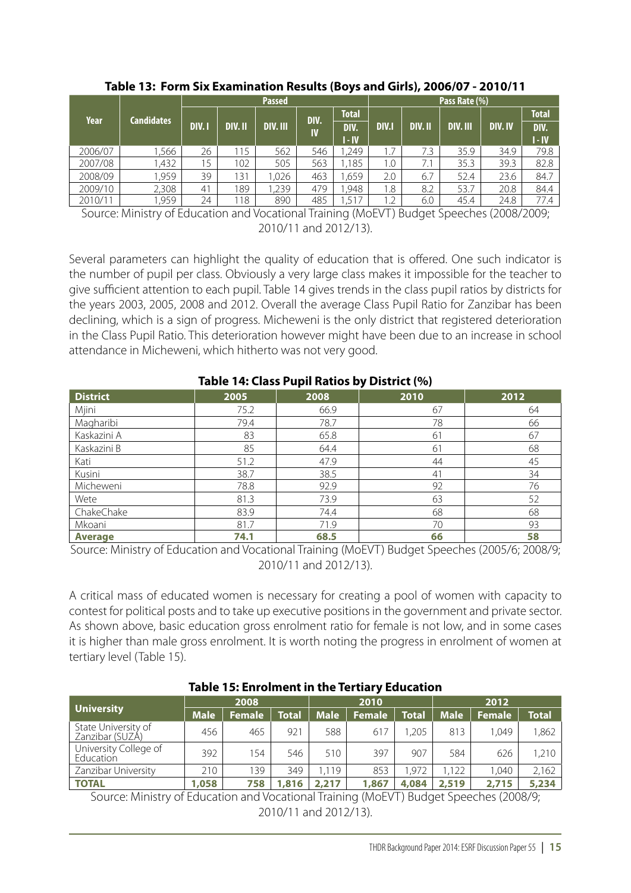**Table 13: Form Six Examination Results (Boys and Girls), 2006/07 - 2010/11**

| Year | Candidates | Passed | | | | | Pass Rate (%) | | | | |
|---|---|---|---|---|---|---|---|---|---|---|---|
| | | DIV. I | DIV. II | DIV. III | DIV. IV | Total DIV. I - IV | DIV.I | DIV. II | DIV. III | DIV. IV | Total DIV. I - IV |
| 2006/07 | 1,566 | 26 | 115 | 562 | 546 | 1,249 | 1.7 | 7.3 | 35.9 | 34.9 | 79.8 |
| 2007/08 | 1,432 | 15 | 102 | 505 | 563 | 1,185 | 1.0 | 7.1 | 35.3 | 39.3 | 82.8 |
| 2008/09 | 1,959 | 39 | 131 | 1,026 | 463 | 1,659 | 2.0 | 6.7 | 52.4 | 23.6 | 84.7 |
| 2009/10 | 2,308 | 41 | 189 | 1,239 | 479 | 1,948 | 1.8 | 8.2 | 53.7 | 20.8 | 84.4 |
| 2010/11 | 1,959 | 24 | 118 | 890 | 485 | 1,517 | 1.2 | 6.0 | 45.4 | 24.8 | 77.4 |

Source: Ministry of Education and Vocational Training (MoEVT) Budget Speeches (2008/2009; 2010/11 and 2012/13).

Several parameters can highlight the quality of education that is offered. One such indicator is the number of pupil per class. Obviously a very large class makes it impossible for the teacher to give sufficient attention to each pupil. Table 14 gives trends in the class pupil ratios by districts for the years 2003, 2005, 2008 and 2012. Overall the average Class Pupil Ratio for Zanzibar has been declining, which is a sign of progress. Micheweni is the only district that registered deterioration in the Class Pupil Ratio. This deterioration however might have been due to an increase in school attendance in Micheweni, which hitherto was not very good.

**Table 14: Class Pupil Ratios by District (%)**

| District | 2005 | 2008 | 2010 | 2012 |
|---|---|---|---|---|
| Mjini | 75.2 | 66.9 | 67 | 64 |
| Magharibi | 79.4 | 78.7 | 78 | 66 |
| Kaskazini A | 83 | 65.8 | 61 | 67 |
| Kaskazini B | 85 | 64.4 | 61 | 68 |
| Kati | 51.2 | 47.9 | 44 | 45 |
| Kusini | 38.7 | 38.5 | 41 | 34 |
| Micheweni | 78.8 | 92.9 | 92 | 76 |
| Wete | 81.3 | 73.9 | 63 | 52 |
| ChakeChake | 83.9 | 74.4 | 68 | 68 |
| Mkoani | 81.7 | 71.9 | 70 | 93 |
| **Average** | **74.1** | **68.5** | **66** | **58** |

Source: Ministry of Education and Vocational Training (MoEVT) Budget Speeches (2005/6; 2008/9; 2010/11 and 2012/13).

A critical mass of educated women is necessary for creating a pool of women with capacity to contest for political posts and to take up executive positions in the government and private sector. As shown above, basic education gross enrolment ratio for female is not low, and in some cases it is higher than male gross enrolment. It is worth noting the progress in enrolment of women at tertiary level (Table 15).

**Table 15: Enrolment in the Tertiary Education**

| University | 2008 | | | 2010 | | | 2012 | | |
|---|---|---|---|---|---|---|---|---|---|
| | Male | Female | Total | Male | Female | Total | Male | Female | Total |
| State University of Zanzibar (SUZA) | 456 | 465 | 921 | 588 | 617 | 1,205 | 813 | 1,049 | 1,862 |
| University College of Education | 392 | 154 | 546 | 510 | 397 | 907 | 584 | 626 | 1,210 |
| Zanzibar University | 210 | 139 | 349 | 1,119 | 853 | 1,972 | 1,122 | 1,040 | 2,162 |
| **TOTAL** | **1,058** | **758** | **1,816** | **2,217** | **1,867** | **4,084** | **2,519** | **2,715** | **5,234** |

Source: Ministry of Education and Vocational Training (MoEVT) Budget Speeches (2008/9; 2010/11 and 2012/13).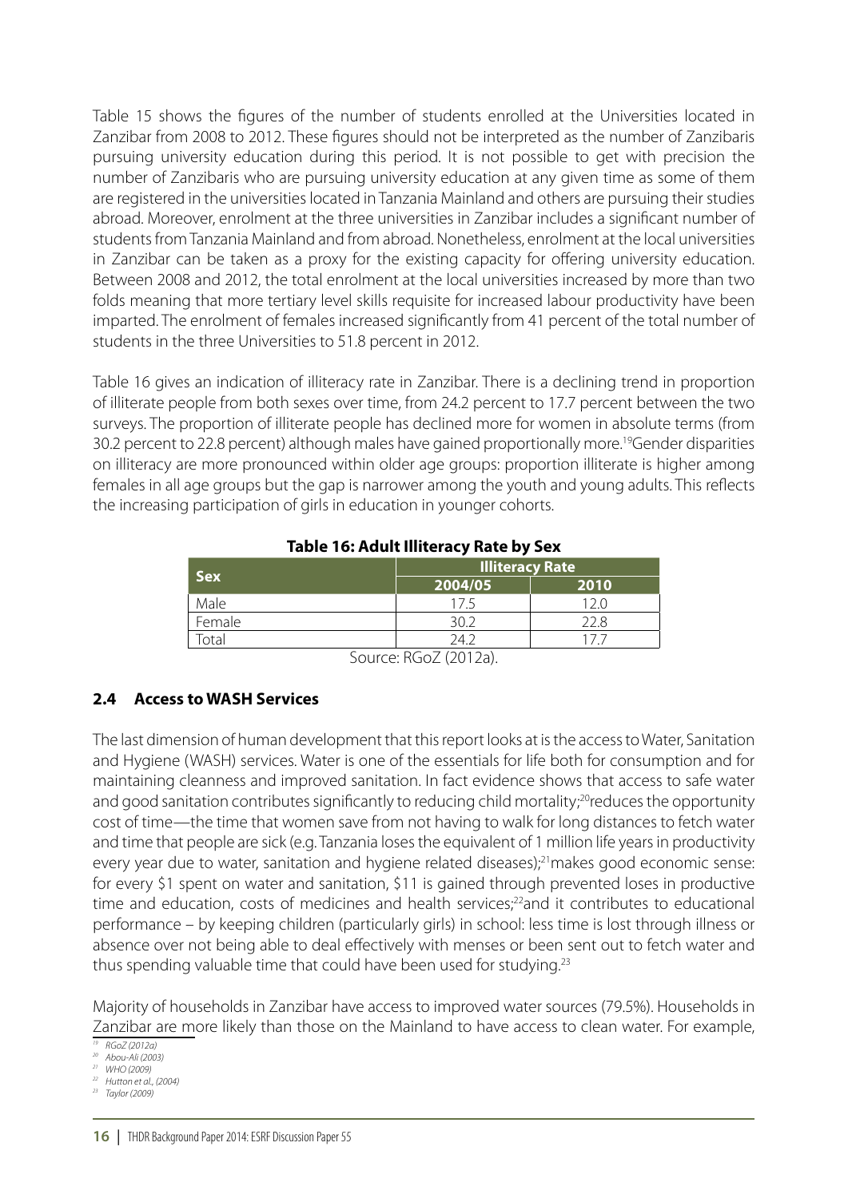Table 15 shows the figures of the number of students enrolled at the Universities located in Zanzibar from 2008 to 2012. These figures should not be interpreted as the number of Zanzibaris pursuing university education during this period. It is not possible to get with precision the number of Zanzibaris who are pursuing university education at any given time as some of them are registered in the universities located in Tanzania Mainland and others are pursuing their studies abroad. Moreover, enrolment at the three universities in Zanzibar includes a significant number of students from Tanzania Mainland and from abroad. Nonetheless, enrolment at the local universities in Zanzibar can be taken as a proxy for the existing capacity for offering university education. Between 2008 and 2012, the total enrolment at the local universities increased by more than two folds meaning that more tertiary level skills requisite for increased labour productivity have been imparted. The enrolment of females increased significantly from 41 percent of the total number of students in the three Universities to 51.8 percent in 2012.

Table 16 gives an indication of illiteracy rate in Zanzibar. There is a declining trend in proportion of illiterate people from both sexes over time, from 24.2 percent to 17.7 percent between the two surveys. The proportion of illiterate people has declined more for women in absolute terms (from 30.2 percent to 22.8 percent) although males have gained proportionally more.[19] Gender disparities on illiteracy are more pronounced within older age groups: proportion illiterate is higher among females in all age groups but the gap is narrower among the youth and young adults. This reflects the increasing participation of girls in education in younger cohorts.

**Table 16: Adult Illiteracy Rate by Sex**

| Sex | Illiteracy Rate | |
|---|---|---|
| | 2004/05 | 2010 |
| Male | 17.5 | 12.0 |
| Female | 30.2 | 22.8 |
| Total | 24.2 | 17.7 |

Source: RGoZ (2012a).

### 2.4 Access to WASH Services

The last dimension of human development that this report looks at is the access to Water, Sanitation and Hygiene (WASH) services. Water is one of the essentials for life both for consumption and for maintaining cleanness and improved sanitation. In fact evidence shows that access to safe water and good sanitation contributes significantly to reducing child mortality;[20] reduces the opportunity cost of time—the time that women save from not having to walk for long distances to fetch water and time that people are sick (e.g. Tanzania loses the equivalent of 1 million life years in productivity every year due to water, sanitation and hygiene related diseases);[21] makes good economic sense: for every $1 spent on water and sanitation, $11 is gained through prevented loses in productive time and education, costs of medicines and health services;[22] and it contributes to educational performance – by keeping children (particularly girls) in school: less time is lost through illness or absence over not being able to deal effectively with menses or been sent out to fetch water and thus spending valuable time that could have been used for studying.[23]

Majority of households in Zanzibar have access to improved water sources (79.5%). Households in Zanzibar are more likely than those on the Mainland to have access to clean water. For example,

[19] RGoZ (2012a)
[20] Abou-Ali (2003)
[21] WHO (2009)
[22] Hutton et al., (2004)
[23] Taylor (2009)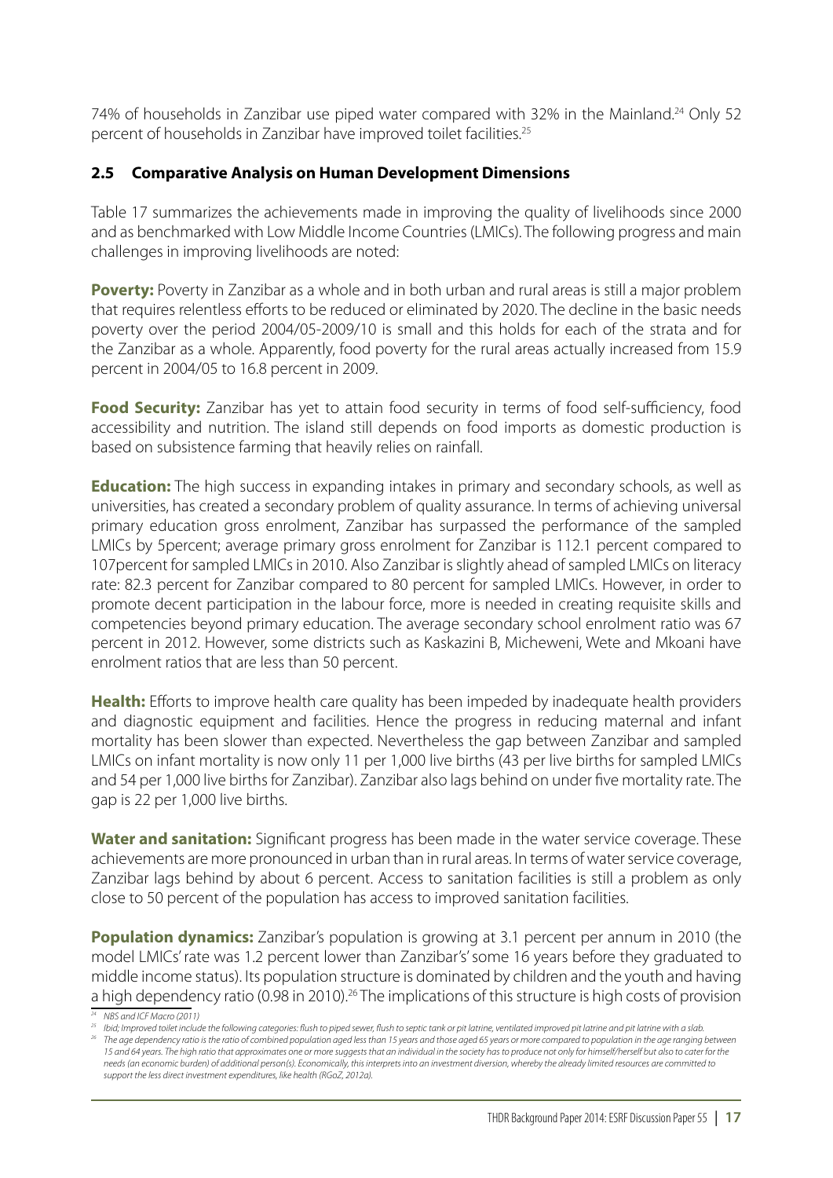74% of households in Zanzibar use piped water compared with 32% in the Mainland.[24] Only 52 percent of households in Zanzibar have improved toilet facilities.[25]

### 2.5 Comparative Analysis on Human Development Dimensions

Table 17 summarizes the achievements made in improving the quality of livelihoods since 2000 and as benchmarked with Low Middle Income Countries (LMICs). The following progress and main challenges in improving livelihoods are noted:

**Poverty:** Poverty in Zanzibar as a whole and in both urban and rural areas is still a major problem that requires relentless efforts to be reduced or eliminated by 2020. The decline in the basic needs poverty over the period 2004/05-2009/10 is small and this holds for each of the strata and for the Zanzibar as a whole. Apparently, food poverty for the rural areas actually increased from 15.9 percent in 2004/05 to 16.8 percent in 2009.

**Food Security:** Zanzibar has yet to attain food security in terms of food self-sufficiency, food accessibility and nutrition. The island still depends on food imports as domestic production is based on subsistence farming that heavily relies on rainfall.

**Education:** The high success in expanding intakes in primary and secondary schools, as well as universities, has created a secondary problem of quality assurance. In terms of achieving universal primary education gross enrolment, Zanzibar has surpassed the performance of the sampled LMICs by 5percent; average primary gross enrolment for Zanzibar is 112.1 percent compared to 107percent for sampled LMICs in 2010. Also Zanzibar is slightly ahead of sampled LMICs on literacy rate: 82.3 percent for Zanzibar compared to 80 percent for sampled LMICs. However, in order to promote decent participation in the labour force, more is needed in creating requisite skills and competencies beyond primary education. The average secondary school enrolment ratio was 67 percent in 2012. However, some districts such as Kaskazini B, Micheweni, Wete and Mkoani have enrolment ratios that are less than 50 percent.

**Health:** Efforts to improve health care quality has been impeded by inadequate health providers and diagnostic equipment and facilities. Hence the progress in reducing maternal and infant mortality has been slower than expected. Nevertheless the gap between Zanzibar and sampled LMICs on infant mortality is now only 11 per 1,000 live births (43 per live births for sampled LMICs and 54 per 1,000 live births for Zanzibar). Zanzibar also lags behind on under five mortality rate. The gap is 22 per 1,000 live births.

**Water and sanitation:** Significant progress has been made in the water service coverage. These achievements are more pronounced in urban than in rural areas. In terms of water service coverage, Zanzibar lags behind by about 6 percent. Access to sanitation facilities is still a problem as only close to 50 percent of the population has access to improved sanitation facilities.

**Population dynamics:** Zanzibar's population is growing at 3.1 percent per annum in 2010 (the model LMICs' rate was 1.2 percent lower than Zanzibar's' some 16 years before they graduated to middle income status). Its population structure is dominated by children and the youth and having a high dependency ratio (0.98 in 2010).[26] The implications of this structure is high costs of provision

[24] NBS and ICF Macro (2011)

[25] Ibid; Improved toilet include the following categories: flush to piped sewer, flush to septic tank or pit latrine, ventilated improved pit latrine and pit latrine with a slab.

[26] The age dependency ratio is the ratio of combined population aged less than 15 years and those aged 65 years or more compared to population in the age ranging between 15 and 64 years. The high ratio that approximates one or more suggests that an individual in the society has to produce not only for himself/herself but also to cater for the needs (an economic burden) of additional person(s). Economically, this interprets into an investment diversion, whereby the already limited resources are committed to support the less direct investment expenditures, like health (RGoZ, 2012a).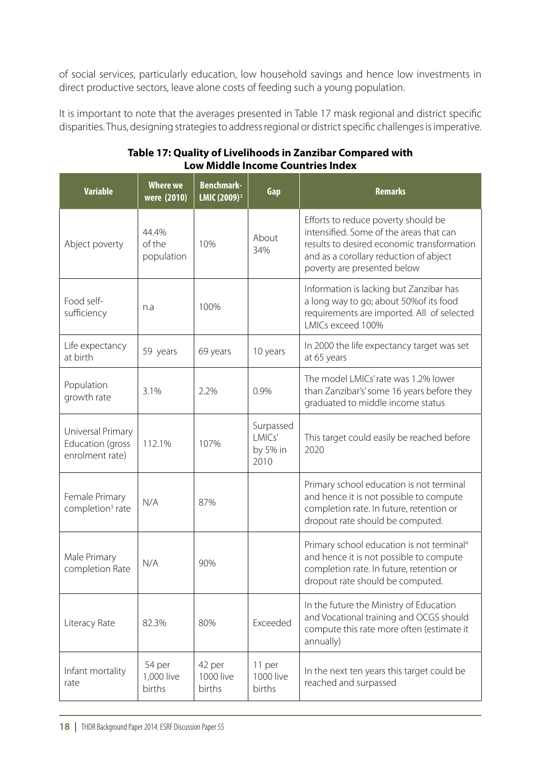of social services, particularly education, low household savings and hence low investments in direct productive sectors, leave alone costs of feeding such a young population.

It is important to note that the averages presented in Table 17 mask regional and district specific disparities. Thus, designing strategies to address regional or district specific challenges is imperative.

**Table 17: Quality of Livelihoods in Zanzibar Compared with Low Middle Income Countries Index**

| Variable | Where we were (2010) | Benchmark-LMIC (2009)[2] | Gap | Remarks |
|---|---|---|---|---|
| Abject poverty | 44.4% of the population | 10% | About 34% | Efforts to reduce poverty should be intensified. Some of the areas that can results to desired economic transformation and as a corollary reduction of abject poverty are presented below |
| Food self-sufficiency | n.a | 100% | | Information is lacking but Zanzibar has a long way to go; about 50%of its food requirements are imported. All of selected LMICs exceed 100% |
| Life expectancy at birth | 59 years | 69 years | 10 years | In 2000 the life expectancy target was set at 65 years |
| Population growth rate | 3.1% | 2.2% | 0.9% | The model LMICs' rate was 1.2% lower than Zanzibar's' some 16 years before they graduated to middle income status |
| Universal Primary Education (gross enrolment rate) | 112.1% | 107% | Surpassed LMICs' by 5% in 2010 | This target could easily be reached before 2020 |
| Female Primary completion[3] rate | N/A | 87% | | Primary school education is not terminal and hence it is not possible to compute completion rate. In future, retention or dropout rate should be computed. |
| Male Primary completion Rate | N/A | 90% | | Primary school education is not terminal[4] and hence it is not possible to compute completion rate. In future, retention or dropout rate should be computed. |
| Literacy Rate | 82.3% | 80% | Exceeded | In the future the Ministry of Education and Vocational training and OCGS should compute this rate more often (estimate it annually) |
| Infant mortality rate | 54 per 1,000 live births | 42 per 1000 live births | 11 per 1000 live births | In the next ten years this target could be reached and surpassed |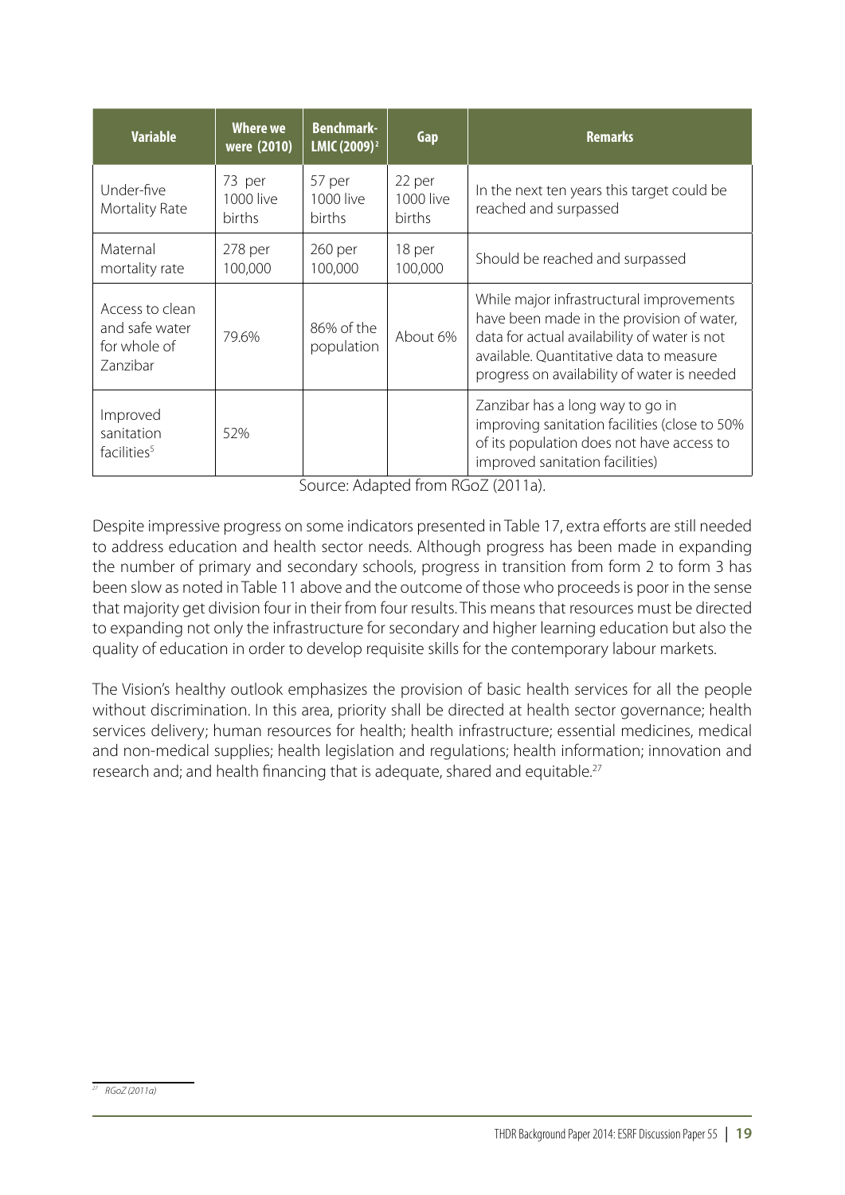| Variable | Where we were (2010) | Benchmark- LMIC (2009)[2] | Gap | Remarks |
|---|---|---|---|---|
| Under-five Mortality Rate | 73 per 1000 live births | 57 per 1000 live births | 22 per 1000 live births | In the next ten years this target could be reached and surpassed |
| Maternal mortality rate | 278 per 100,000 | 260 per 100,000 | 18 per 100,000 | Should be reached and surpassed |
| Access to clean and safe water for whole of Zanzibar | 79.6% | 86% of the population | About 6% | While major infrastructural improvements have been made in the provision of water, data for actual availability of water is not available. Quantitative data to measure progress on availability of water is needed |
| Improved sanitation facilities[5] | 52% | | | Zanzibar has a long way to go in improving sanitation facilities (close to 50% of its population does not have access to improved sanitation facilities) |

Source: Adapted from RGoZ (2011a).

Despite impressive progress on some indicators presented in Table 17, extra efforts are still needed to address education and health sector needs. Although progress has been made in expanding the number of primary and secondary schools, progress in transition from form 2 to form 3 has been slow as noted in Table 11 above and the outcome of those who proceeds is poor in the sense that majority get division four in their from four results. This means that resources must be directed to expanding not only the infrastructure for secondary and higher learning education but also the quality of education in order to develop requisite skills for the contemporary labour markets.

The Vision's healthy outlook emphasizes the provision of basic health services for all the people without discrimination. In this area, priority shall be directed at health sector governance; health services delivery; human resources for health; health infrastructure; essential medicines, medical and non-medical supplies; health legislation and regulations; health information; innovation and research and; and health financing that is adequate, shared and equitable.[27]

[27] *RGoZ (2011a)*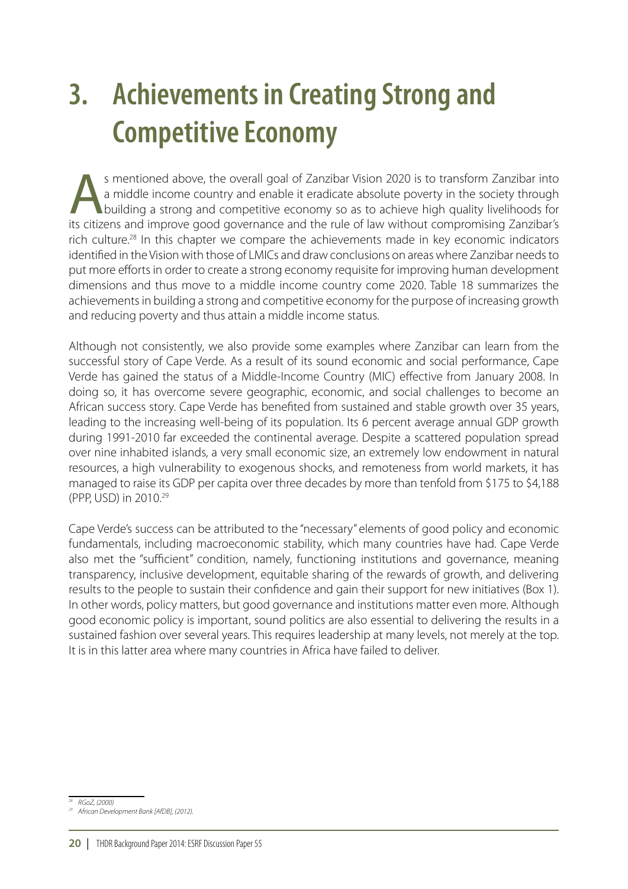# 3. Achievements in Creating Strong and Competitive Economy

As mentioned above, the overall goal of Zanzibar Vision 2020 is to transform Zanzibar into a middle income country and enable it eradicate absolute poverty in the society through building a strong and competitive economy so as to achieve high quality livelihoods for its citizens and improve good governance and the rule of law without compromising Zanzibar's rich culture.[28] In this chapter we compare the achievements made in key economic indicators identified in the Vision with those of LMICs and draw conclusions on areas where Zanzibar needs to put more efforts in order to create a strong economy requisite for improving human development dimensions and thus move to a middle income country come 2020. Table 18 summarizes the achievements in building a strong and competitive economy for the purpose of increasing growth and reducing poverty and thus attain a middle income status.

Although not consistently, we also provide some examples where Zanzibar can learn from the successful story of Cape Verde. As a result of its sound economic and social performance, Cape Verde has gained the status of a Middle-Income Country (MIC) effective from January 2008. In doing so, it has overcome severe geographic, economic, and social challenges to become an African success story. Cape Verde has benefited from sustained and stable growth over 35 years, leading to the increasing well-being of its population. Its 6 percent average annual GDP growth during 1991-2010 far exceeded the continental average. Despite a scattered population spread over nine inhabited islands, a very small economic size, an extremely low endowment in natural resources, a high vulnerability to exogenous shocks, and remoteness from world markets, it has managed to raise its GDP per capita over three decades by more than tenfold from $175 to $4,188 (PPP, USD) in 2010.[29]

Cape Verde's success can be attributed to the "necessary" elements of good policy and economic fundamentals, including macroeconomic stability, which many countries have had. Cape Verde also met the "sufficient" condition, namely, functioning institutions and governance, meaning transparency, inclusive development, equitable sharing of the rewards of growth, and delivering results to the people to sustain their confidence and gain their support for new initiatives (Box 1). In other words, policy matters, but good governance and institutions matter even more. Although good economic policy is important, sound politics are also essential to delivering the results in a sustained fashion over several years. This requires leadership at many levels, not merely at the top. It is in this latter area where many countries in Africa have failed to deliver.

---

[28] *RGoZ, (2000)*

[29] *African Development Bank [AfDB], (2012).*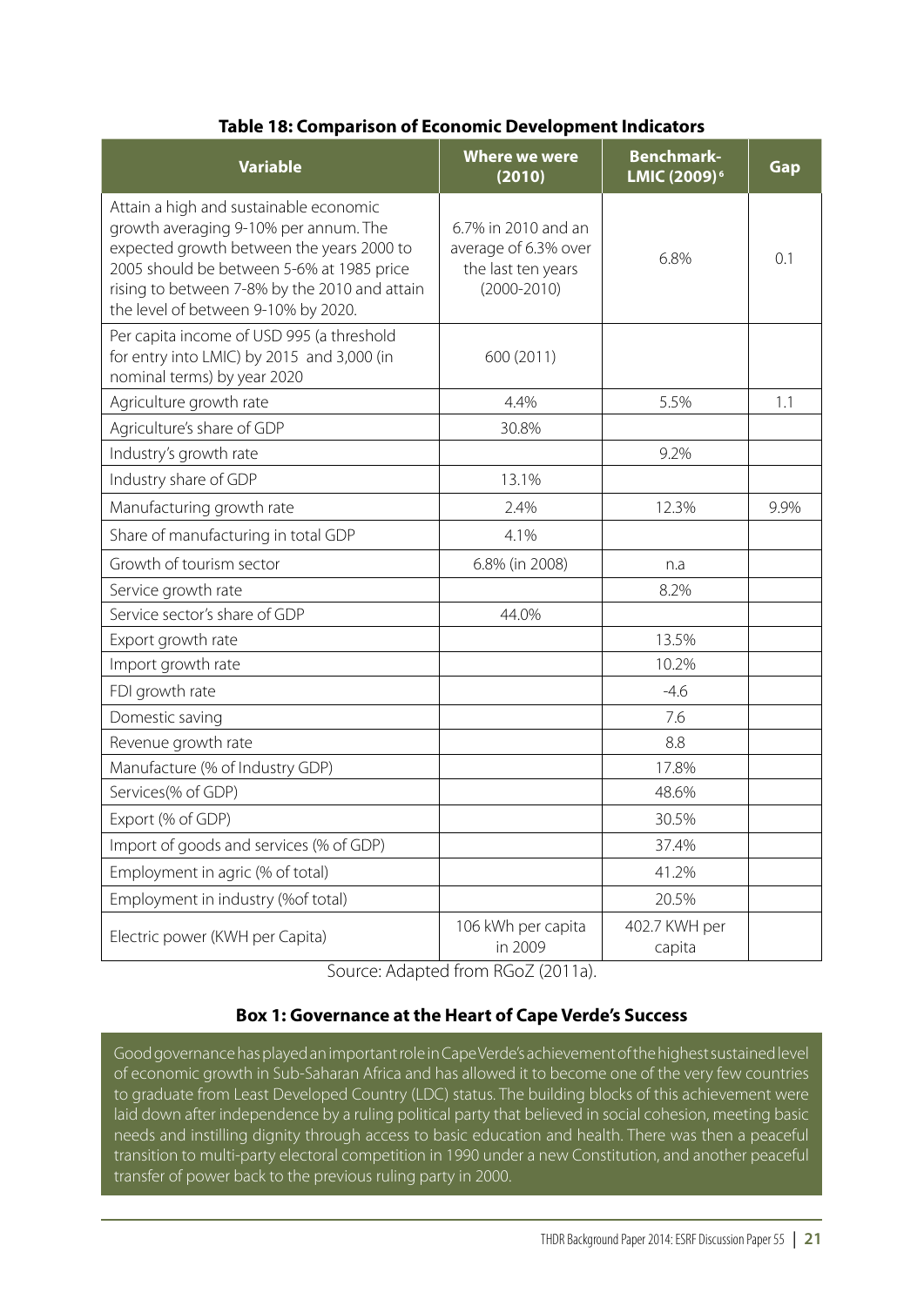**Table 18: Comparison of Economic Development Indicators**

| Variable | Where we were (2010) | Benchmark-LMIC (2009)[6] | Gap |
|---|---|---|---|
| Attain a high and sustainable economic growth averaging 9-10% per annum. The expected growth between the years 2000 to 2005 should be between 5-6% at 1985 price rising to between 7-8% by the 2010 and attain the level of between 9-10% by 2020. | 6.7% in 2010 and an average of 6.3% over the last ten years (2000-2010) | 6.8% | 0.1 |
| Per capita income of USD 995 (a threshold for entry into LMIC) by 2015 and 3,000 (in nominal terms) by year 2020 | 600 (2011) | | |
| Agriculture growth rate | 4.4% | 5.5% | 1.1 |
| Agriculture's share of GDP | 30.8% | | |
| Industry's growth rate | | 9.2% | |
| Industry share of GDP | 13.1% | | |
| Manufacturing growth rate | 2.4% | 12.3% | 9.9% |
| Share of manufacturing in total GDP | 4.1% | | |
| Growth of tourism sector | 6.8% (in 2008) | n.a | |
| Service growth rate | | 8.2% | |
| Service sector's share of GDP | 44.0% | | |
| Export growth rate | | 13.5% | |
| Import growth rate | | 10.2% | |
| FDI growth rate | | -4.6 | |
| Domestic saving | | 7.6 | |
| Revenue growth rate | | 8.8 | |
| Manufacture (% of Industry GDP) | | 17.8% | |
| Services(% of GDP) | | 48.6% | |
| Export (% of GDP) | | 30.5% | |
| Import of goods and services (% of GDP) | | 37.4% | |
| Employment in agric (% of total) | | 41.2% | |
| Employment in industry (%of total) | | 20.5% | |
| Electric power (KWH per Capita) | 106 kWh per capita in 2009 | 402.7 KWH per capita | |

Source: Adapted from RGoZ (2011a).

**Box 1: Governance at the Heart of Cape Verde's Success**

Good governance has played an important role in Cape Verde's achievement of the highest sustained level of economic growth in Sub-Saharan Africa and has allowed it to become one of the very few countries to graduate from Least Developed Country (LDC) status. The building blocks of this achievement were laid down after independence by a ruling political party that believed in social cohesion, meeting basic needs and instilling dignity through access to basic education and health. There was then a peaceful transition to multi-party electoral competition in 1990 under a new Constitution, and another peaceful transfer of power back to the previous ruling party in 2000.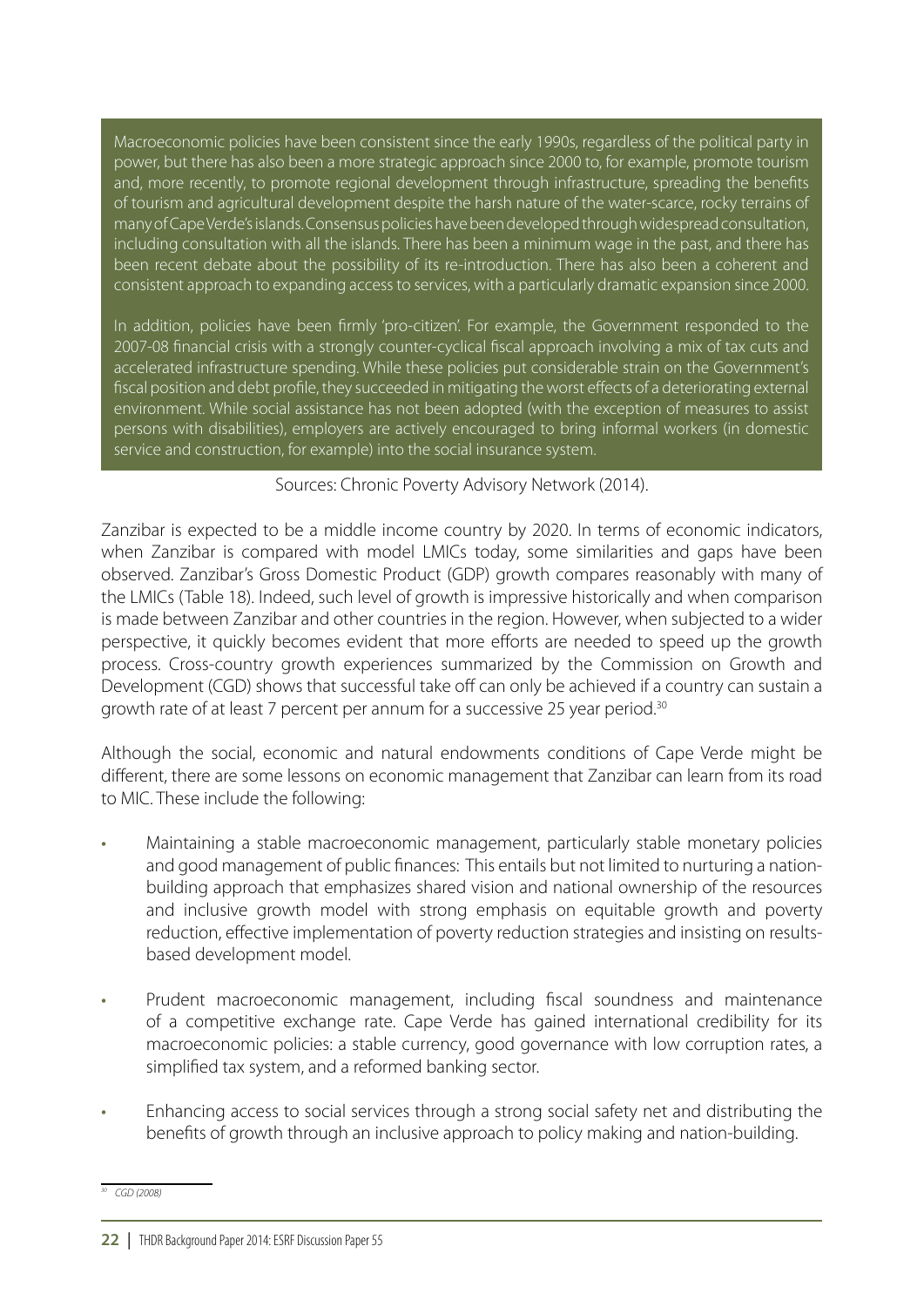Macroeconomic policies have been consistent since the early 1990s, regardless of the political party in power, but there has also been a more strategic approach since 2000 to, for example, promote tourism and, more recently, to promote regional development through infrastructure, spreading the benefits of tourism and agricultural development despite the harsh nature of the water-scarce, rocky terrains of many of Cape Verde's islands. Consensus policies have been developed through widespread consultation, including consultation with all the islands. There has been a minimum wage in the past, and there has been recent debate about the possibility of its re-introduction. There has also been a coherent and consistent approach to expanding access to services, with a particularly dramatic expansion since 2000.

In addition, policies have been firmly 'pro-citizen'. For example, the Government responded to the 2007-08 financial crisis with a strongly counter-cyclical fiscal approach involving a mix of tax cuts and accelerated infrastructure spending. While these policies put considerable strain on the Government's fiscal position and debt profile, they succeeded in mitigating the worst effects of a deteriorating external environment. While social assistance has not been adopted (with the exception of measures to assist persons with disabilities), employers are actively encouraged to bring informal workers (in domestic service and construction, for example) into the social insurance system.

Sources: Chronic Poverty Advisory Network (2014).

Zanzibar is expected to be a middle income country by 2020. In terms of economic indicators, when Zanzibar is compared with model LMICs today, some similarities and gaps have been observed. Zanzibar's Gross Domestic Product (GDP) growth compares reasonably with many of the LMICs (Table 18). Indeed, such level of growth is impressive historically and when comparison is made between Zanzibar and other countries in the region. However, when subjected to a wider perspective, it quickly becomes evident that more efforts are needed to speed up the growth process. Cross-country growth experiences summarized by the Commission on Growth and Development (CGD) shows that successful take off can only be achieved if a country can sustain a growth rate of at least 7 percent per annum for a successive 25 year period.[30]

Although the social, economic and natural endowments conditions of Cape Verde might be different, there are some lessons on economic management that Zanzibar can learn from its road to MIC. These include the following:

- Maintaining a stable macroeconomic management, particularly stable monetary policies and good management of public finances: This entails but not limited to nurturing a nation-building approach that emphasizes shared vision and national ownership of the resources and inclusive growth model with strong emphasis on equitable growth and poverty reduction, effective implementation of poverty reduction strategies and insisting on results-based development model.
- Prudent macroeconomic management, including fiscal soundness and maintenance of a competitive exchange rate. Cape Verde has gained international credibility for its macroeconomic policies: a stable currency, good governance with low corruption rates, a simplified tax system, and a reformed banking sector.
- Enhancing access to social services through a strong social safety net and distributing the benefits of growth through an inclusive approach to policy making and nation-building.

---

[30] *CGD (2008)*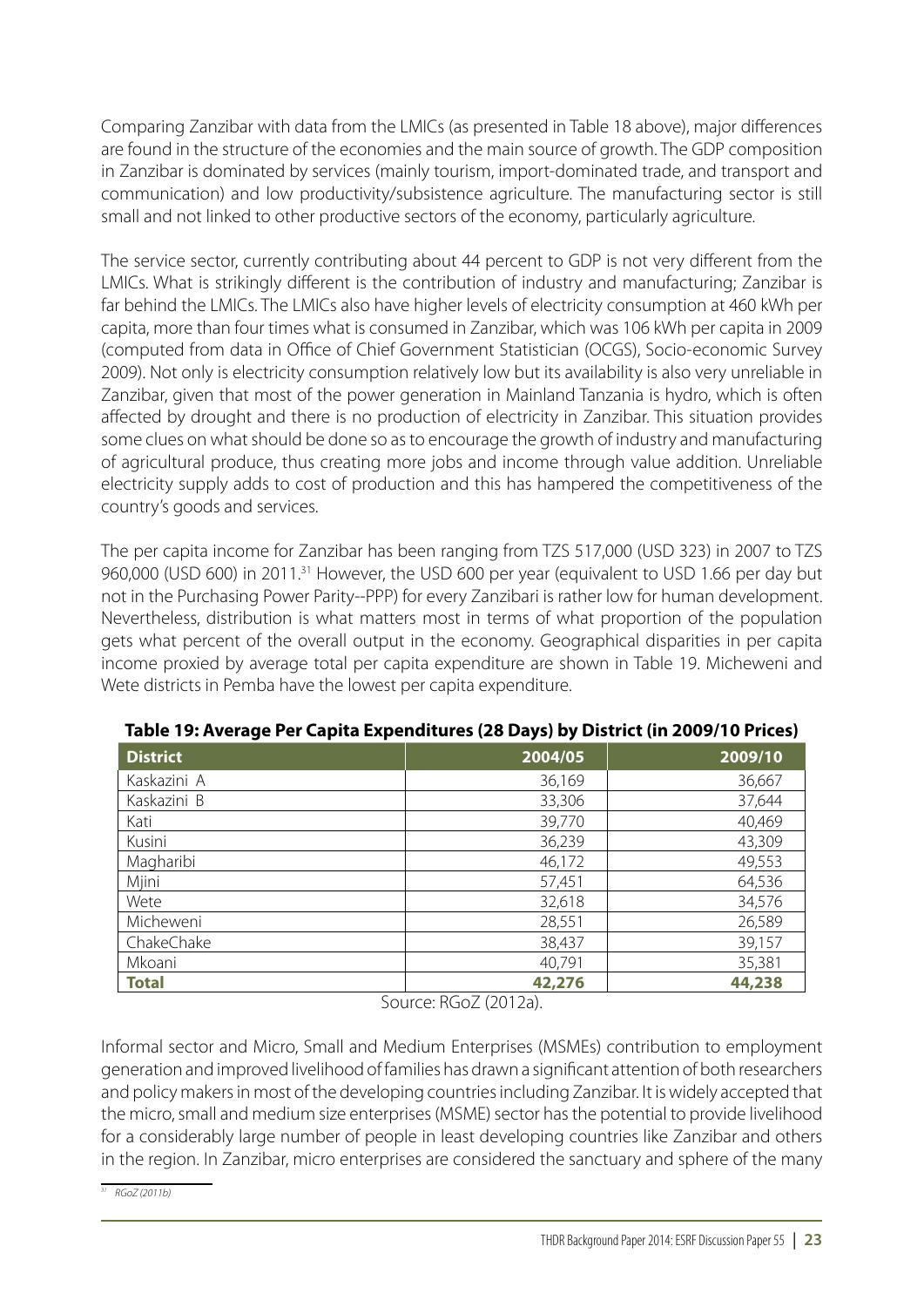Comparing Zanzibar with data from the LMICs (as presented in Table 18 above), major differences are found in the structure of the economies and the main source of growth. The GDP composition in Zanzibar is dominated by services (mainly tourism, import-dominated trade, and transport and communication) and low productivity/subsistence agriculture. The manufacturing sector is still small and not linked to other productive sectors of the economy, particularly agriculture.

The service sector, currently contributing about 44 percent to GDP is not very different from the LMICs. What is strikingly different is the contribution of industry and manufacturing; Zanzibar is far behind the LMICs. The LMICs also have higher levels of electricity consumption at 460 kWh per capita, more than four times what is consumed in Zanzibar, which was 106 kWh per capita in 2009 (computed from data in Office of Chief Government Statistician (OCGS), Socio-economic Survey 2009). Not only is electricity consumption relatively low but its availability is also very unreliable in Zanzibar, given that most of the power generation in Mainland Tanzania is hydro, which is often affected by drought and there is no production of electricity in Zanzibar. This situation provides some clues on what should be done so as to encourage the growth of industry and manufacturing of agricultural produce, thus creating more jobs and income through value addition. Unreliable electricity supply adds to cost of production and this has hampered the competitiveness of the country's goods and services.

The per capita income for Zanzibar has been ranging from TZS 517,000 (USD 323) in 2007 to TZS 960,000 (USD 600) in 2011.[31] However, the USD 600 per year (equivalent to USD 1.66 per day but not in the Purchasing Power Parity--PPP) for every Zanzibari is rather low for human development. Nevertheless, distribution is what matters most in terms of what proportion of the population gets what percent of the overall output in the economy. Geographical disparities in per capita income proxied by average total per capita expenditure are shown in Table 19. Micheweni and Wete districts in Pemba have the lowest per capita expenditure.

**Table 19: Average Per Capita Expenditures (28 Days) by District (in 2009/10 Prices)**

| District | 2004/05 | 2009/10 |
|---|---|---|
| Kaskazini A | 36,169 | 36,667 |
| Kaskazini B | 33,306 | 37,644 |
| Kati | 39,770 | 40,469 |
| Kusini | 36,239 | 43,309 |
| Magharibi | 46,172 | 49,553 |
| Mjini | 57,451 | 64,536 |
| Wete | 32,618 | 34,576 |
| Micheweni | 28,551 | 26,589 |
| ChakeChake | 38,437 | 39,157 |
| Mkoani | 40,791 | 35,381 |
| **Total** | **42,276** | **44,238** |

Source: RGoZ (2012a).

Informal sector and Micro, Small and Medium Enterprises (MSMEs) contribution to employment generation and improved livelihood of families has drawn a significant attention of both researchers and policy makers in most of the developing countries including Zanzibar. It is widely accepted that the micro, small and medium size enterprises (MSME) sector has the potential to provide livelihood for a considerably large number of people in least developing countries like Zanzibar and others in the region. In Zanzibar, micro enterprises are considered the sanctuary and sphere of the many

[31] RGoZ (2011b)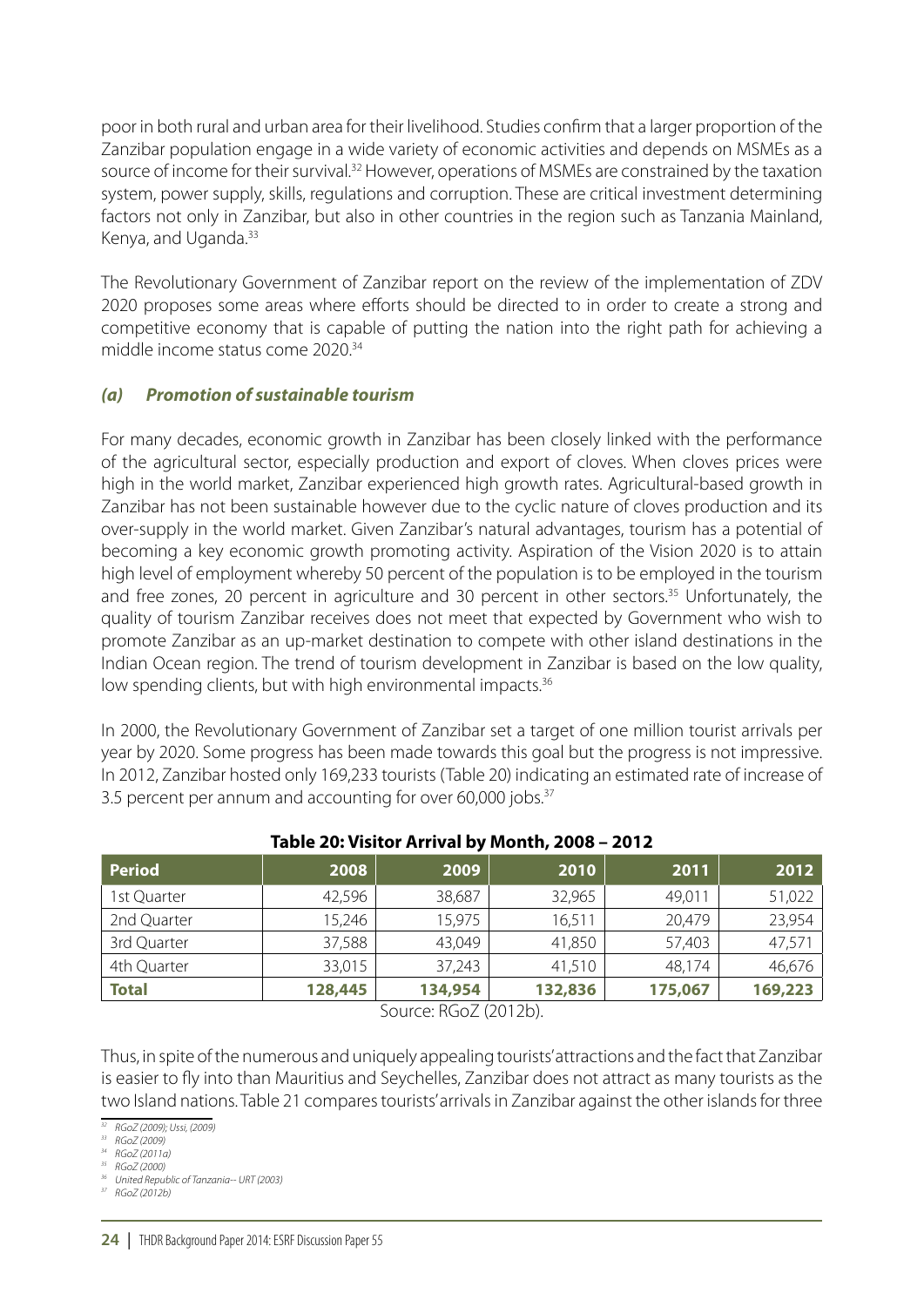poor in both rural and urban area for their livelihood. Studies confirm that a larger proportion of the Zanzibar population engage in a wide variety of economic activities and depends on MSMEs as a source of income for their survival.[32] However, operations of MSMEs are constrained by the taxation system, power supply, skills, regulations and corruption. These are critical investment determining factors not only in Zanzibar, but also in other countries in the region such as Tanzania Mainland, Kenya, and Uganda.[33]

The Revolutionary Government of Zanzibar report on the review of the implementation of ZDV 2020 proposes some areas where efforts should be directed to in order to create a strong and competitive economy that is capable of putting the nation into the right path for achieving a middle income status come 2020.[34]

### *(a) Promotion of sustainable tourism*

For many decades, economic growth in Zanzibar has been closely linked with the performance of the agricultural sector, especially production and export of cloves. When cloves prices were high in the world market, Zanzibar experienced high growth rates. Agricultural-based growth in Zanzibar has not been sustainable however due to the cyclic nature of cloves production and its over-supply in the world market. Given Zanzibar's natural advantages, tourism has a potential of becoming a key economic growth promoting activity. Aspiration of the Vision 2020 is to attain high level of employment whereby 50 percent of the population is to be employed in the tourism and free zones, 20 percent in agriculture and 30 percent in other sectors.[35] Unfortunately, the quality of tourism Zanzibar receives does not meet that expected by Government who wish to promote Zanzibar as an up-market destination to compete with other island destinations in the Indian Ocean region. The trend of tourism development in Zanzibar is based on the low quality, low spending clients, but with high environmental impacts.[36]

In 2000, the Revolutionary Government of Zanzibar set a target of one million tourist arrivals per year by 2020. Some progress has been made towards this goal but the progress is not impressive. In 2012, Zanzibar hosted only 169,233 tourists (Table 20) indicating an estimated rate of increase of 3.5 percent per annum and accounting for over 60,000 jobs.[37]

**Table 20: Visitor Arrival by Month, 2008 – 2012**

| Period | 2008 | 2009 | 2010 | 2011 | 2012 |
|---|---|---|---|---|---|
| 1st Quarter | 42,596 | 38,687 | 32,965 | 49,011 | 51,022 |
| 2nd Quarter | 15,246 | 15,975 | 16,511 | 20,479 | 23,954 |
| 3rd Quarter | 37,588 | 43,049 | 41,850 | 57,403 | 47,571 |
| 4th Quarter | 33,015 | 37,243 | 41,510 | 48,174 | 46,676 |
| **Total** | **128,445** | **134,954** | **132,836** | **175,067** | **169,223** |

Source: RGoZ (2012b).

Thus, in spite of the numerous and uniquely appealing tourists' attractions and the fact that Zanzibar is easier to fly into than Mauritius and Seychelles, Zanzibar does not attract as many tourists as the two Island nations. Table 21 compares tourists' arrivals in Zanzibar against the other islands for three

[32] RGoZ (2009); Ussi, (2009)
[33] RGoZ (2009)
[34] RGoZ (2011a)
[35] RGoZ (2000)
[36] United Republic of Tanzania-- URT (2003)
[37] RGoZ (2012b)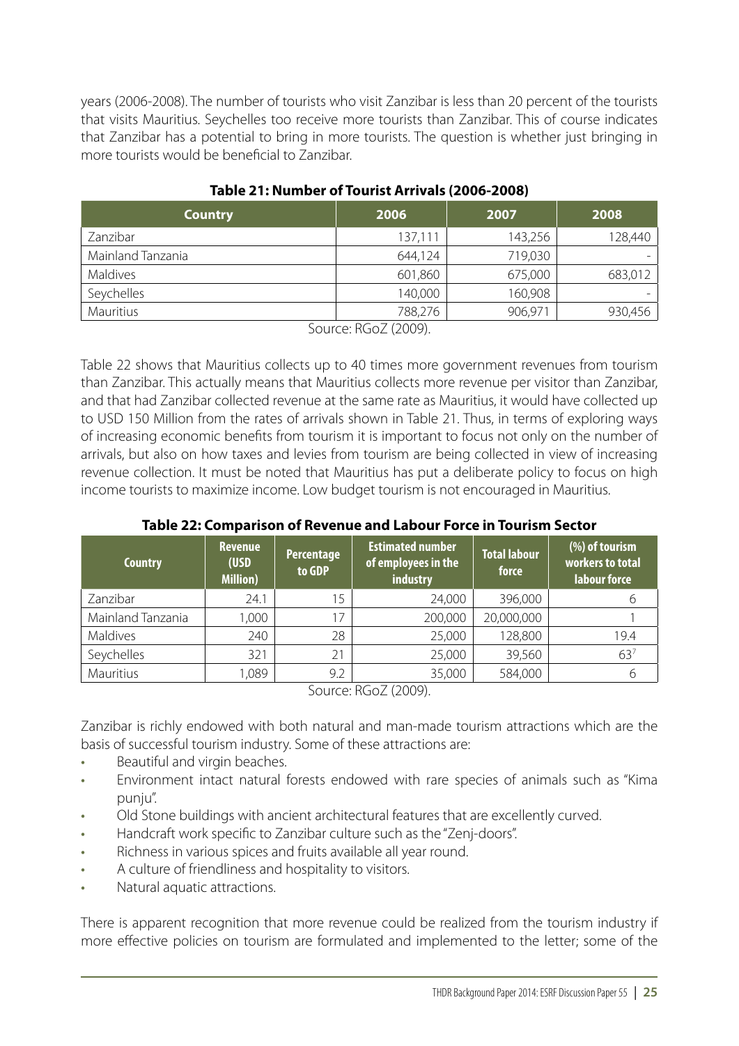years (2006-2008). The number of tourists who visit Zanzibar is less than 20 percent of the tourists that visits Mauritius. Seychelles too receive more tourists than Zanzibar. This of course indicates that Zanzibar has a potential to bring in more tourists. The question is whether just bringing in more tourists would be beneficial to Zanzibar.

**Table 21: Number of Tourist Arrivals (2006-2008)**

| Country | 2006 | 2007 | 2008 |
|---|---|---|---|
| Zanzibar | 137,111 | 143,256 | 128,440 |
| Mainland Tanzania | 644,124 | 719,030 | - |
| Maldives | 601,860 | 675,000 | 683,012 |
| Seychelles | 140,000 | 160,908 | - |
| Mauritius | 788,276 | 906,971 | 930,456 |

Source: RGoZ (2009).

Table 22 shows that Mauritius collects up to 40 times more government revenues from tourism than Zanzibar. This actually means that Mauritius collects more revenue per visitor than Zanzibar, and that had Zanzibar collected revenue at the same rate as Mauritius, it would have collected up to USD 150 Million from the rates of arrivals shown in Table 21. Thus, in terms of exploring ways of increasing economic benefits from tourism it is important to focus not only on the number of arrivals, but also on how taxes and levies from tourism are being collected in view of increasing revenue collection. It must be noted that Mauritius has put a deliberate policy to focus on high income tourists to maximize income. Low budget tourism is not encouraged in Mauritius.

**Table 22: Comparison of Revenue and Labour Force in Tourism Sector**

| Country | Revenue (USD Million) | Percentage to GDP | Estimated number of employees in the industry | Total labour force | (%) of tourism workers to total labour force |
|---|---|---|---|---|---|
| Zanzibar | 24.1 | 15 | 24,000 | 396,000 | 6 |
| Mainland Tanzania | 1,000 | 17 | 200,000 | 20,000,000 | 1 |
| Maldives | 240 | 28 | 25,000 | 128,800 | 19.4 |
| Seychelles | 321 | 21 | 25,000 | 39,560 | 63[7] |
| Mauritius | 1,089 | 9.2 | 35,000 | 584,000 | 6 |

Source: RGoZ (2009).

Zanzibar is richly endowed with both natural and man-made tourism attractions which are the basis of successful tourism industry. Some of these attractions are:

- Beautiful and virgin beaches.
- Environment intact natural forests endowed with rare species of animals such as "Kima punju".
- Old Stone buildings with ancient architectural features that are excellently curved.
- Handcraft work specific to Zanzibar culture such as the "Zenj-doors".
- Richness in various spices and fruits available all year round.
- A culture of friendliness and hospitality to visitors.
- Natural aquatic attractions.

There is apparent recognition that more revenue could be realized from the tourism industry if more effective policies on tourism are formulated and implemented to the letter; some of the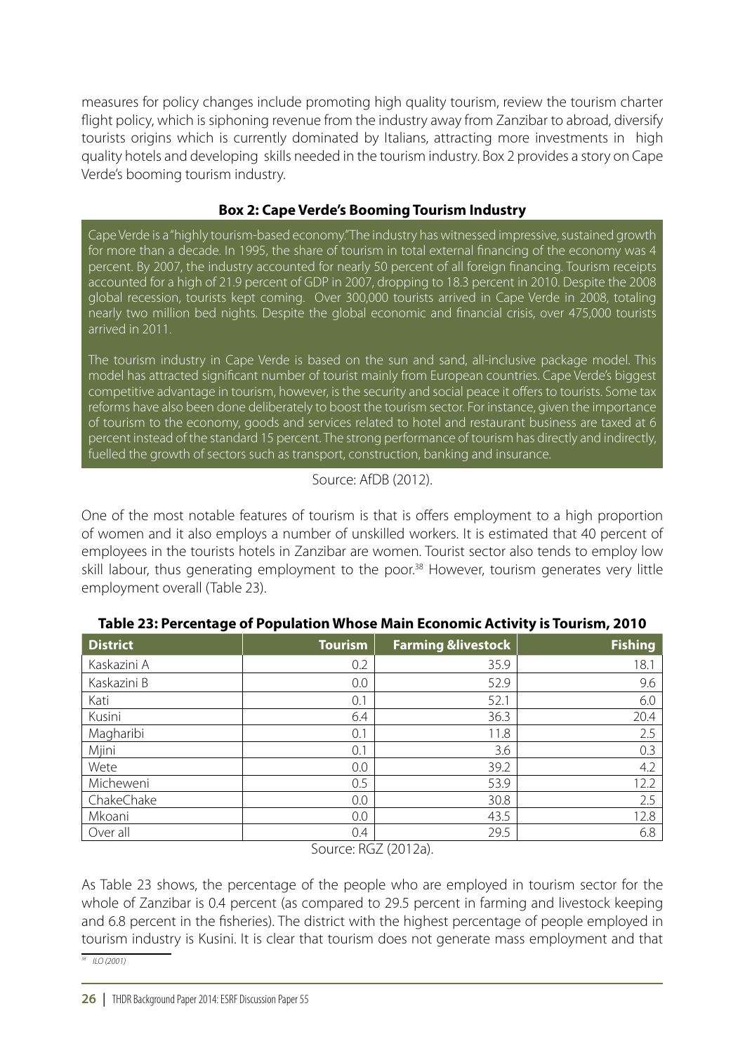measures for policy changes include promoting high quality tourism, review the tourism charter flight policy, which is siphoning revenue from the industry away from Zanzibar to abroad, diversify tourists origins which is currently dominated by Italians, attracting more investments in high quality hotels and developing skills needed in the tourism industry. Box 2 provides a story on Cape Verde's booming tourism industry.

**Box 2: Cape Verde's Booming Tourism Industry**

Cape Verde is a "highly tourism-based economy." The industry has witnessed impressive, sustained growth for more than a decade. In 1995, the share of tourism in total external financing of the economy was 4 percent. By 2007, the industry accounted for nearly 50 percent of all foreign financing. Tourism receipts accounted for a high of 21.9 percent of GDP in 2007, dropping to 18.3 percent in 2010. Despite the 2008 global recession, tourists kept coming. Over 300,000 tourists arrived in Cape Verde in 2008, totaling nearly two million bed nights. Despite the global economic and financial crisis, over 475,000 tourists arrived in 2011.

The tourism industry in Cape Verde is based on the sun and sand, all-inclusive package model. This model has attracted significant number of tourist mainly from European countries. Cape Verde's biggest competitive advantage in tourism, however, is the security and social peace it offers to tourists. Some tax reforms have also been done deliberately to boost the tourism sector. For instance, given the importance of tourism to the economy, goods and services related to hotel and restaurant business are taxed at 6 percent instead of the standard 15 percent. The strong performance of tourism has directly and indirectly, fuelled the growth of sectors such as transport, construction, banking and insurance.

Source: AfDB (2012).

One of the most notable features of tourism is that is offers employment to a high proportion of women and it also employs a number of unskilled workers. It is estimated that 40 percent of employees in the tourists hotels in Zanzibar are women. Tourist sector also tends to employ low skill labour, thus generating employment to the poor.[38] However, tourism generates very little employment overall (Table 23).

**Table 23: Percentage of Population Whose Main Economic Activity is Tourism, 2010**

| District | Tourism | Farming &livestock | Fishing |
|---|---|---|---|
| Kaskazini A | 0.2 | 35.9 | 18.1 |
| Kaskazini B | 0.0 | 52.9 | 9.6 |
| Kati | 0.1 | 52.1 | 6.0 |
| Kusini | 6.4 | 36.3 | 20.4 |
| Magharibi | 0.1 | 11.8 | 2.5 |
| Mjini | 0.1 | 3.6 | 0.3 |
| Wete | 0.0 | 39.2 | 4.2 |
| Micheweni | 0.5 | 53.9 | 12.2 |
| ChakeChake | 0.0 | 30.8 | 2.5 |
| Mkoani | 0.0 | 43.5 | 12.8 |
| Over all | 0.4 | 29.5 | 6.8 |

Source: RGZ (2012a).

As Table 23 shows, the percentage of the people who are employed in tourism sector for the whole of Zanzibar is 0.4 percent (as compared to 29.5 percent in farming and livestock keeping and 6.8 percent in the fisheries). The district with the highest percentage of people employed in tourism industry is Kusini. It is clear that tourism does not generate mass employment and that

[38] ILO (2001)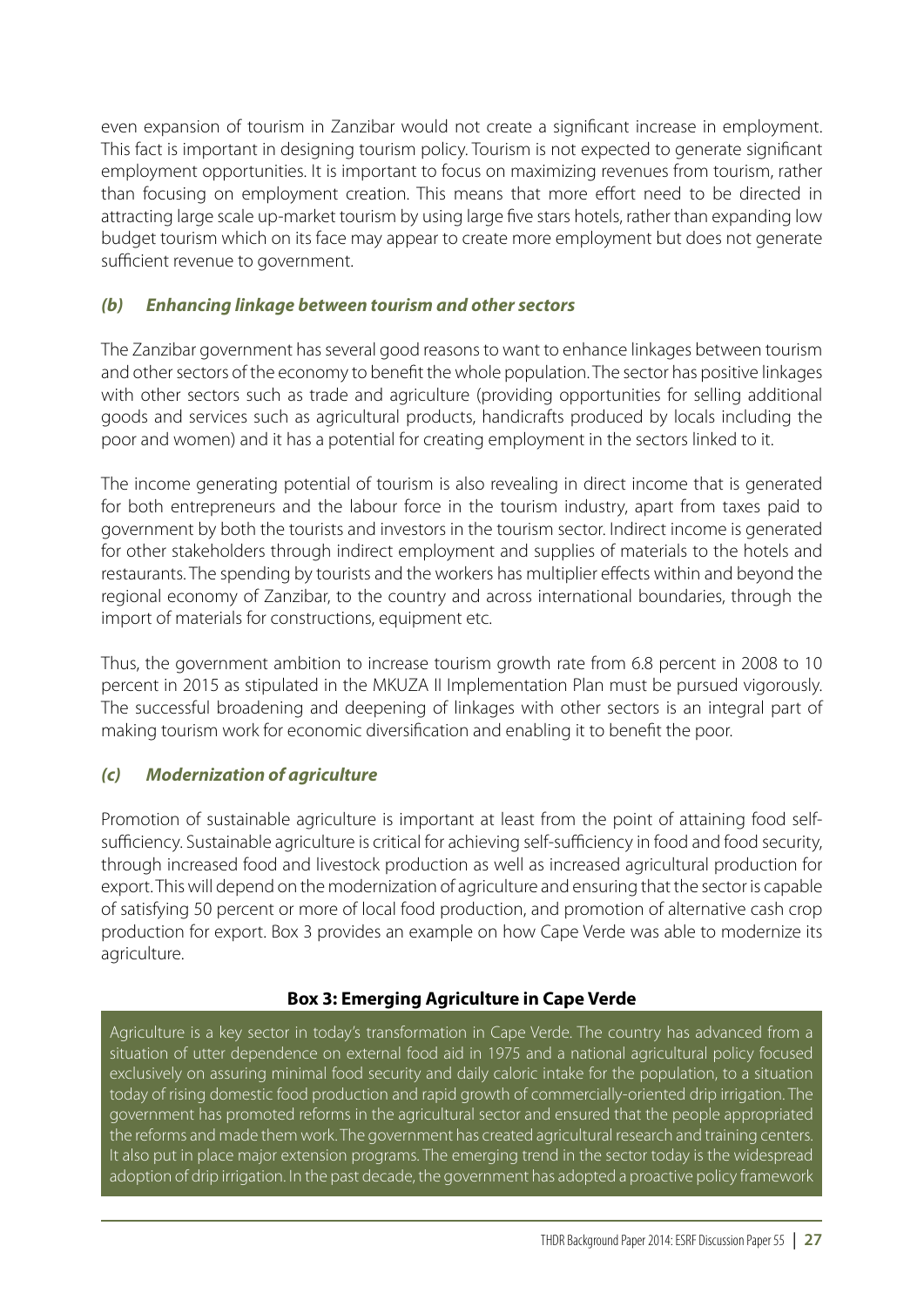even expansion of tourism in Zanzibar would not create a significant increase in employment. This fact is important in designing tourism policy. Tourism is not expected to generate significant employment opportunities. It is important to focus on maximizing revenues from tourism, rather than focusing on employment creation. This means that more effort need to be directed in attracting large scale up-market tourism by using large five stars hotels, rather than expanding low budget tourism which on its face may appear to create more employment but does not generate sufficient revenue to government.

### *(b) Enhancing linkage between tourism and other sectors*

The Zanzibar government has several good reasons to want to enhance linkages between tourism and other sectors of the economy to benefit the whole population. The sector has positive linkages with other sectors such as trade and agriculture (providing opportunities for selling additional goods and services such as agricultural products, handicrafts produced by locals including the poor and women) and it has a potential for creating employment in the sectors linked to it.

The income generating potential of tourism is also revealing in direct income that is generated for both entrepreneurs and the labour force in the tourism industry, apart from taxes paid to government by both the tourists and investors in the tourism sector. Indirect income is generated for other stakeholders through indirect employment and supplies of materials to the hotels and restaurants. The spending by tourists and the workers has multiplier effects within and beyond the regional economy of Zanzibar, to the country and across international boundaries, through the import of materials for constructions, equipment etc.

Thus, the government ambition to increase tourism growth rate from 6.8 percent in 2008 to 10 percent in 2015 as stipulated in the MKUZA II Implementation Plan must be pursued vigorously. The successful broadening and deepening of linkages with other sectors is an integral part of making tourism work for economic diversification and enabling it to benefit the poor.

### *(c) Modernization of agriculture*

Promotion of sustainable agriculture is important at least from the point of attaining food self-sufficiency. Sustainable agriculture is critical for achieving self-sufficiency in food and food security, through increased food and livestock production as well as increased agricultural production for export. This will depend on the modernization of agriculture and ensuring that the sector is capable of satisfying 50 percent or more of local food production, and promotion of alternative cash crop production for export. Box 3 provides an example on how Cape Verde was able to modernize its agriculture.

**Box 3: Emerging Agriculture in Cape Verde**

Agriculture is a key sector in today's transformation in Cape Verde. The country has advanced from a situation of utter dependence on external food aid in 1975 and a national agricultural policy focused exclusively on assuring minimal food security and daily caloric intake for the population, to a situation today of rising domestic food production and rapid growth of commercially-oriented drip irrigation. The government has promoted reforms in the agricultural sector and ensured that the people appropriated the reforms and made them work. The government has created agricultural research and training centers. It also put in place major extension programs. The emerging trend in the sector today is the widespread adoption of drip irrigation. In the past decade, the government has adopted a proactive policy framework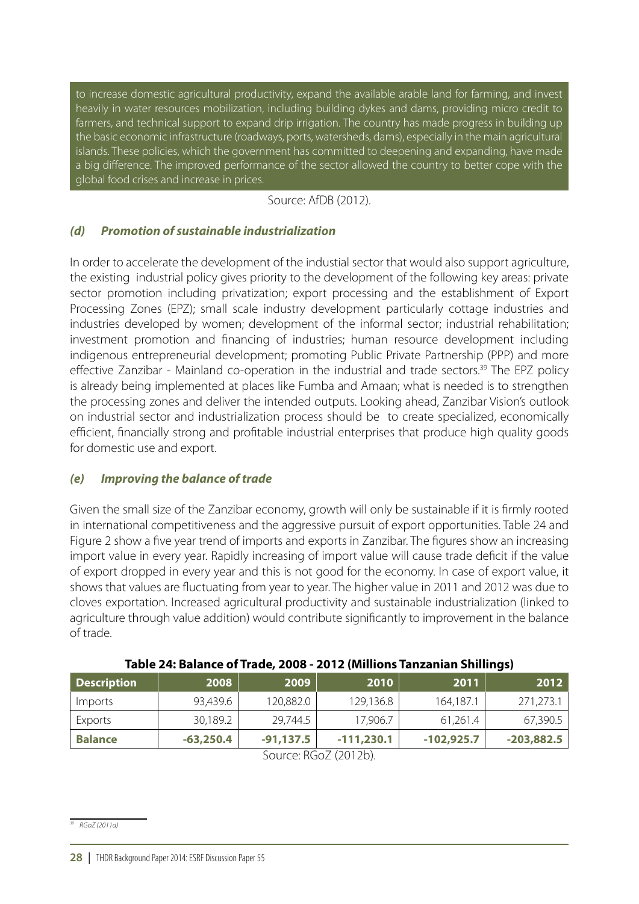to increase domestic agricultural productivity, expand the available arable land for farming, and invest heavily in water resources mobilization, including building dykes and dams, providing micro credit to farmers, and technical support to expand drip irrigation. The country has made progress in building up the basic economic infrastructure (roadways, ports, watersheds, dams), especially in the main agricultural islands. These policies, which the government has committed to deepening and expanding, have made a big difference. The improved performance of the sector allowed the country to better cope with the global food crises and increase in prices.

Source: AfDB (2012).

### *(d) Promotion of sustainable industrialization*

In order to accelerate the development of the industial sector that would also support agriculture, the existing industrial policy gives priority to the development of the following key areas: private sector promotion including privatization; export processing and the establishment of Export Processing Zones (EPZ); small scale industry development particularly cottage industries and industries developed by women; development of the informal sector; industrial rehabilitation; investment promotion and financing of industries; human resource development including indigenous entrepreneurial development; promoting Public Private Partnership (PPP) and more effective Zanzibar - Mainland co-operation in the industrial and trade sectors.[39] The EPZ policy is already being implemented at places like Fumba and Amaan; what is needed is to strengthen the processing zones and deliver the intended outputs. Looking ahead, Zanzibar Vision's outlook on industrial sector and industrialization process should be to create specialized, economically efficient, financially strong and profitable industrial enterprises that produce high quality goods for domestic use and export.

### *(e) Improving the balance of trade*

Given the small size of the Zanzibar economy, growth will only be sustainable if it is firmly rooted in international competitiveness and the aggressive pursuit of export opportunities. Table 24 and Figure 2 show a five year trend of imports and exports in Zanzibar. The figures show an increasing import value in every year. Rapidly increasing of import value will cause trade deficit if the value of export dropped in every year and this is not good for the economy. In case of export value, it shows that values are fluctuating from year to year. The higher value in 2011 and 2012 was due to cloves exportation. Increased agricultural productivity and sustainable industrialization (linked to agriculture through value addition) would contribute significantly to improvement in the balance of trade.

**Table 24: Balance of Trade, 2008 - 2012 (Millions Tanzanian Shillings)**

| Description | 2008 | 2009 | 2010 | 2011 | 2012 |
|---|---|---|---|---|---|
| Imports | 93,439.6 | 120,882.0 | 129,136.8 | 164,187.1 | 271,273.1 |
| Exports | 30,189.2 | 29,744.5 | 17,906.7 | 61,261.4 | 67,390.5 |
| **Balance** | **-63,250.4** | **-91,137.5** | **-111,230.1** | **-102,925.7** | **-203,882.5** |

Source: RGoZ (2012b).

[39] RGoZ (2011a)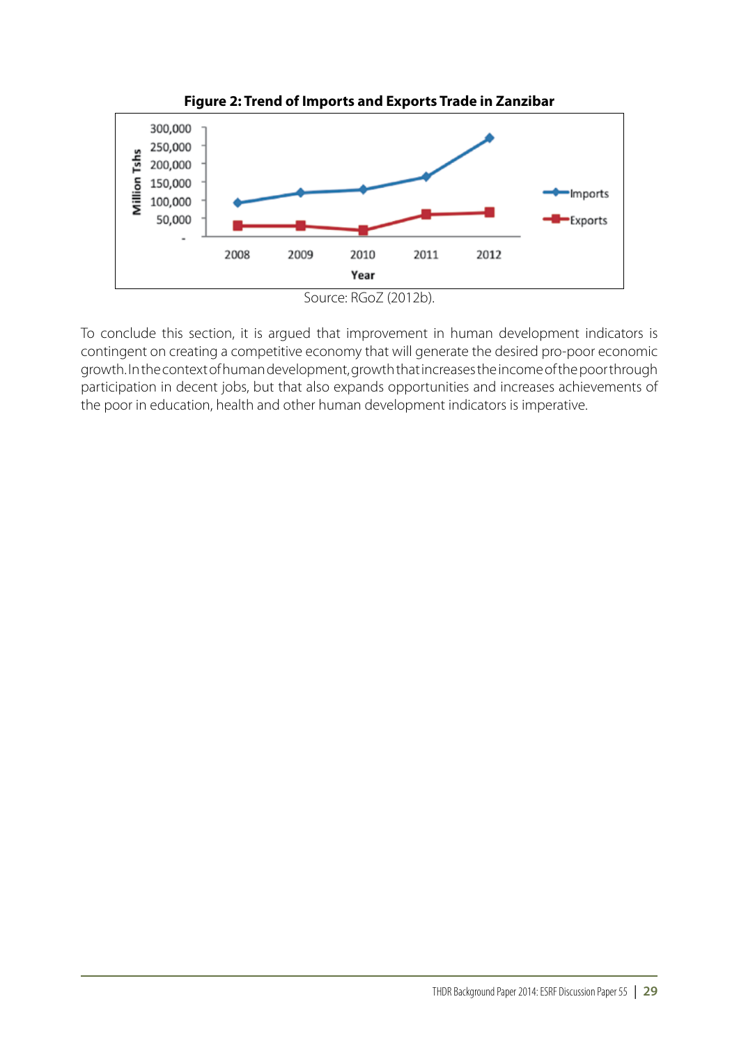**Figure 2: Trend of Imports and Exports Trade in Zanzibar**

Source: RGoZ (2012b).

To conclude this section, it is argued that improvement in human development indicators is contingent on creating a competitive economy that will generate the desired pro-poor economic growth. In the context of human development, growth that increases the income of the poor through participation in decent jobs, but that also expands opportunities and increases achievements of the poor in education, health and other human development indicators is imperative.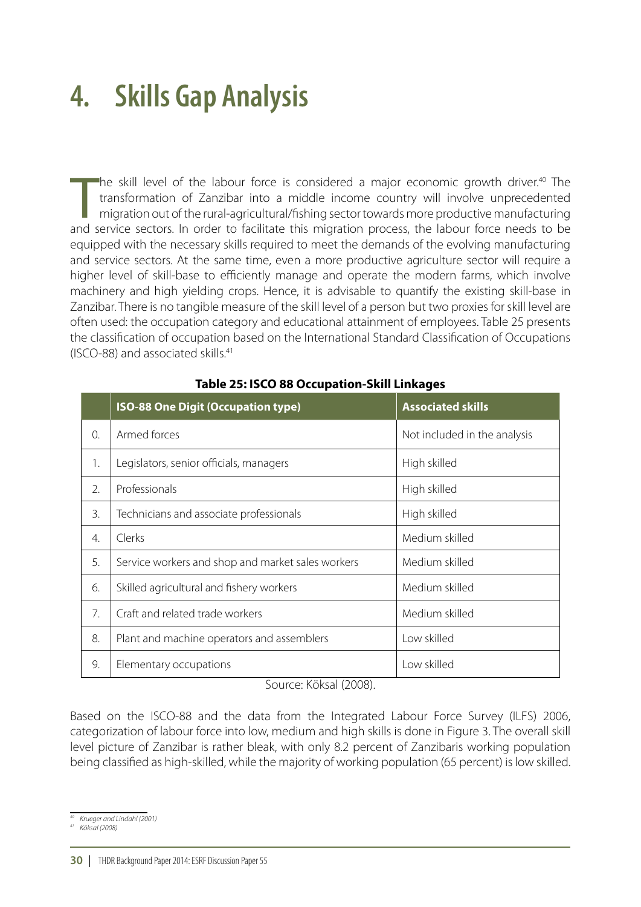# 4. Skills Gap Analysis

The skill level of the labour force is considered a major economic growth driver.[40] The transformation of Zanzibar into a middle income country will involve unprecedented migration out of the rural-agricultural/fishing sector towards more productive manufacturing and service sectors. In order to facilitate this migration process, the labour force needs to be equipped with the necessary skills required to meet the demands of the evolving manufacturing and service sectors. At the same time, even a more productive agriculture sector will require a higher level of skill-base to efficiently manage and operate the modern farms, which involve machinery and high yielding crops. Hence, it is advisable to quantify the existing skill-base in Zanzibar. There is no tangible measure of the skill level of a person but two proxies for skill level are often used: the occupation category and educational attainment of employees. Table 25 presents the classification of occupation based on the International Standard Classification of Occupations (ISCO-88) and associated skills.[41]

**Table 25: ISCO 88 Occupation-Skill Linkages**

| | ISO-88 One Digit (Occupation type) | Associated skills |
|---|---|---|
| 0. | Armed forces | Not included in the analysis |
| 1. | Legislators, senior officials, managers | High skilled |
| 2. | Professionals | High skilled |
| 3. | Technicians and associate professionals | High skilled |
| 4. | Clerks | Medium skilled |
| 5. | Service workers and shop and market sales workers | Medium skilled |
| 6. | Skilled agricultural and fishery workers | Medium skilled |
| 7. | Craft and related trade workers | Medium skilled |
| 8. | Plant and machine operators and assemblers | Low skilled |
| 9. | Elementary occupations | Low skilled |

Source: Köksal (2008).

Based on the ISCO-88 and the data from the Integrated Labour Force Survey (ILFS) 2006, categorization of labour force into low, medium and high skills is done in Figure 3. The overall skill level picture of Zanzibar is rather bleak, with only 8.2 percent of Zanzibaris working population being classified as high-skilled, while the majority of working population (65 percent) is low skilled.

---

[40] *Krueger and Lindahl (2001)*

[41] *Köksal (2008)*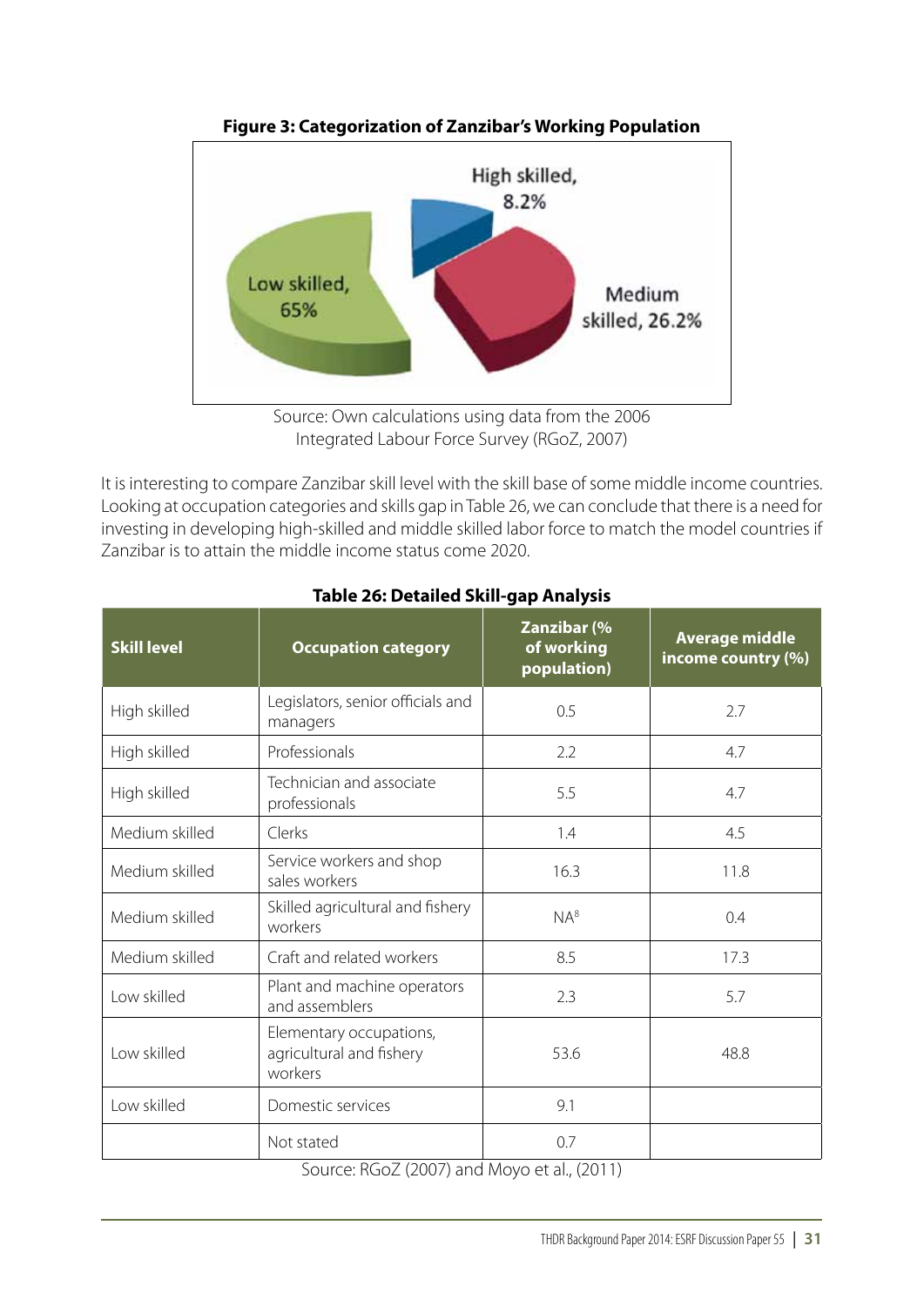**Figure 3: Categorization of Zanzibar's Working Population**

High skilled, 8.2%

Medium skilled, 26.2%

Low skilled, 65%

Source: Own calculations using data from the 2006 Integrated Labour Force Survey (RGoZ, 2007)

It is interesting to compare Zanzibar skill level with the skill base of some middle income countries. Looking at occupation categories and skills gap in Table 26, we can conclude that there is a need for investing in developing high-skilled and middle skilled labor force to match the model countries if Zanzibar is to attain the middle income status come 2020.

**Table 26: Detailed Skill-gap Analysis**

| Skill level | Occupation category | Zanzibar (% of working population) | Average middle income country (%) |
|---|---|---|---|
| High skilled | Legislators, senior officials and managers | 0.5 | 2.7 |
| High skilled | Professionals | 2.2 | 4.7 |
| High skilled | Technician and associate professionals | 5.5 | 4.7 |
| Medium skilled | Clerks | 1.4 | 4.5 |
| Medium skilled | Service workers and shop sales workers | 16.3 | 11.8 |
| Medium skilled | Skilled agricultural and fishery workers | NA[8] | 0.4 |
| Medium skilled | Craft and related workers | 8.5 | 17.3 |
| Low skilled | Plant and machine operators and assemblers | 2.3 | 5.7 |
| Low skilled | Elementary occupations, agricultural and fishery workers | 53.6 | 48.8 |
| Low skilled | Domestic services | 9.1 | |
| | Not stated | 0.7 | |

Source: RGoZ (2007) and Moyo et al., (2011)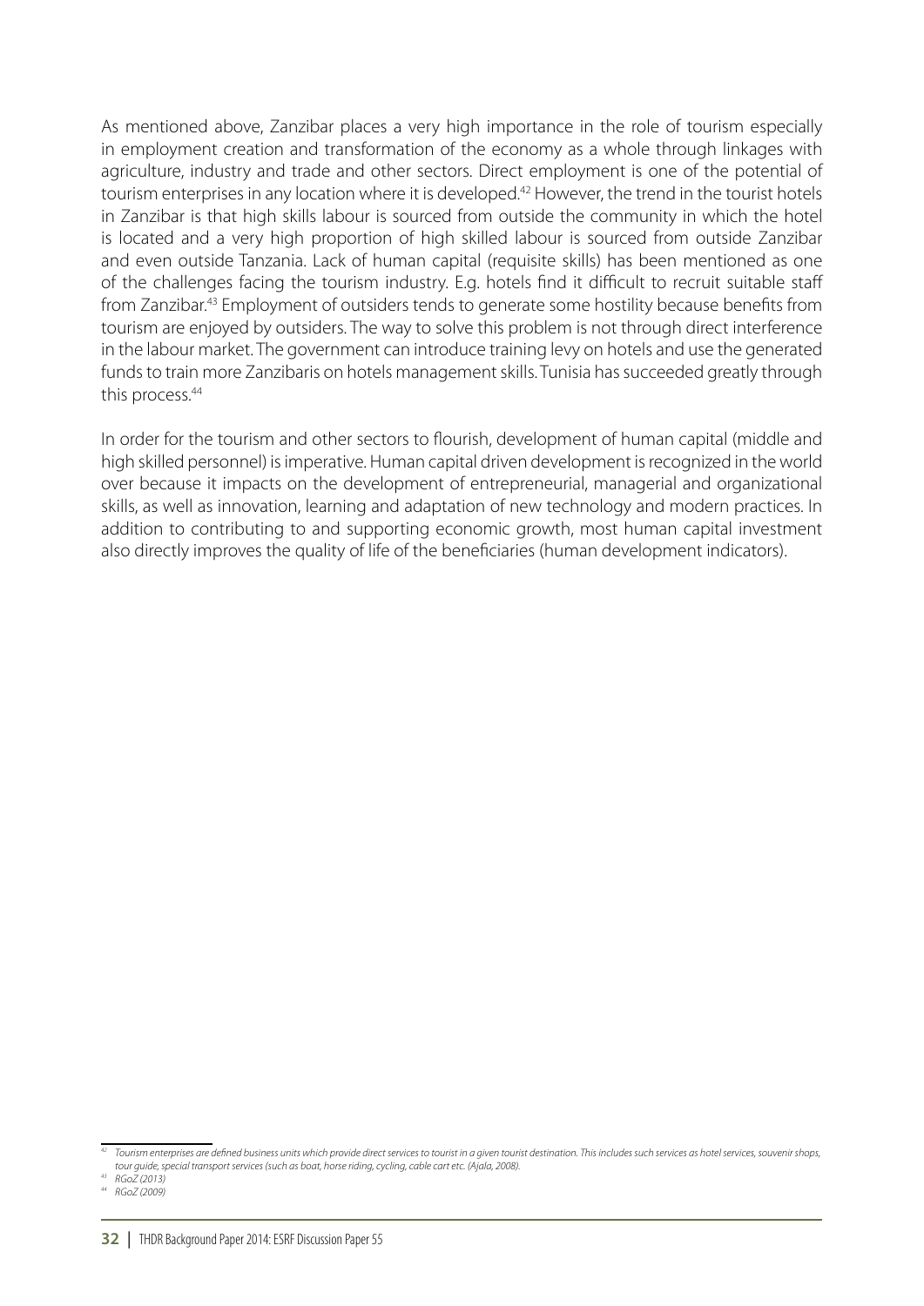As mentioned above, Zanzibar places a very high importance in the role of tourism especially in employment creation and transformation of the economy as a whole through linkages with agriculture, industry and trade and other sectors. Direct employment is one of the potential of tourism enterprises in any location where it is developed.[42] However, the trend in the tourist hotels in Zanzibar is that high skills labour is sourced from outside the community in which the hotel is located and a very high proportion of high skilled labour is sourced from outside Zanzibar and even outside Tanzania. Lack of human capital (requisite skills) has been mentioned as one of the challenges facing the tourism industry. E.g. hotels find it difficult to recruit suitable staff from Zanzibar.[43] Employment of outsiders tends to generate some hostility because benefits from tourism are enjoyed by outsiders. The way to solve this problem is not through direct interference in the labour market. The government can introduce training levy on hotels and use the generated funds to train more Zanzibaris on hotels management skills. Tunisia has succeeded greatly through this process.[44]

In order for the tourism and other sectors to flourish, development of human capital (middle and high skilled personnel) is imperative. Human capital driven development is recognized in the world over because it impacts on the development of entrepreneurial, managerial and organizational skills, as well as innovation, learning and adaptation of new technology and modern practices. In addition to contributing to and supporting economic growth, most human capital investment also directly improves the quality of life of the beneficiaries (human development indicators).

---

[42] *Tourism enterprises are defined business units which provide direct services to tourist in a given tourist destination. This includes such services as hotel services, souvenir shops, tour guide, special transport services (such as boat, horse riding, cycling, cable cart etc. (Ajala, 2008).*

[43] *RGoZ (2013)*

[44] *RGoZ (2009)*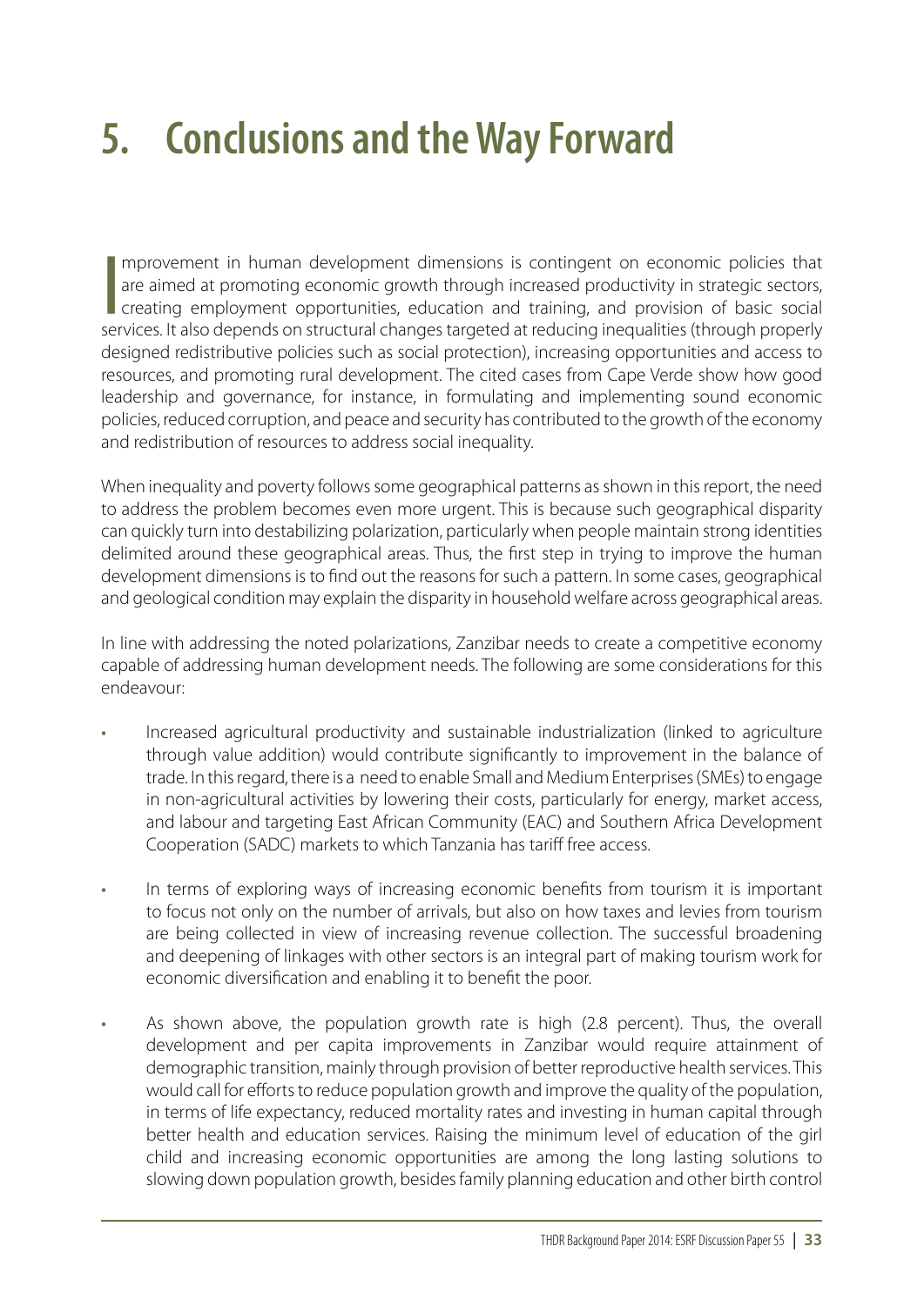# 5. Conclusions and the Way Forward

Improvement in human development dimensions is contingent on economic policies that are aimed at promoting economic growth through increased productivity in strategic sectors, creating employment opportunities, education and training, and provision of basic social services. It also depends on structural changes targeted at reducing inequalities (through properly designed redistributive policies such as social protection), increasing opportunities and access to resources, and promoting rural development. The cited cases from Cape Verde show how good leadership and governance, for instance, in formulating and implementing sound economic policies, reduced corruption, and peace and security has contributed to the growth of the economy and redistribution of resources to address social inequality.

When inequality and poverty follows some geographical patterns as shown in this report, the need to address the problem becomes even more urgent. This is because such geographical disparity can quickly turn into destabilizing polarization, particularly when people maintain strong identities delimited around these geographical areas. Thus, the first step in trying to improve the human development dimensions is to find out the reasons for such a pattern. In some cases, geographical and geological condition may explain the disparity in household welfare across geographical areas.

In line with addressing the noted polarizations, Zanzibar needs to create a competitive economy capable of addressing human development needs. The following are some considerations for this endeavour:

- Increased agricultural productivity and sustainable industrialization (linked to agriculture through value addition) would contribute significantly to improvement in the balance of trade. In this regard, there is a need to enable Small and Medium Enterprises (SMEs) to engage in non-agricultural activities by lowering their costs, particularly for energy, market access, and labour and targeting East African Community (EAC) and Southern Africa Development Cooperation (SADC) markets to which Tanzania has tariff free access.
- In terms of exploring ways of increasing economic benefits from tourism it is important to focus not only on the number of arrivals, but also on how taxes and levies from tourism are being collected in view of increasing revenue collection. The successful broadening and deepening of linkages with other sectors is an integral part of making tourism work for economic diversification and enabling it to benefit the poor.
- As shown above, the population growth rate is high (2.8 percent). Thus, the overall development and per capita improvements in Zanzibar would require attainment of demographic transition, mainly through provision of better reproductive health services. This would call for efforts to reduce population growth and improve the quality of the population, in terms of life expectancy, reduced mortality rates and investing in human capital through better health and education services. Raising the minimum level of education of the girl child and increasing economic opportunities are among the long lasting solutions to slowing down population growth, besides family planning education and other birth control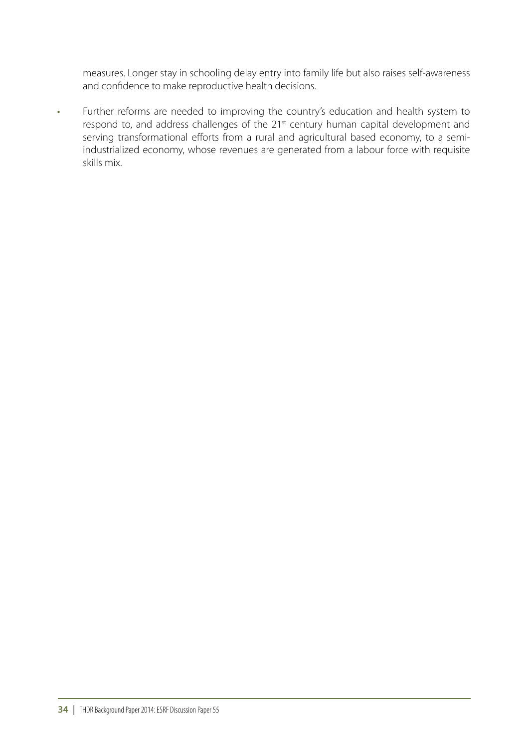measures. Longer stay in schooling delay entry into family life but also raises self-awareness and confidence to make reproductive health decisions.

- Further reforms are needed to improving the country's education and health system to respond to, and address challenges of the 21st century human capital development and serving transformational efforts from a rural and agricultural based economy, to a semi-industrialized economy, whose revenues are generated from a labour force with requisite skills mix.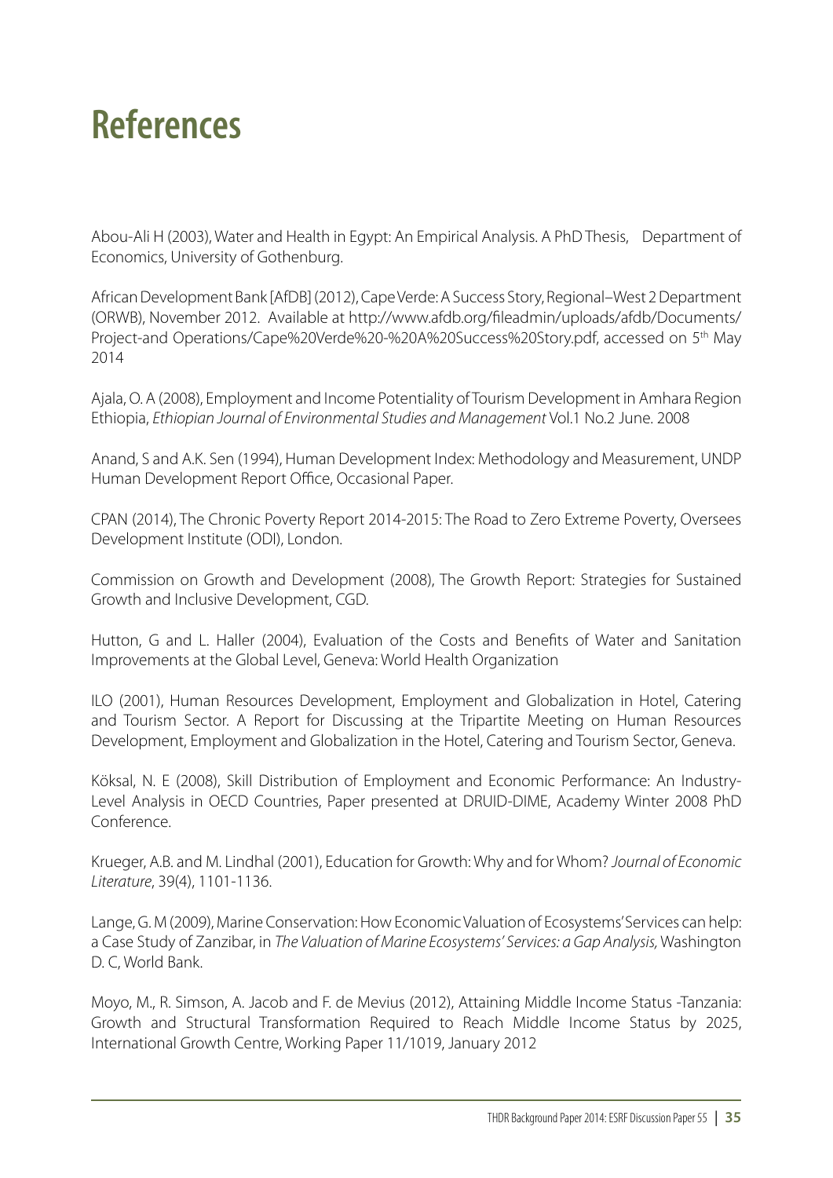# References

Abou-Ali H (2003), Water and Health in Egypt: An Empirical Analysis. A PhD Thesis, Department of Economics, University of Gothenburg.

African Development Bank [AfDB] (2012), Cape Verde: A Success Story, Regional–West 2 Department (ORWB), November 2012. Available at http://www.afdb.org/fileadmin/uploads/afdb/Documents/Project-and Operations/Cape%20Verde%20-%20A%20Success%20Story.pdf, accessed on 5th May 2014

Ajala, O. A (2008), Employment and Income Potentiality of Tourism Development in Amhara Region Ethiopia, *Ethiopian Journal of Environmental Studies and Management* Vol.1 No.2 June. 2008

Anand, S and A.K. Sen (1994), Human Development Index: Methodology and Measurement, UNDP Human Development Report Office, Occasional Paper.

CPAN (2014), The Chronic Poverty Report 2014-2015: The Road to Zero Extreme Poverty, Oversees Development Institute (ODI), London.

Commission on Growth and Development (2008), The Growth Report: Strategies for Sustained Growth and Inclusive Development, CGD.

Hutton, G and L. Haller (2004), Evaluation of the Costs and Benefits of Water and Sanitation Improvements at the Global Level, Geneva: World Health Organization

ILO (2001), Human Resources Development, Employment and Globalization in Hotel, Catering and Tourism Sector. A Report for Discussing at the Tripartite Meeting on Human Resources Development, Employment and Globalization in the Hotel, Catering and Tourism Sector, Geneva.

Köksal, N. E (2008), Skill Distribution of Employment and Economic Performance: An Industry-Level Analysis in OECD Countries, Paper presented at DRUID-DIME, Academy Winter 2008 PhD Conference.

Krueger, A.B. and M. Lindhal (2001), Education for Growth: Why and for Whom? *Journal of Economic Literature*, 39(4), 1101-1136.

Lange, G. M (2009), Marine Conservation: How Economic Valuation of Ecosystems' Services can help: a Case Study of Zanzibar, in *The Valuation of Marine Ecosystems' Services: a Gap Analysis,* Washington D. C, World Bank.

Moyo, M., R. Simson, A. Jacob and F. de Mevius (2012), Attaining Middle Income Status -Tanzania: Growth and Structural Transformation Required to Reach Middle Income Status by 2025, International Growth Centre, Working Paper 11/1019, January 2012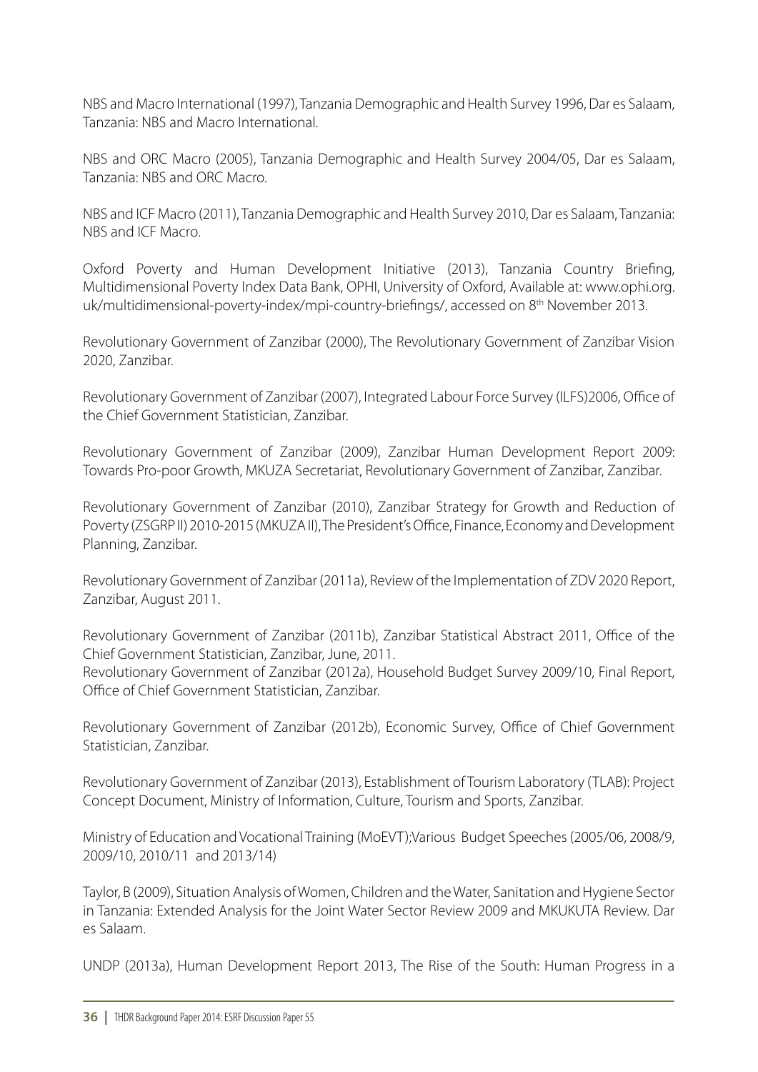NBS and Macro International (1997), Tanzania Demographic and Health Survey 1996, Dar es Salaam, Tanzania: NBS and Macro International.

NBS and ORC Macro (2005), Tanzania Demographic and Health Survey 2004/05, Dar es Salaam, Tanzania: NBS and ORC Macro.

NBS and ICF Macro (2011), Tanzania Demographic and Health Survey 2010, Dar es Salaam, Tanzania: NBS and ICF Macro.

Oxford Poverty and Human Development Initiative (2013), Tanzania Country Briefing, Multidimensional Poverty Index Data Bank, OPHI, University of Oxford, Available at: www.ophi.org.uk/multidimensional-poverty-index/mpi-country-briefings/, accessed on 8th November 2013.

Revolutionary Government of Zanzibar (2000), The Revolutionary Government of Zanzibar Vision 2020, Zanzibar.

Revolutionary Government of Zanzibar (2007), Integrated Labour Force Survey (ILFS)2006, Office of the Chief Government Statistician, Zanzibar.

Revolutionary Government of Zanzibar (2009), Zanzibar Human Development Report 2009: Towards Pro-poor Growth, MKUZA Secretariat, Revolutionary Government of Zanzibar, Zanzibar.

Revolutionary Government of Zanzibar (2010), Zanzibar Strategy for Growth and Reduction of Poverty (ZSGRP II) 2010-2015 (MKUZA II), The President's Office, Finance, Economy and Development Planning, Zanzibar.

Revolutionary Government of Zanzibar (2011a), Review of the Implementation of ZDV 2020 Report, Zanzibar, August 2011.

Revolutionary Government of Zanzibar (2011b), Zanzibar Statistical Abstract 2011, Office of the Chief Government Statistician, Zanzibar, June, 2011.

Revolutionary Government of Zanzibar (2012a), Household Budget Survey 2009/10, Final Report, Office of Chief Government Statistician, Zanzibar.

Revolutionary Government of Zanzibar (2012b), Economic Survey, Office of Chief Government Statistician, Zanzibar.

Revolutionary Government of Zanzibar (2013), Establishment of Tourism Laboratory (TLAB): Project Concept Document, Ministry of Information, Culture, Tourism and Sports, Zanzibar.

Ministry of Education and Vocational Training (MoEVT);Various Budget Speeches (2005/06, 2008/9, 2009/10, 2010/11 and 2013/14)

Taylor, B (2009), Situation Analysis of Women, Children and the Water, Sanitation and Hygiene Sector in Tanzania: Extended Analysis for the Joint Water Sector Review 2009 and MKUKUTA Review. Dar es Salaam.

UNDP (2013a), Human Development Report 2013, The Rise of the South: Human Progress in a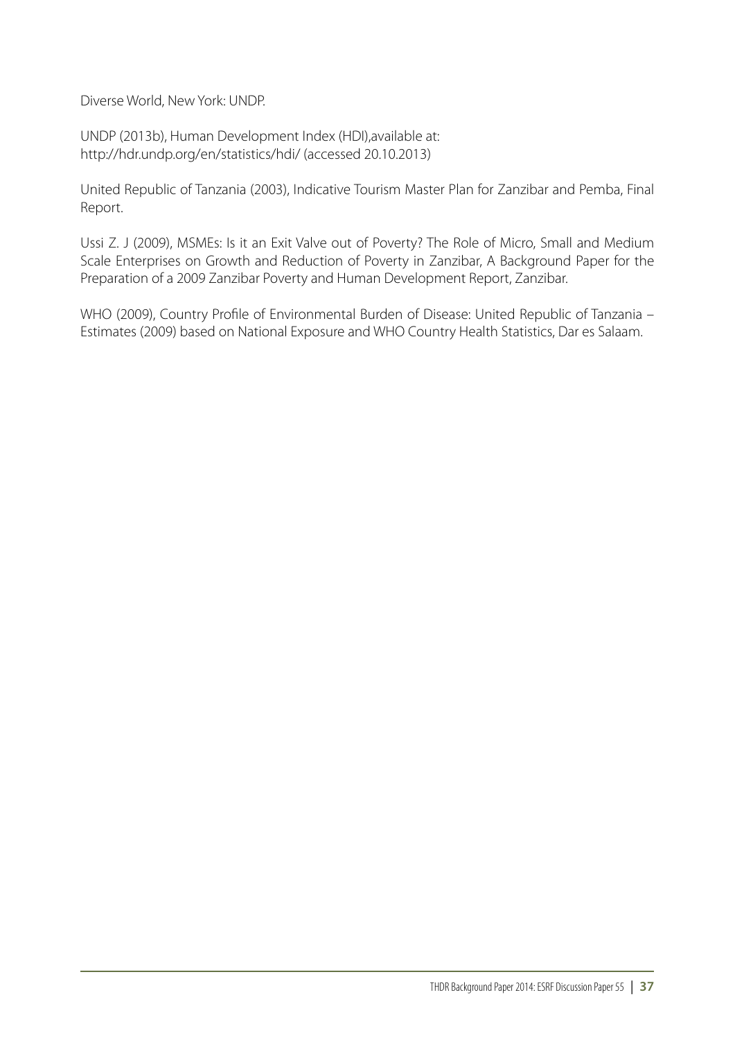Diverse World, New York: UNDP.

UNDP (2013b), Human Development Index (HDI),available at: http://hdr.undp.org/en/statistics/hdi/ (accessed 20.10.2013)

United Republic of Tanzania (2003), Indicative Tourism Master Plan for Zanzibar and Pemba, Final Report.

Ussi Z. J (2009), MSMEs: Is it an Exit Valve out of Poverty? The Role of Micro, Small and Medium Scale Enterprises on Growth and Reduction of Poverty in Zanzibar, A Background Paper for the Preparation of a 2009 Zanzibar Poverty and Human Development Report, Zanzibar.

WHO (2009), Country Profile of Environmental Burden of Disease: United Republic of Tanzania – Estimates (2009) based on National Exposure and WHO Country Health Statistics, Dar es Salaam.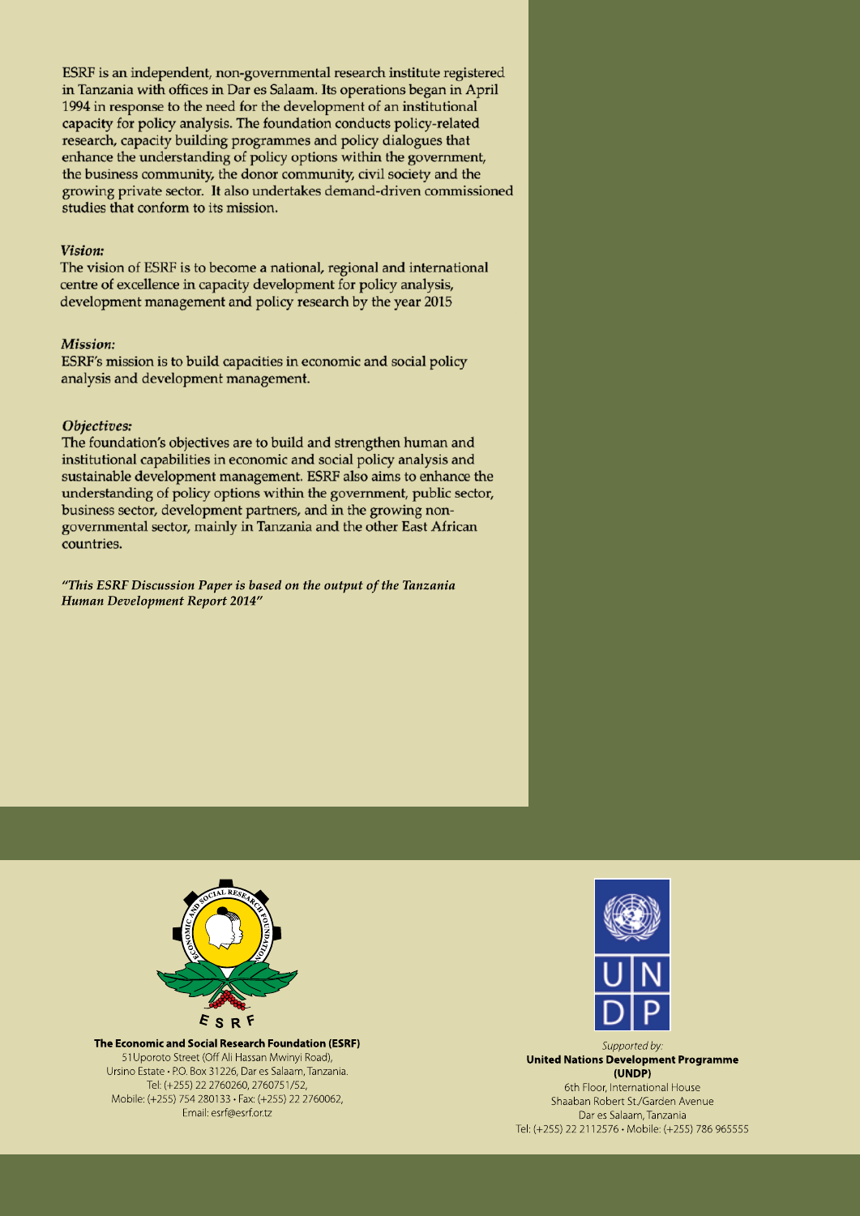ESRF is an independent, non-governmental research institute registered in Tanzania with offices in Dar es Salaam. Its operations began in April 1994 in response to the need for the development of an institutional capacity for policy analysis. The foundation conducts policy-related research, capacity building programmes and policy dialogues that enhance the understanding of policy options within the government, the business community, the donor community, civil society and the growing private sector. It also undertakes demand-driven commissioned studies that conform to its mission.

***Vision:***

The vision of ESRF is to become a national, regional and international centre of excellence in capacity development for policy analysis, development management and policy research by the year 2015

***Mission:***

ESRF's mission is to build capacities in economic and social policy analysis and development management.

***Objectives:***

The foundation's objectives are to build and strengthen human and institutional capabilities in economic and social policy analysis and sustainable development management. ESRF also aims to enhance the understanding of policy options within the government, public sector, business sector, development partners, and in the growing non-governmental sector, mainly in Tanzania and the other East African countries.

***"This ESRF Discussion Paper is based on the output of the Tanzania Human Development Report 2014"***

**The Economic and Social Research Foundation (ESRF)**
51Uporoto Street (Off Ali Hassan Mwinyi Road),
Ursino Estate • P.O. Box 31226, Dar es Salaam, Tanzania.
Tel: (+255) 22 2760260, 2760751/52,
Mobile: (+255) 754 280133 • Fax: (+255) 22 2760062,
Email: esrf@esrf.or.tz

*Supported by:*
**United Nations Development Programme (UNDP)**
6th Floor, International House
Shaaban Robert St./Garden Avenue
Dar es Salaam, Tanzania
Tel: (+255) 22 2112576 • Mobile: (+255) 786 965555